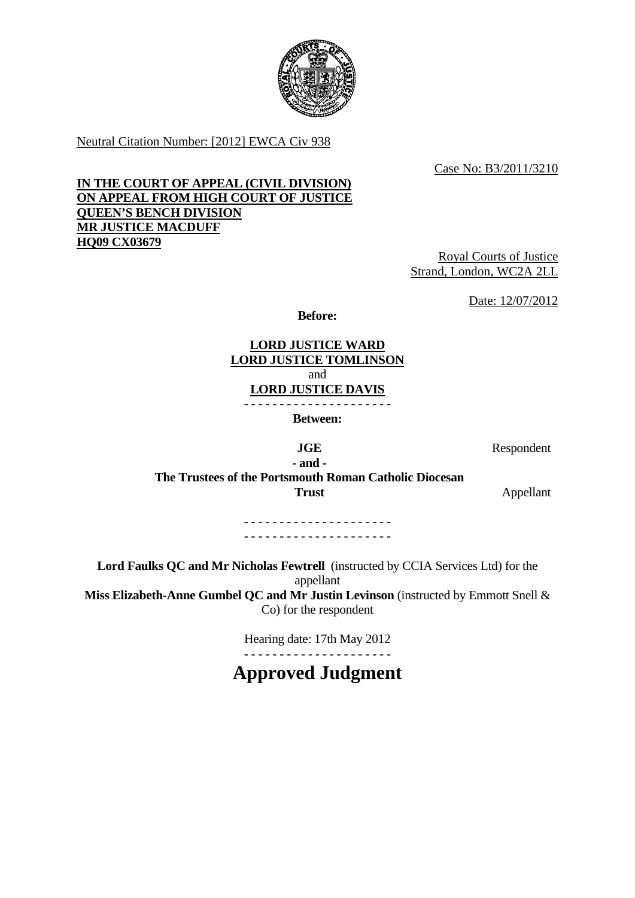Neutral Citation Number: [2012] EWCA Civ 938

Case No: B3/2011/3210

**IN THE COURT OF APPEAL (CIVIL DIVISION)**
**ON APPEAL FROM HIGH COURT OF JUSTICE**
**QUEEN'S BENCH DIVISION**
**MR JUSTICE MACDUFF**
**HQ09 CX03679**

Royal Courts of Justice
Strand, London, WC2A 2LL

Date: 12/07/2012

**Before:**

**LORD JUSTICE WARD**
**LORD JUSTICE TOMLINSON**
and
**LORD JUSTICE DAVIS**

- - - - - - - - - - - - - - - - - - - - -

**Between:**

**JGE** — Respondent

**- and -**

**The Trustees of the Portsmouth Roman Catholic Diocesan Trust** — Appellant

- - - - - - - - - - - - - - - - - - - - -
- - - - - - - - - - - - - - - - - - - - -

**Lord Faulks QC and Mr Nicholas Fewtrell** (instructed by CCIA Services Ltd) for the appellant
**Miss Elizabeth-Anne Gumbel QC and Mr Justin Levinson** (instructed by Emmott Snell & Co) for the respondent

Hearing date: 17th May 2012

- - - - - - - - - - - - - - - - - - - - -

# Approved Judgment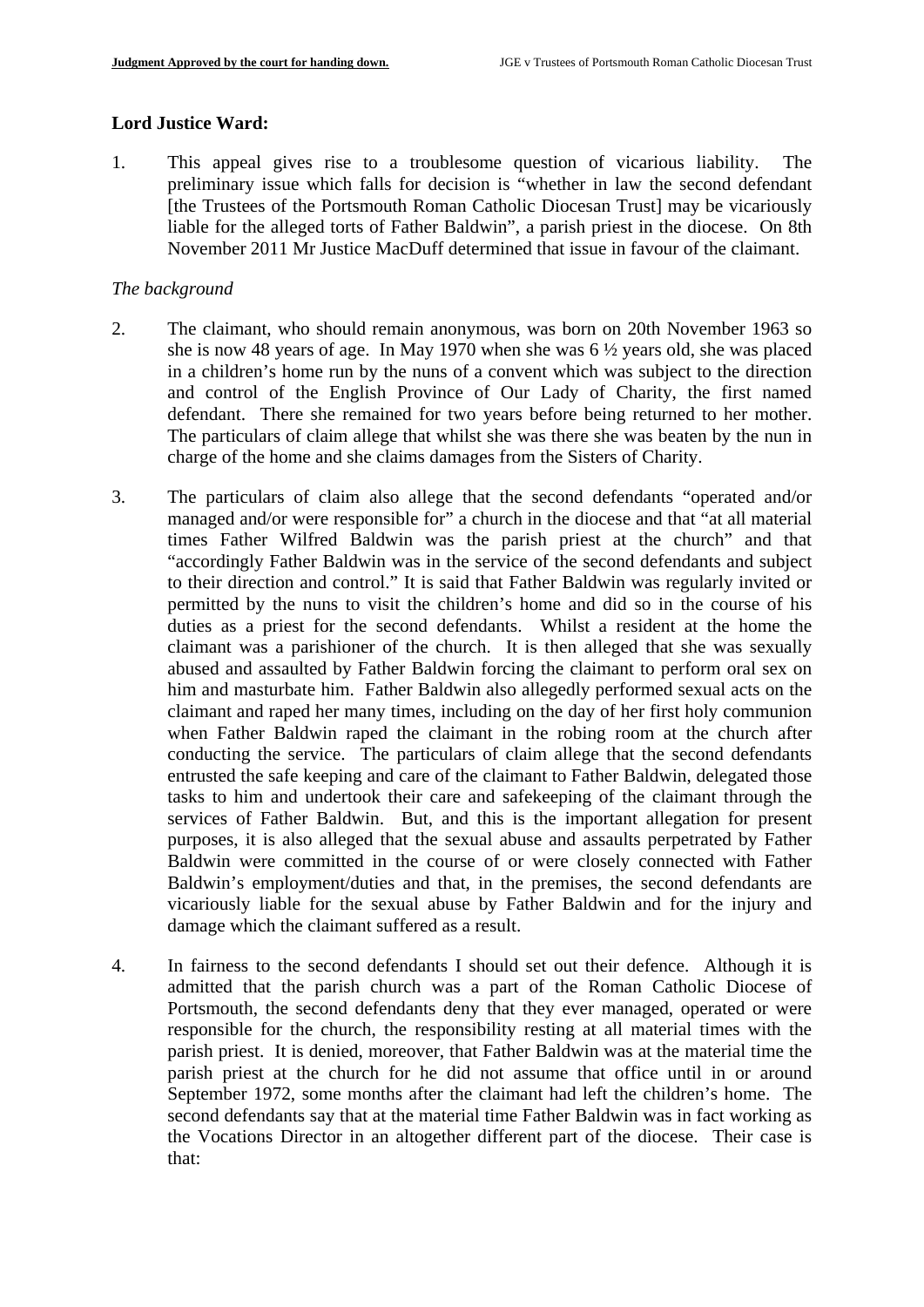**Lord Justice Ward:**

1. This appeal gives rise to a troublesome question of vicarious liability. The preliminary issue which falls for decision is "whether in law the second defendant [the Trustees of the Portsmouth Roman Catholic Diocesan Trust] may be vicariously liable for the alleged torts of Father Baldwin", a parish priest in the diocese. On 8th November 2011 Mr Justice MacDuff determined that issue in favour of the claimant.

*The background*

2. The claimant, who should remain anonymous, was born on 20th November 1963 so she is now 48 years of age. In May 1970 when she was 6 ½ years old, she was placed in a children's home run by the nuns of a convent which was subject to the direction and control of the English Province of Our Lady of Charity, the first named defendant. There she remained for two years before being returned to her mother. The particulars of claim allege that whilst she was there she was beaten by the nun in charge of the home and she claims damages from the Sisters of Charity.

3. The particulars of claim also allege that the second defendants "operated and/or managed and/or were responsible for" a church in the diocese and that "at all material times Father Wilfred Baldwin was the parish priest at the church" and that "accordingly Father Baldwin was in the service of the second defendants and subject to their direction and control." It is said that Father Baldwin was regularly invited or permitted by the nuns to visit the children's home and did so in the course of his duties as a priest for the second defendants. Whilst a resident at the home the claimant was a parishioner of the church. It is then alleged that she was sexually abused and assaulted by Father Baldwin forcing the claimant to perform oral sex on him and masturbate him. Father Baldwin also allegedly performed sexual acts on the claimant and raped her many times, including on the day of her first holy communion when Father Baldwin raped the claimant in the robing room at the church after conducting the service. The particulars of claim allege that the second defendants entrusted the safe keeping and care of the claimant to Father Baldwin, delegated those tasks to him and undertook their care and safekeeping of the claimant through the services of Father Baldwin. But, and this is the important allegation for present purposes, it is also alleged that the sexual abuse and assaults perpetrated by Father Baldwin were committed in the course of or were closely connected with Father Baldwin's employment/duties and that, in the premises, the second defendants are vicariously liable for the sexual abuse by Father Baldwin and for the injury and damage which the claimant suffered as a result.

4. In fairness to the second defendants I should set out their defence. Although it is admitted that the parish church was a part of the Roman Catholic Diocese of Portsmouth, the second defendants deny that they ever managed, operated or were responsible for the church, the responsibility resting at all material times with the parish priest. It is denied, moreover, that Father Baldwin was at the material time the parish priest at the church for he did not assume that office until in or around September 1972, some months after the claimant had left the children's home. The second defendants say that at the material time Father Baldwin was in fact working as the Vocations Director in an altogether different part of the diocese. Their case is that: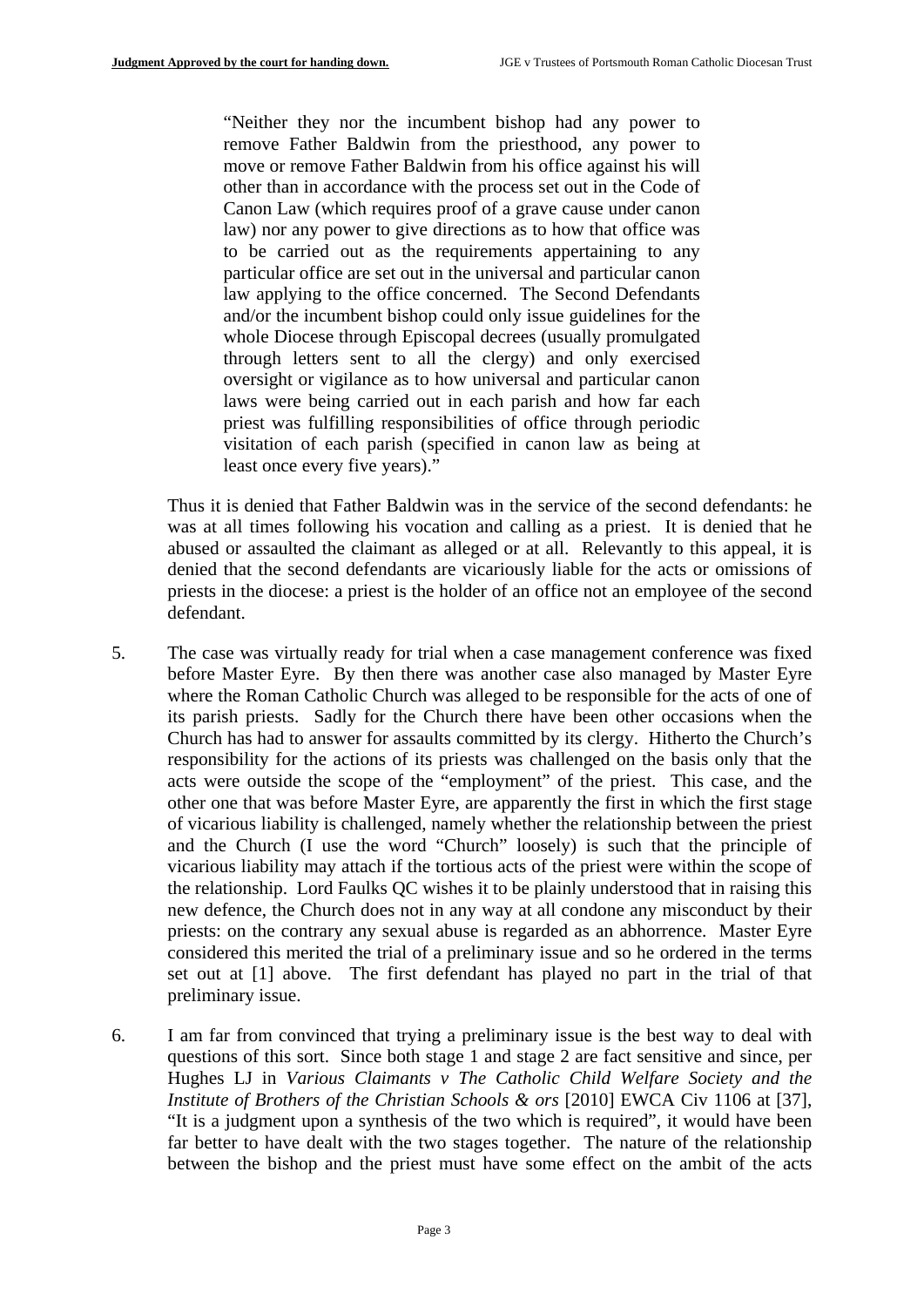> "Neither they nor the incumbent bishop had any power to remove Father Baldwin from the priesthood, any power to move or remove Father Baldwin from his office against his will other than in accordance with the process set out in the Code of Canon Law (which requires proof of a grave cause under canon law) nor any power to give directions as to how that office was to be carried out as the requirements appertaining to any particular office are set out in the universal and particular canon law applying to the office concerned. The Second Defendants and/or the incumbent bishop could only issue guidelines for the whole Diocese through Episcopal decrees (usually promulgated through letters sent to all the clergy) and only exercised oversight or vigilance as to how universal and particular canon laws were being carried out in each parish and how far each priest was fulfilling responsibilities of office through periodic visitation of each parish (specified in canon law as being at least once every five years)."

Thus it is denied that Father Baldwin was in the service of the second defendants: he was at all times following his vocation and calling as a priest. It is denied that he abused or assaulted the claimant as alleged or at all. Relevantly to this appeal, it is denied that the second defendants are vicariously liable for the acts or omissions of priests in the diocese: a priest is the holder of an office not an employee of the second defendant.

5. The case was virtually ready for trial when a case management conference was fixed before Master Eyre. By then there was another case also managed by Master Eyre where the Roman Catholic Church was alleged to be responsible for the acts of one of its parish priests. Sadly for the Church there have been other occasions when the Church has had to answer for assaults committed by its clergy. Hitherto the Church's responsibility for the actions of its priests was challenged on the basis only that the acts were outside the scope of the "employment" of the priest. This case, and the other one that was before Master Eyre, are apparently the first in which the first stage of vicarious liability is challenged, namely whether the relationship between the priest and the Church (I use the word "Church" loosely) is such that the principle of vicarious liability may attach if the tortious acts of the priest were within the scope of the relationship. Lord Faulks QC wishes it to be plainly understood that in raising this new defence, the Church does not in any way at all condone any misconduct by their priests: on the contrary any sexual abuse is regarded as an abhorrence. Master Eyre considered this merited the trial of a preliminary issue and so he ordered in the terms set out at [1] above. The first defendant has played no part in the trial of that preliminary issue.

6. I am far from convinced that trying a preliminary issue is the best way to deal with questions of this sort. Since both stage 1 and stage 2 are fact sensitive and since, per Hughes LJ in *Various Claimants v The Catholic Child Welfare Society and the Institute of Brothers of the Christian Schools & ors* [2010] EWCA Civ 1106 at [37], "It is a judgment upon a synthesis of the two which is required", it would have been far better to have dealt with the two stages together. The nature of the relationship between the bishop and the priest must have some effect on the ambit of the acts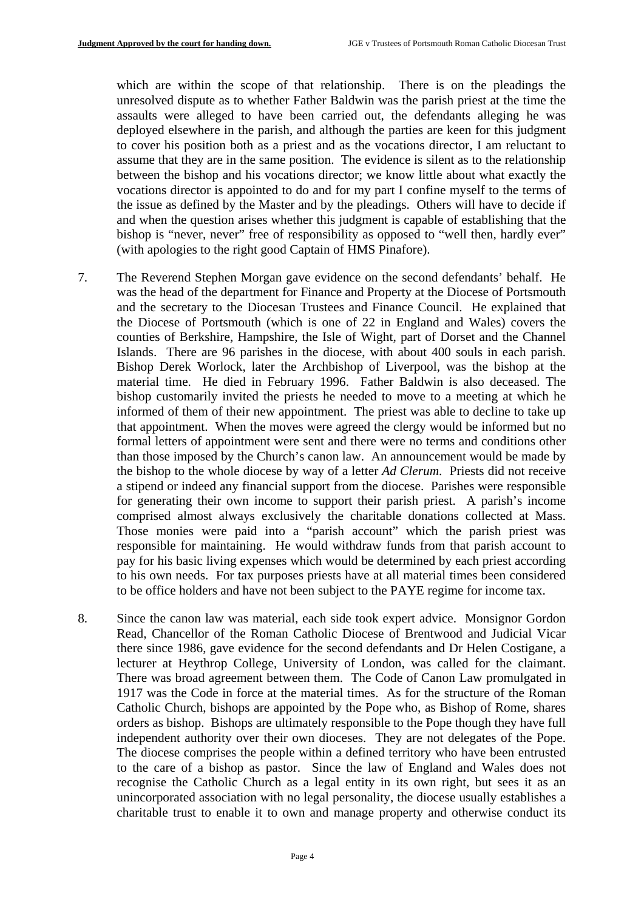which are within the scope of that relationship. There is on the pleadings the unresolved dispute as to whether Father Baldwin was the parish priest at the time the assaults were alleged to have been carried out, the defendants alleging he was deployed elsewhere in the parish, and although the parties are keen for this judgment to cover his position both as a priest and as the vocations director, I am reluctant to assume that they are in the same position. The evidence is silent as to the relationship between the bishop and his vocations director; we know little about what exactly the vocations director is appointed to do and for my part I confine myself to the terms of the issue as defined by the Master and by the pleadings. Others will have to decide if and when the question arises whether this judgment is capable of establishing that the bishop is "never, never" free of responsibility as opposed to "well then, hardly ever" (with apologies to the right good Captain of HMS Pinafore).

7. The Reverend Stephen Morgan gave evidence on the second defendants' behalf. He was the head of the department for Finance and Property at the Diocese of Portsmouth and the secretary to the Diocesan Trustees and Finance Council. He explained that the Diocese of Portsmouth (which is one of 22 in England and Wales) covers the counties of Berkshire, Hampshire, the Isle of Wight, part of Dorset and the Channel Islands. There are 96 parishes in the diocese, with about 400 souls in each parish. Bishop Derek Worlock, later the Archbishop of Liverpool, was the bishop at the material time. He died in February 1996. Father Baldwin is also deceased. The bishop customarily invited the priests he needed to move to a meeting at which he informed of them of their new appointment. The priest was able to decline to take up that appointment. When the moves were agreed the clergy would be informed but no formal letters of appointment were sent and there were no terms and conditions other than those imposed by the Church's canon law. An announcement would be made by the bishop to the whole diocese by way of a letter *Ad Clerum*. Priests did not receive a stipend or indeed any financial support from the diocese. Parishes were responsible for generating their own income to support their parish priest. A parish's income comprised almost always exclusively the charitable donations collected at Mass. Those monies were paid into a "parish account" which the parish priest was responsible for maintaining. He would withdraw funds from that parish account to pay for his basic living expenses which would be determined by each priest according to his own needs. For tax purposes priests have at all material times been considered to be office holders and have not been subject to the PAYE regime for income tax.

8. Since the canon law was material, each side took expert advice. Monsignor Gordon Read, Chancellor of the Roman Catholic Diocese of Brentwood and Judicial Vicar there since 1986, gave evidence for the second defendants and Dr Helen Costigane, a lecturer at Heythrop College, University of London, was called for the claimant. There was broad agreement between them. The Code of Canon Law promulgated in 1917 was the Code in force at the material times. As for the structure of the Roman Catholic Church, bishops are appointed by the Pope who, as Bishop of Rome, shares orders as bishop. Bishops are ultimately responsible to the Pope though they have full independent authority over their own dioceses. They are not delegates of the Pope. The diocese comprises the people within a defined territory who have been entrusted to the care of a bishop as pastor. Since the law of England and Wales does not recognise the Catholic Church as a legal entity in its own right, but sees it as an unincorporated association with no legal personality, the diocese usually establishes a charitable trust to enable it to own and manage property and otherwise conduct its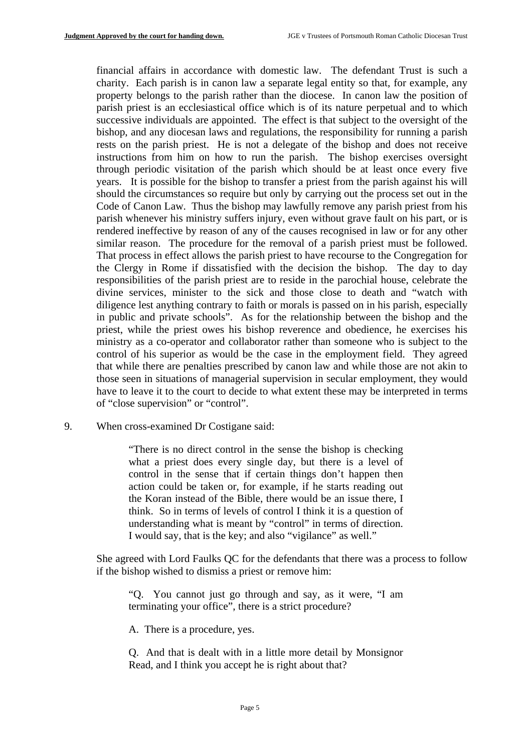financial affairs in accordance with domestic law. The defendant Trust is such a charity. Each parish is in canon law a separate legal entity so that, for example, any property belongs to the parish rather than the diocese. In canon law the position of parish priest is an ecclesiastical office which is of its nature perpetual and to which successive individuals are appointed. The effect is that subject to the oversight of the bishop, and any diocesan laws and regulations, the responsibility for running a parish rests on the parish priest. He is not a delegate of the bishop and does not receive instructions from him on how to run the parish. The bishop exercises oversight through periodic visitation of the parish which should be at least once every five years. It is possible for the bishop to transfer a priest from the parish against his will should the circumstances so require but only by carrying out the process set out in the Code of Canon Law. Thus the bishop may lawfully remove any parish priest from his parish whenever his ministry suffers injury, even without grave fault on his part, or is rendered ineffective by reason of any of the causes recognised in law or for any other similar reason. The procedure for the removal of a parish priest must be followed. That process in effect allows the parish priest to have recourse to the Congregation for the Clergy in Rome if dissatisfied with the decision the bishop. The day to day responsibilities of the parish priest are to reside in the parochial house, celebrate the divine services, minister to the sick and those close to death and "watch with diligence lest anything contrary to faith or morals is passed on in his parish, especially in public and private schools". As for the relationship between the bishop and the priest, while the priest owes his bishop reverence and obedience, he exercises his ministry as a co-operator and collaborator rather than someone who is subject to the control of his superior as would be the case in the employment field. They agreed that while there are penalties prescribed by canon law and while those are not akin to those seen in situations of managerial supervision in secular employment, they would have to leave it to the court to decide to what extent these may be interpreted in terms of "close supervision" or "control".

9. When cross-examined Dr Costigane said:

> "There is no direct control in the sense the bishop is checking what a priest does every single day, but there is a level of control in the sense that if certain things don't happen then action could be taken or, for example, if he starts reading out the Koran instead of the Bible, there would be an issue there, I think. So in terms of levels of control I think it is a question of understanding what is meant by "control" in terms of direction. I would say, that is the key; and also "vigilance" as well."

She agreed with Lord Faulks QC for the defendants that there was a process to follow if the bishop wished to dismiss a priest or remove him:

> "Q. You cannot just go through and say, as it were, "I am terminating your office", there is a strict procedure?
>
> A. There is a procedure, yes.
>
> Q. And that is dealt with in a little more detail by Monsignor Read, and I think you accept he is right about that?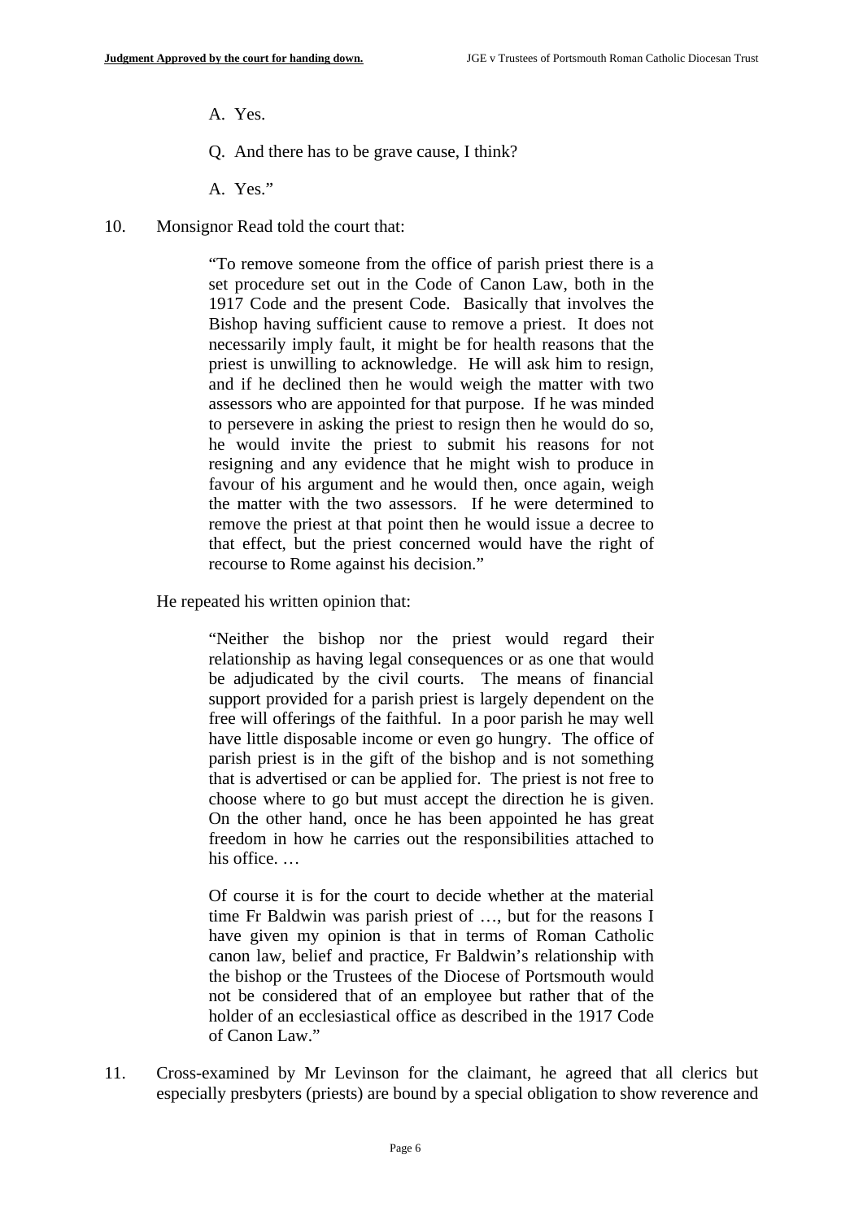A. Yes.

Q. And there has to be grave cause, I think?

A. Yes."

10. Monsignor Read told the court that:

> "To remove someone from the office of parish priest there is a set procedure set out in the Code of Canon Law, both in the 1917 Code and the present Code. Basically that involves the Bishop having sufficient cause to remove a priest. It does not necessarily imply fault, it might be for health reasons that the priest is unwilling to acknowledge. He will ask him to resign, and if he declined then he would weigh the matter with two assessors who are appointed for that purpose. If he was minded to persevere in asking the priest to resign then he would do so, he would invite the priest to submit his reasons for not resigning and any evidence that he might wish to produce in favour of his argument and he would then, once again, weigh the matter with the two assessors. If he were determined to remove the priest at that point then he would issue a decree to that effect, but the priest concerned would have the right of recourse to Rome against his decision."

He repeated his written opinion that:

> "Neither the bishop nor the priest would regard their relationship as having legal consequences or as one that would be adjudicated by the civil courts. The means of financial support provided for a parish priest is largely dependent on the free will offerings of the faithful. In a poor parish he may well have little disposable income or even go hungry. The office of parish priest is in the gift of the bishop and is not something that is advertised or can be applied for. The priest is not free to choose where to go but must accept the direction he is given. On the other hand, once he has been appointed he has great freedom in how he carries out the responsibilities attached to his office. …
>
> Of course it is for the court to decide whether at the material time Fr Baldwin was parish priest of …, but for the reasons I have given my opinion is that in terms of Roman Catholic canon law, belief and practice, Fr Baldwin's relationship with the bishop or the Trustees of the Diocese of Portsmouth would not be considered that of an employee but rather that of the holder of an ecclesiastical office as described in the 1917 Code of Canon Law."

11. Cross-examined by Mr Levinson for the claimant, he agreed that all clerics but especially presbyters (priests) are bound by a special obligation to show reverence and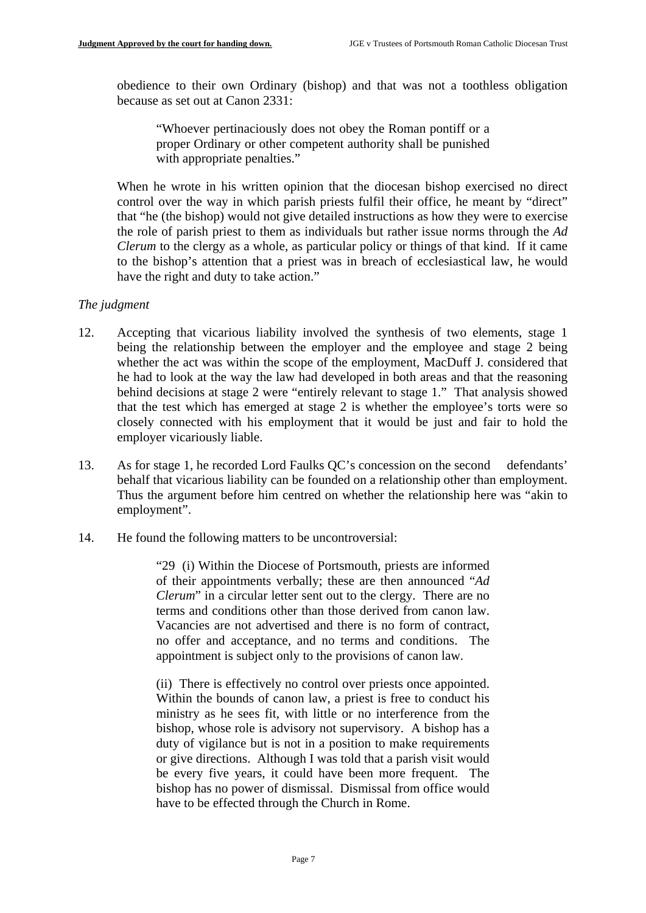obedience to their own Ordinary (bishop) and that was not a toothless obligation because as set out at Canon 2331:

> "Whoever pertinaciously does not obey the Roman pontiff or a proper Ordinary or other competent authority shall be punished with appropriate penalties."

When he wrote in his written opinion that the diocesan bishop exercised no direct control over the way in which parish priests fulfil their office, he meant by "direct" that "he (the bishop) would not give detailed instructions as how they were to exercise the role of parish priest to them as individuals but rather issue norms through the *Ad Clerum* to the clergy as a whole, as particular policy or things of that kind. If it came to the bishop's attention that a priest was in breach of ecclesiastical law, he would have the right and duty to take action."

*The judgment*

12. Accepting that vicarious liability involved the synthesis of two elements, stage 1 being the relationship between the employer and the employee and stage 2 being whether the act was within the scope of the employment, MacDuff J. considered that he had to look at the way the law had developed in both areas and that the reasoning behind decisions at stage 2 were "entirely relevant to stage 1." That analysis showed that the test which has emerged at stage 2 is whether the employee's torts were so closely connected with his employment that it would be just and fair to hold the employer vicariously liable.

13. As for stage 1, he recorded Lord Faulks QC's concession on the second defendants' behalf that vicarious liability can be founded on a relationship other than employment. Thus the argument before him centred on whether the relationship here was "akin to employment".

14. He found the following matters to be uncontroversial:

> "29 (i) Within the Diocese of Portsmouth, priests are informed of their appointments verbally; these are then announced "*Ad Clerum*" in a circular letter sent out to the clergy. There are no terms and conditions other than those derived from canon law. Vacancies are not advertised and there is no form of contract, no offer and acceptance, and no terms and conditions. The appointment is subject only to the provisions of canon law.
>
> (ii) There is effectively no control over priests once appointed. Within the bounds of canon law, a priest is free to conduct his ministry as he sees fit, with little or no interference from the bishop, whose role is advisory not supervisory. A bishop has a duty of vigilance but is not in a position to make requirements or give directions. Although I was told that a parish visit would be every five years, it could have been more frequent. The bishop has no power of dismissal. Dismissal from office would have to be effected through the Church in Rome.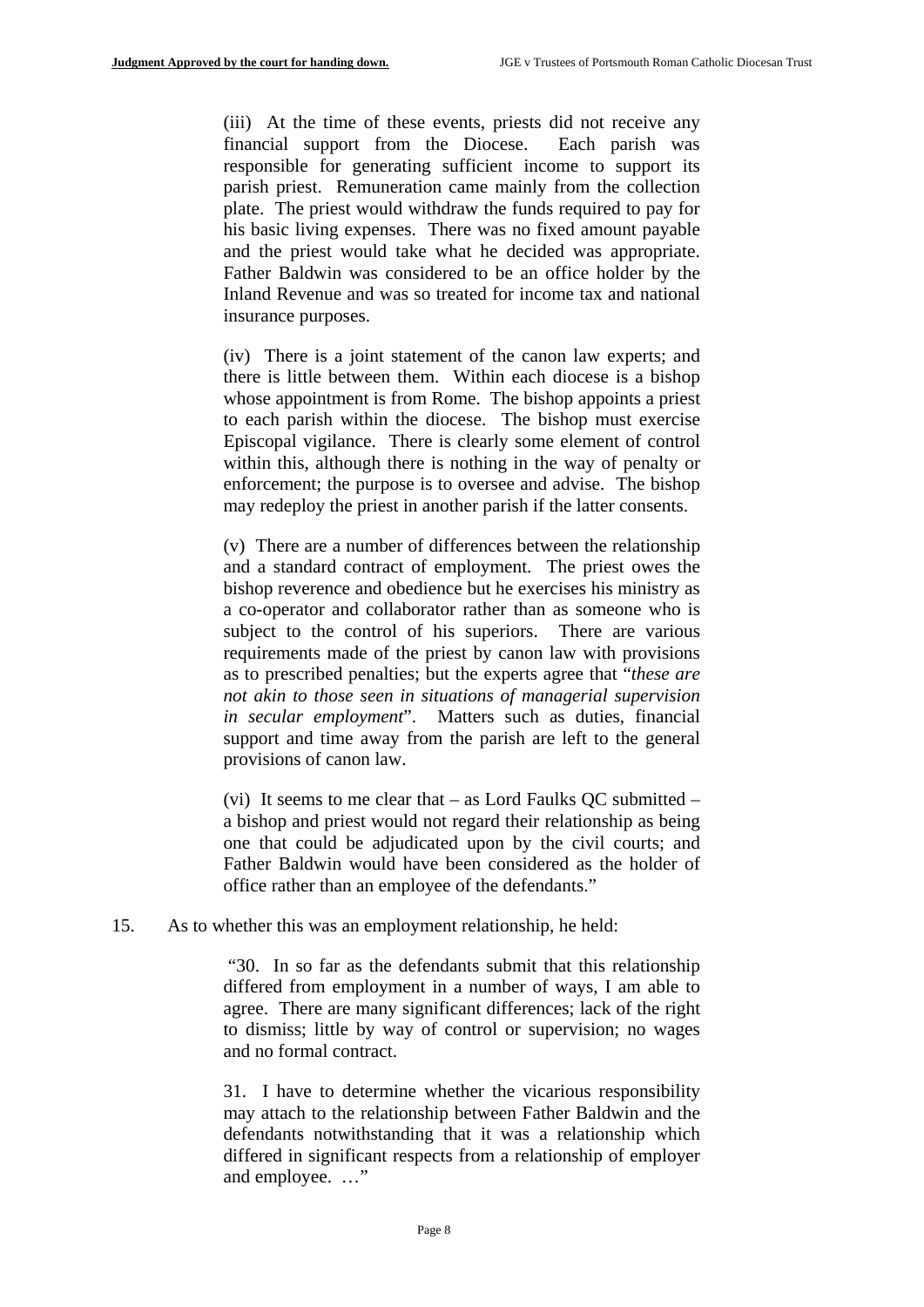(iii) At the time of these events, priests did not receive any financial support from the Diocese. Each parish was responsible for generating sufficient income to support its parish priest. Remuneration came mainly from the collection plate. The priest would withdraw the funds required to pay for his basic living expenses. There was no fixed amount payable and the priest would take what he decided was appropriate. Father Baldwin was considered to be an office holder by the Inland Revenue and was so treated for income tax and national insurance purposes.

(iv) There is a joint statement of the canon law experts; and there is little between them. Within each diocese is a bishop whose appointment is from Rome. The bishop appoints a priest to each parish within the diocese. The bishop must exercise Episcopal vigilance. There is clearly some element of control within this, although there is nothing in the way of penalty or enforcement; the purpose is to oversee and advise. The bishop may redeploy the priest in another parish if the latter consents.

(v) There are a number of differences between the relationship and a standard contract of employment. The priest owes the bishop reverence and obedience but he exercises his ministry as a co-operator and collaborator rather than as someone who is subject to the control of his superiors. There are various requirements made of the priest by canon law with provisions as to prescribed penalties; but the experts agree that "*these are not akin to those seen in situations of managerial supervision in secular employment*". Matters such as duties, financial support and time away from the parish are left to the general provisions of canon law.

(vi) It seems to me clear that – as Lord Faulks QC submitted – a bishop and priest would not regard their relationship as being one that could be adjudicated upon by the civil courts; and Father Baldwin would have been considered as the holder of office rather than an employee of the defendants."

15. As to whether this was an employment relationship, he held:

> "30. In so far as the defendants submit that this relationship differed from employment in a number of ways, I am able to agree. There are many significant differences; lack of the right to dismiss; little by way of control or supervision; no wages and no formal contract.
>
> 31. I have to determine whether the vicarious responsibility may attach to the relationship between Father Baldwin and the defendants notwithstanding that it was a relationship which differed in significant respects from a relationship of employer and employee. …"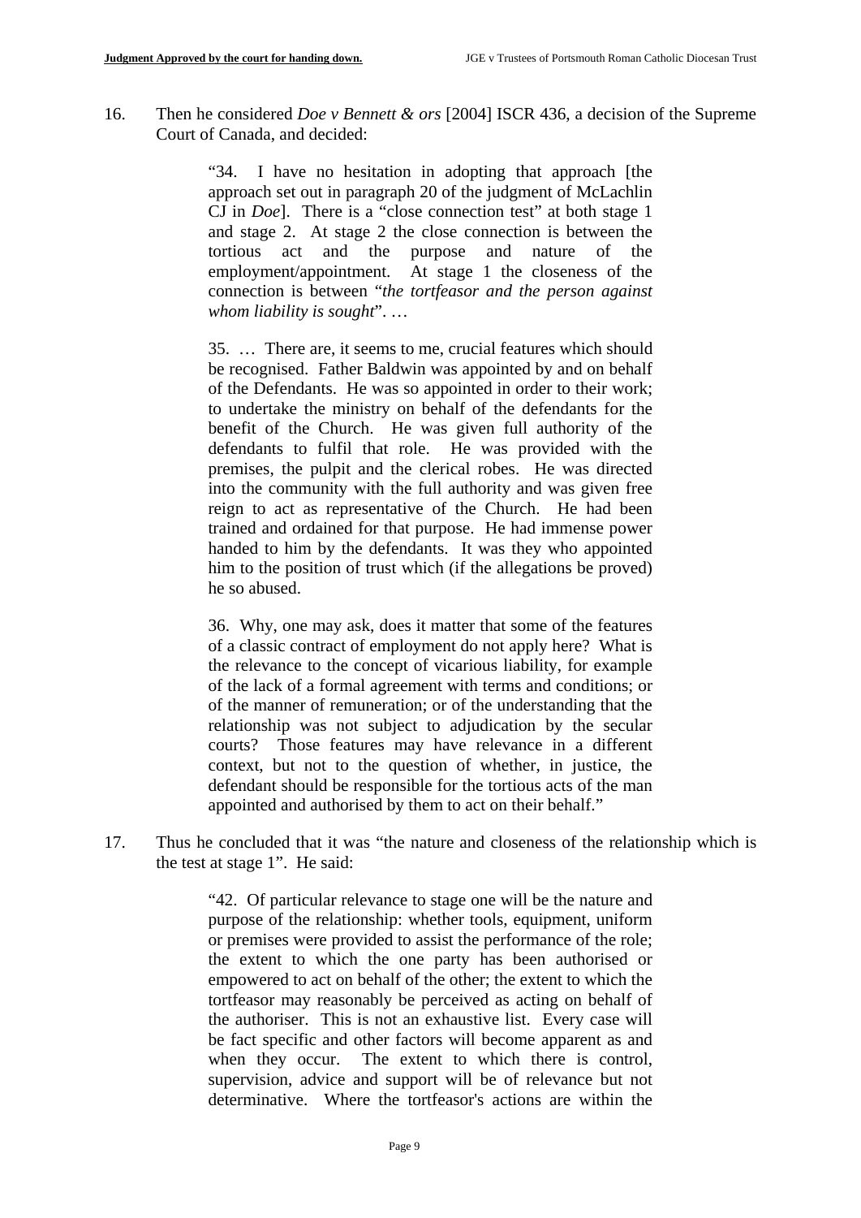16. Then he considered *Doe v Bennett & ors* [2004] ISCR 436, a decision of the Supreme Court of Canada, and decided:

> "34. I have no hesitation in adopting that approach [the approach set out in paragraph 20 of the judgment of McLachlin CJ in *Doe*]. There is a "close connection test" at both stage 1 and stage 2. At stage 2 the close connection is between the tortious act and the purpose and nature of the employment/appointment. At stage 1 the closeness of the connection is between "*the tortfeasor and the person against whom liability is sought*". …
>
> 35. … There are, it seems to me, crucial features which should be recognised. Father Baldwin was appointed by and on behalf of the Defendants. He was so appointed in order to their work; to undertake the ministry on behalf of the defendants for the benefit of the Church. He was given full authority of the defendants to fulfil that role. He was provided with the premises, the pulpit and the clerical robes. He was directed into the community with the full authority and was given free reign to act as representative of the Church. He had been trained and ordained for that purpose. He had immense power handed to him by the defendants. It was they who appointed him to the position of trust which (if the allegations be proved) he so abused.
>
> 36. Why, one may ask, does it matter that some of the features of a classic contract of employment do not apply here? What is the relevance to the concept of vicarious liability, for example of the lack of a formal agreement with terms and conditions; or of the manner of remuneration; or of the understanding that the relationship was not subject to adjudication by the secular courts? Those features may have relevance in a different context, but not to the question of whether, in justice, the defendant should be responsible for the tortious acts of the man appointed and authorised by them to act on their behalf."

17. Thus he concluded that it was "the nature and closeness of the relationship which is the test at stage 1". He said:

> "42. Of particular relevance to stage one will be the nature and purpose of the relationship: whether tools, equipment, uniform or premises were provided to assist the performance of the role; the extent to which the one party has been authorised or empowered to act on behalf of the other; the extent to which the tortfeasor may reasonably be perceived as acting on behalf of the authoriser. This is not an exhaustive list. Every case will be fact specific and other factors will become apparent as and when they occur. The extent to which there is control, supervision, advice and support will be of relevance but not determinative. Where the tortfeasor's actions are within the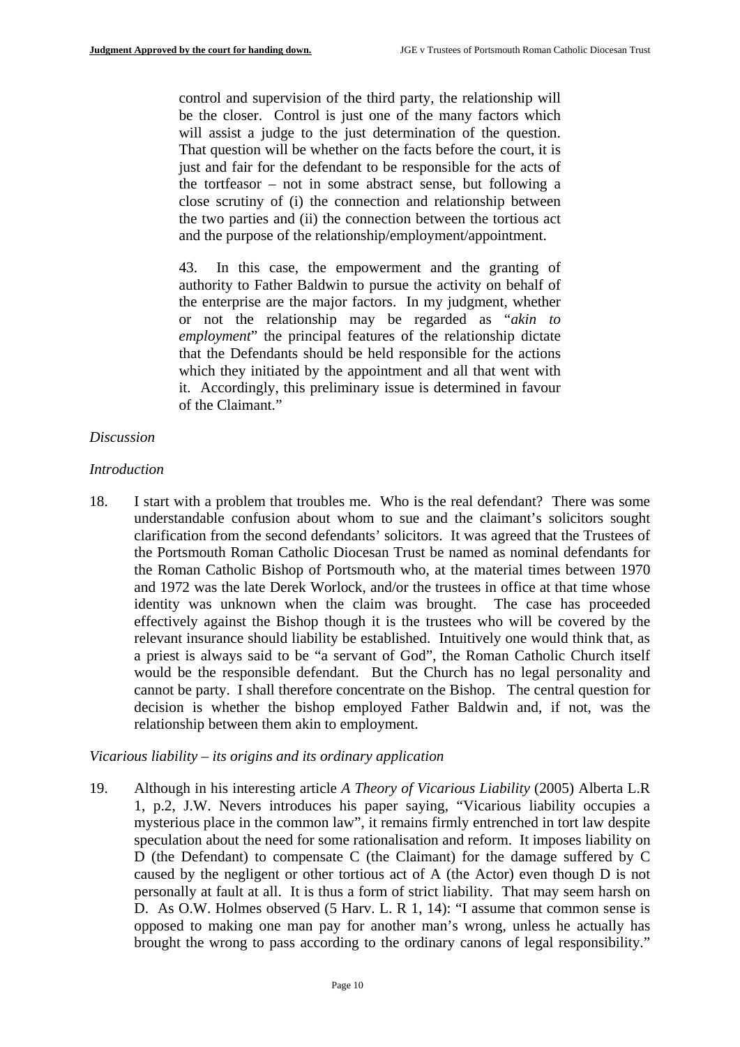> control and supervision of the third party, the relationship will be the closer. Control is just one of the many factors which will assist a judge to the just determination of the question. That question will be whether on the facts before the court, it is just and fair for the defendant to be responsible for the acts of the tortfeasor – not in some abstract sense, but following a close scrutiny of (i) the connection and relationship between the two parties and (ii) the connection between the tortious act and the purpose of the relationship/employment/appointment.
>
> 43. In this case, the empowerment and the granting of authority to Father Baldwin to pursue the activity on behalf of the enterprise are the major factors. In my judgment, whether or not the relationship may be regarded as "*akin to employment*" the principal features of the relationship dictate that the Defendants should be held responsible for the actions which they initiated by the appointment and all that went with it. Accordingly, this preliminary issue is determined in favour of the Claimant."

*Discussion*

*Introduction*

18. I start with a problem that troubles me. Who is the real defendant? There was some understandable confusion about whom to sue and the claimant's solicitors sought clarification from the second defendants' solicitors. It was agreed that the Trustees of the Portsmouth Roman Catholic Diocesan Trust be named as nominal defendants for the Roman Catholic Bishop of Portsmouth who, at the material times between 1970 and 1972 was the late Derek Worlock, and/or the trustees in office at that time whose identity was unknown when the claim was brought. The case has proceeded effectively against the Bishop though it is the trustees who will be covered by the relevant insurance should liability be established. Intuitively one would think that, as a priest is always said to be "a servant of God", the Roman Catholic Church itself would be the responsible defendant. But the Church has no legal personality and cannot be party. I shall therefore concentrate on the Bishop. The central question for decision is whether the bishop employed Father Baldwin and, if not, was the relationship between them akin to employment.

*Vicarious liability – its origins and its ordinary application*

19. Although in his interesting article *A Theory of Vicarious Liability* (2005) Alberta L.R 1, p.2, J.W. Nevers introduces his paper saying, "Vicarious liability occupies a mysterious place in the common law", it remains firmly entrenched in tort law despite speculation about the need for some rationalisation and reform. It imposes liability on D (the Defendant) to compensate C (the Claimant) for the damage suffered by C caused by the negligent or other tortious act of A (the Actor) even though D is not personally at fault at all. It is thus a form of strict liability. That may seem harsh on D. As O.W. Holmes observed (5 Harv. L. R 1, 14): "I assume that common sense is opposed to making one man pay for another man's wrong, unless he actually has brought the wrong to pass according to the ordinary canons of legal responsibility."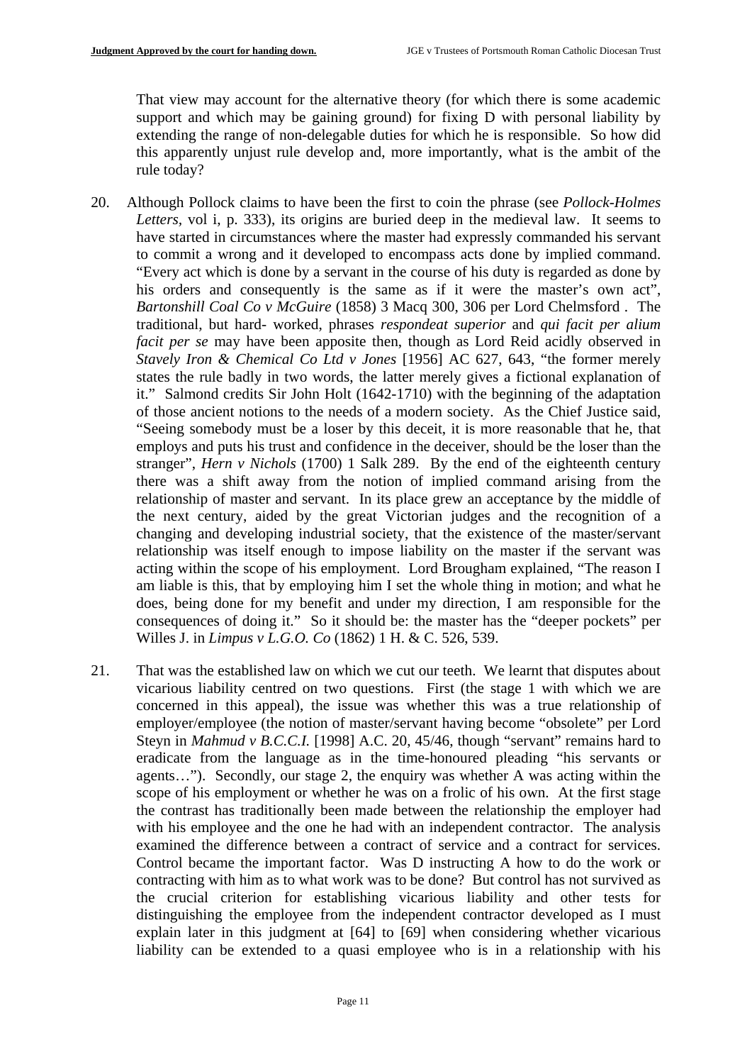That view may account for the alternative theory (for which there is some academic support and which may be gaining ground) for fixing D with personal liability by extending the range of non-delegable duties for which he is responsible. So how did this apparently unjust rule develop and, more importantly, what is the ambit of the rule today?

20. Although Pollock claims to have been the first to coin the phrase (see *Pollock-Holmes Letters*, vol i, p. 333), its origins are buried deep in the medieval law. It seems to have started in circumstances where the master had expressly commanded his servant to commit a wrong and it developed to encompass acts done by implied command. "Every act which is done by a servant in the course of his duty is regarded as done by his orders and consequently is the same as if it were the master's own act", *Bartonshill Coal Co v McGuire* (1858) 3 Macq 300, 306 per Lord Chelmsford . The traditional, but hard- worked, phrases *respondeat superior* and *qui facit per alium facit per se* may have been apposite then, though as Lord Reid acidly observed in *Stavely Iron & Chemical Co Ltd v Jones* [1956] AC 627, 643, "the former merely states the rule badly in two words, the latter merely gives a fictional explanation of it." Salmond credits Sir John Holt (1642-1710) with the beginning of the adaptation of those ancient notions to the needs of a modern society. As the Chief Justice said, "Seeing somebody must be a loser by this deceit, it is more reasonable that he, that employs and puts his trust and confidence in the deceiver, should be the loser than the stranger", *Hern v Nichols* (1700) 1 Salk 289. By the end of the eighteenth century there was a shift away from the notion of implied command arising from the relationship of master and servant. In its place grew an acceptance by the middle of the next century, aided by the great Victorian judges and the recognition of a changing and developing industrial society, that the existence of the master/servant relationship was itself enough to impose liability on the master if the servant was acting within the scope of his employment. Lord Brougham explained, "The reason I am liable is this, that by employing him I set the whole thing in motion; and what he does, being done for my benefit and under my direction, I am responsible for the consequences of doing it." So it should be: the master has the "deeper pockets" per Willes J. in *Limpus v L.G.O. Co* (1862) 1 H. & C. 526, 539.

21. That was the established law on which we cut our teeth. We learnt that disputes about vicarious liability centred on two questions. First (the stage 1 with which we are concerned in this appeal), the issue was whether this was a true relationship of employer/employee (the notion of master/servant having become "obsolete" per Lord Steyn in *Mahmud v B.C.C.I.* [1998] A.C. 20, 45/46, though "servant" remains hard to eradicate from the language as in the time-honoured pleading "his servants or agents…"). Secondly, our stage 2, the enquiry was whether A was acting within the scope of his employment or whether he was on a frolic of his own. At the first stage the contrast has traditionally been made between the relationship the employer had with his employee and the one he had with an independent contractor. The analysis examined the difference between a contract of service and a contract for services. Control became the important factor. Was D instructing A how to do the work or contracting with him as to what work was to be done? But control has not survived as the crucial criterion for establishing vicarious liability and other tests for distinguishing the employee from the independent contractor developed as I must explain later in this judgment at [64] to [69] when considering whether vicarious liability can be extended to a quasi employee who is in a relationship with his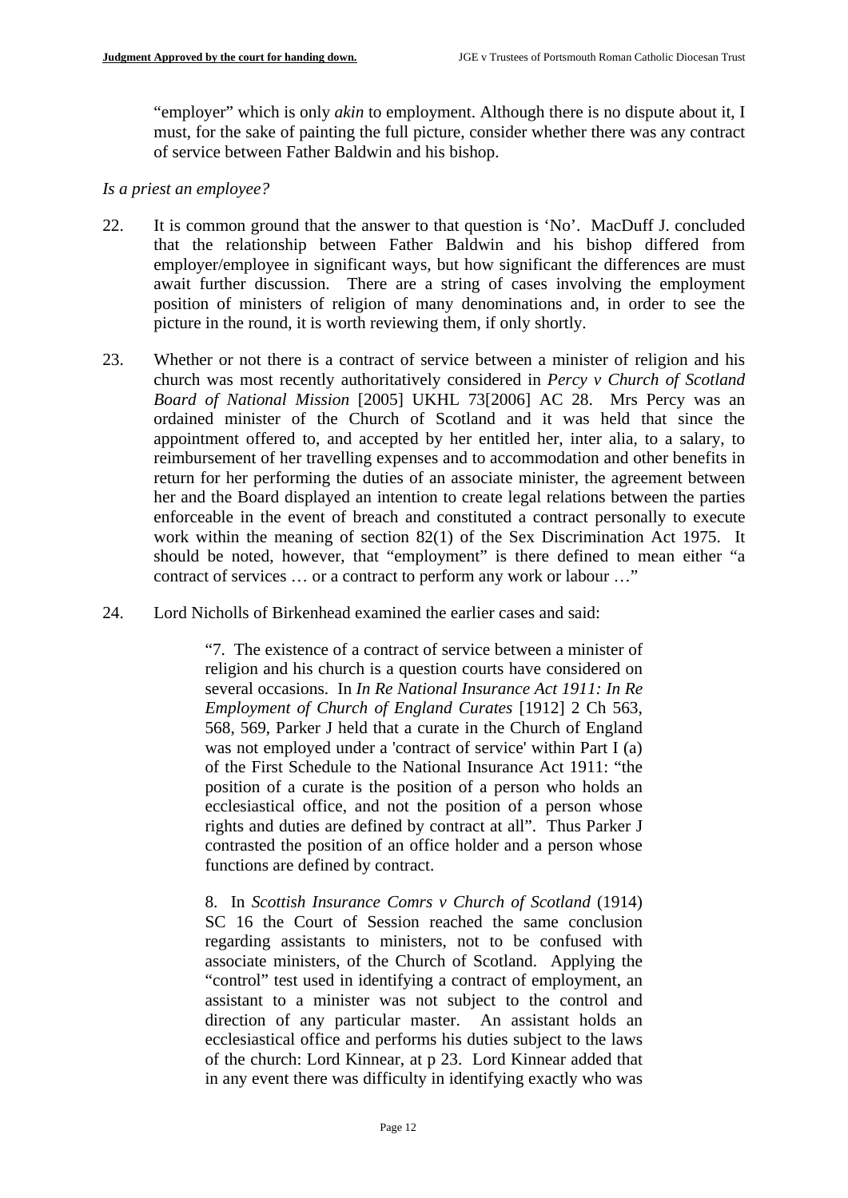"employer" which is only *akin* to employment. Although there is no dispute about it, I must, for the sake of painting the full picture, consider whether there was any contract of service between Father Baldwin and his bishop.

*Is a priest an employee?*

22. It is common ground that the answer to that question is 'No'. MacDuff J. concluded that the relationship between Father Baldwin and his bishop differed from employer/employee in significant ways, but how significant the differences are must await further discussion. There are a string of cases involving the employment position of ministers of religion of many denominations and, in order to see the picture in the round, it is worth reviewing them, if only shortly.

23. Whether or not there is a contract of service between a minister of religion and his church was most recently authoritatively considered in *Percy v Church of Scotland Board of National Mission* [2005] UKHL 73[2006] AC 28. Mrs Percy was an ordained minister of the Church of Scotland and it was held that since the appointment offered to, and accepted by her entitled her, inter alia, to a salary, to reimbursement of her travelling expenses and to accommodation and other benefits in return for her performing the duties of an associate minister, the agreement between her and the Board displayed an intention to create legal relations between the parties enforceable in the event of breach and constituted a contract personally to execute work within the meaning of section 82(1) of the Sex Discrimination Act 1975. It should be noted, however, that "employment" is there defined to mean either "a contract of services … or a contract to perform any work or labour …"

24. Lord Nicholls of Birkenhead examined the earlier cases and said:

> "7. The existence of a contract of service between a minister of religion and his church is a question courts have considered on several occasions. In *In Re National Insurance Act 1911: In Re Employment of Church of England Curates* [1912] 2 Ch 563, 568, 569, Parker J held that a curate in the Church of England was not employed under a 'contract of service' within Part I (a) of the First Schedule to the National Insurance Act 1911: "the position of a curate is the position of a person who holds an ecclesiastical office, and not the position of a person whose rights and duties are defined by contract at all". Thus Parker J contrasted the position of an office holder and a person whose functions are defined by contract.
>
> 8. In *Scottish Insurance Comrs v Church of Scotland* (1914) SC 16 the Court of Session reached the same conclusion regarding assistants to ministers, not to be confused with associate ministers, of the Church of Scotland. Applying the "control" test used in identifying a contract of employment, an assistant to a minister was not subject to the control and direction of any particular master. An assistant holds an ecclesiastical office and performs his duties subject to the laws of the church: Lord Kinnear, at p 23. Lord Kinnear added that in any event there was difficulty in identifying exactly who was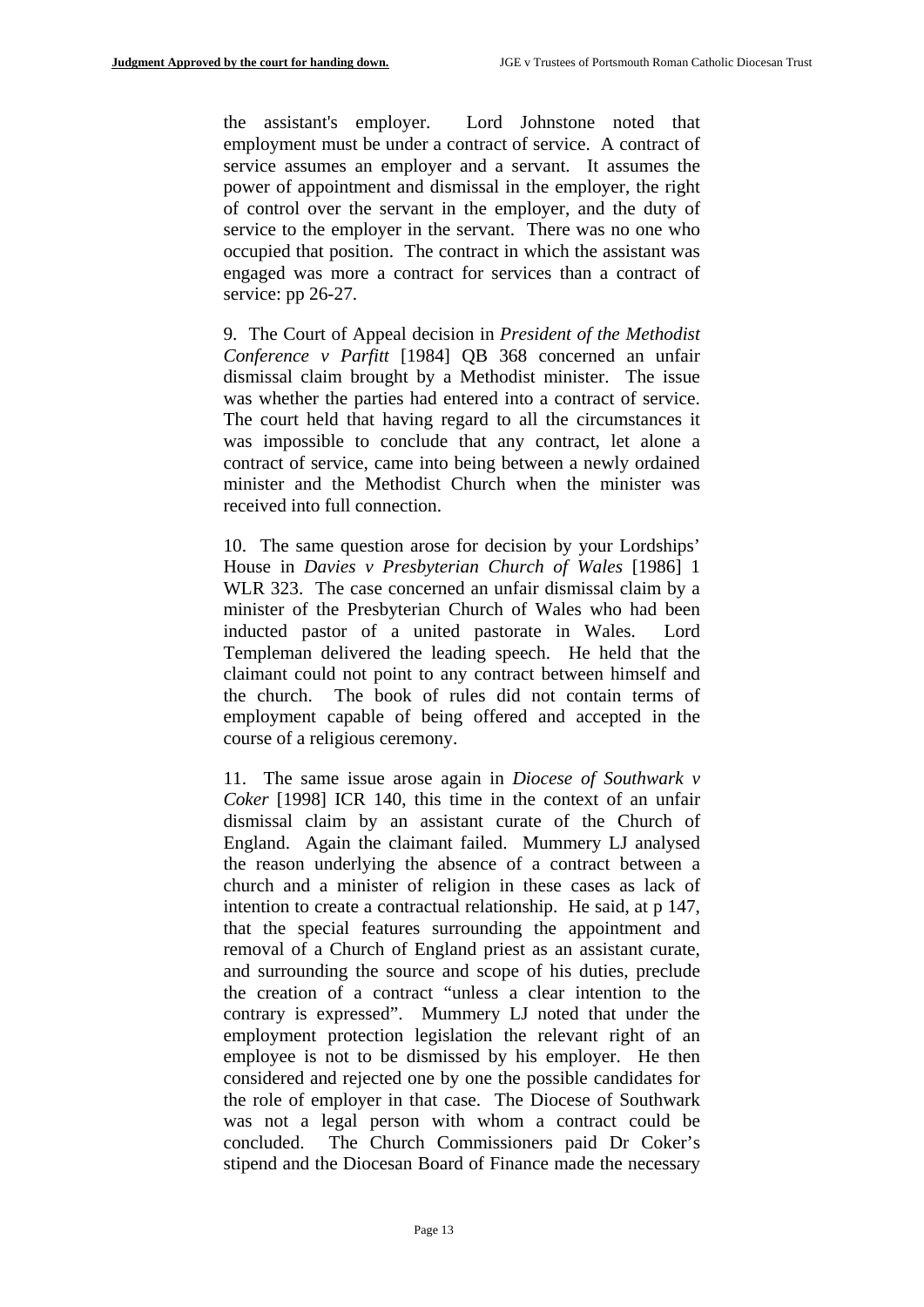the assistant's employer. Lord Johnstone noted that employment must be under a contract of service. A contract of service assumes an employer and a servant. It assumes the power of appointment and dismissal in the employer, the right of control over the servant in the employer, and the duty of service to the employer in the servant. There was no one who occupied that position. The contract in which the assistant was engaged was more a contract for services than a contract of service: pp 26-27.

9. The Court of Appeal decision in *President of the Methodist Conference v Parfitt* [1984] QB 368 concerned an unfair dismissal claim brought by a Methodist minister. The issue was whether the parties had entered into a contract of service. The court held that having regard to all the circumstances it was impossible to conclude that any contract, let alone a contract of service, came into being between a newly ordained minister and the Methodist Church when the minister was received into full connection.

10. The same question arose for decision by your Lordships' House in *Davies v Presbyterian Church of Wales* [1986] 1 WLR 323. The case concerned an unfair dismissal claim by a minister of the Presbyterian Church of Wales who had been inducted pastor of a united pastorate in Wales. Lord Templeman delivered the leading speech. He held that the claimant could not point to any contract between himself and the church. The book of rules did not contain terms of employment capable of being offered and accepted in the course of a religious ceremony.

11. The same issue arose again in *Diocese of Southwark v Coker* [1998] ICR 140, this time in the context of an unfair dismissal claim by an assistant curate of the Church of England. Again the claimant failed. Mummery LJ analysed the reason underlying the absence of a contract between a church and a minister of religion in these cases as lack of intention to create a contractual relationship. He said, at p 147, that the special features surrounding the appointment and removal of a Church of England priest as an assistant curate, and surrounding the source and scope of his duties, preclude the creation of a contract "unless a clear intention to the contrary is expressed". Mummery LJ noted that under the employment protection legislation the relevant right of an employee is not to be dismissed by his employer. He then considered and rejected one by one the possible candidates for the role of employer in that case. The Diocese of Southwark was not a legal person with whom a contract could be concluded. The Church Commissioners paid Dr Coker's stipend and the Diocesan Board of Finance made the necessary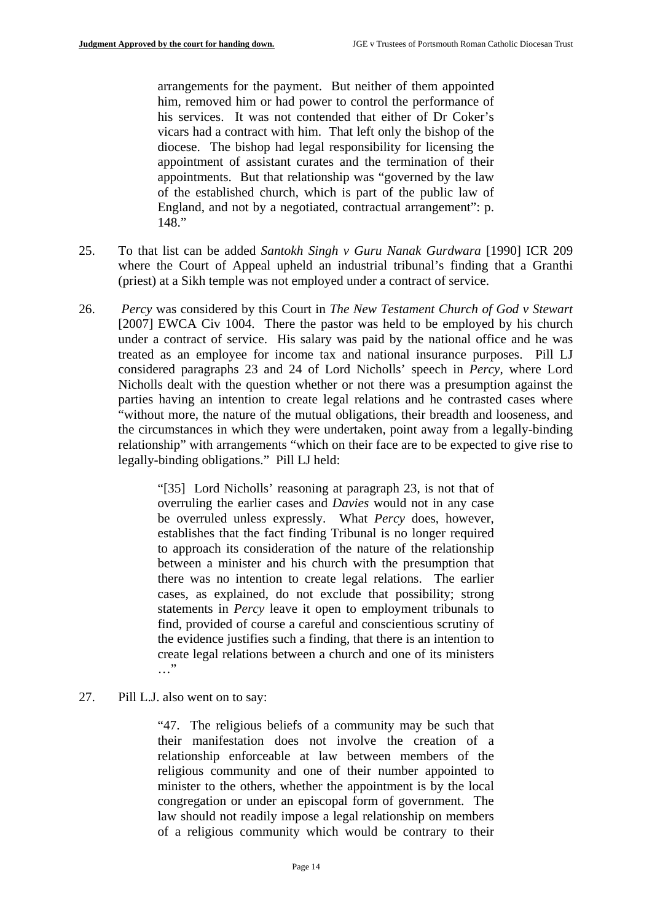> arrangements for the payment. But neither of them appointed him, removed him or had power to control the performance of his services. It was not contended that either of Dr Coker's vicars had a contract with him. That left only the bishop of the diocese. The bishop had legal responsibility for licensing the appointment of assistant curates and the termination of their appointments. But that relationship was "governed by the law of the established church, which is part of the public law of England, and not by a negotiated, contractual arrangement": p. 148."

25. To that list can be added *Santokh Singh v Guru Nanak Gurdwara* [1990] ICR 209 where the Court of Appeal upheld an industrial tribunal's finding that a Granthi (priest) at a Sikh temple was not employed under a contract of service.

26. *Percy* was considered by this Court in *The New Testament Church of God v Stewart* [2007] EWCA Civ 1004. There the pastor was held to be employed by his church under a contract of service. His salary was paid by the national office and he was treated as an employee for income tax and national insurance purposes. Pill LJ considered paragraphs 23 and 24 of Lord Nicholls' speech in *Percy*, where Lord Nicholls dealt with the question whether or not there was a presumption against the parties having an intention to create legal relations and he contrasted cases where "without more, the nature of the mutual obligations, their breadth and looseness, and the circumstances in which they were undertaken, point away from a legally-binding relationship" with arrangements "which on their face are to be expected to give rise to legally-binding obligations." Pill LJ held:

> "[35] Lord Nicholls' reasoning at paragraph 23, is not that of overruling the earlier cases and *Davies* would not in any case be overruled unless expressly. What *Percy* does, however, establishes that the fact finding Tribunal is no longer required to approach its consideration of the nature of the relationship between a minister and his church with the presumption that there was no intention to create legal relations. The earlier cases, as explained, do not exclude that possibility; strong statements in *Percy* leave it open to employment tribunals to find, provided of course a careful and conscientious scrutiny of the evidence justifies such a finding, that there is an intention to create legal relations between a church and one of its ministers …"

27. Pill L.J. also went on to say:

> "47. The religious beliefs of a community may be such that their manifestation does not involve the creation of a relationship enforceable at law between members of the religious community and one of their number appointed to minister to the others, whether the appointment is by the local congregation or under an episcopal form of government. The law should not readily impose a legal relationship on members of a religious community which would be contrary to their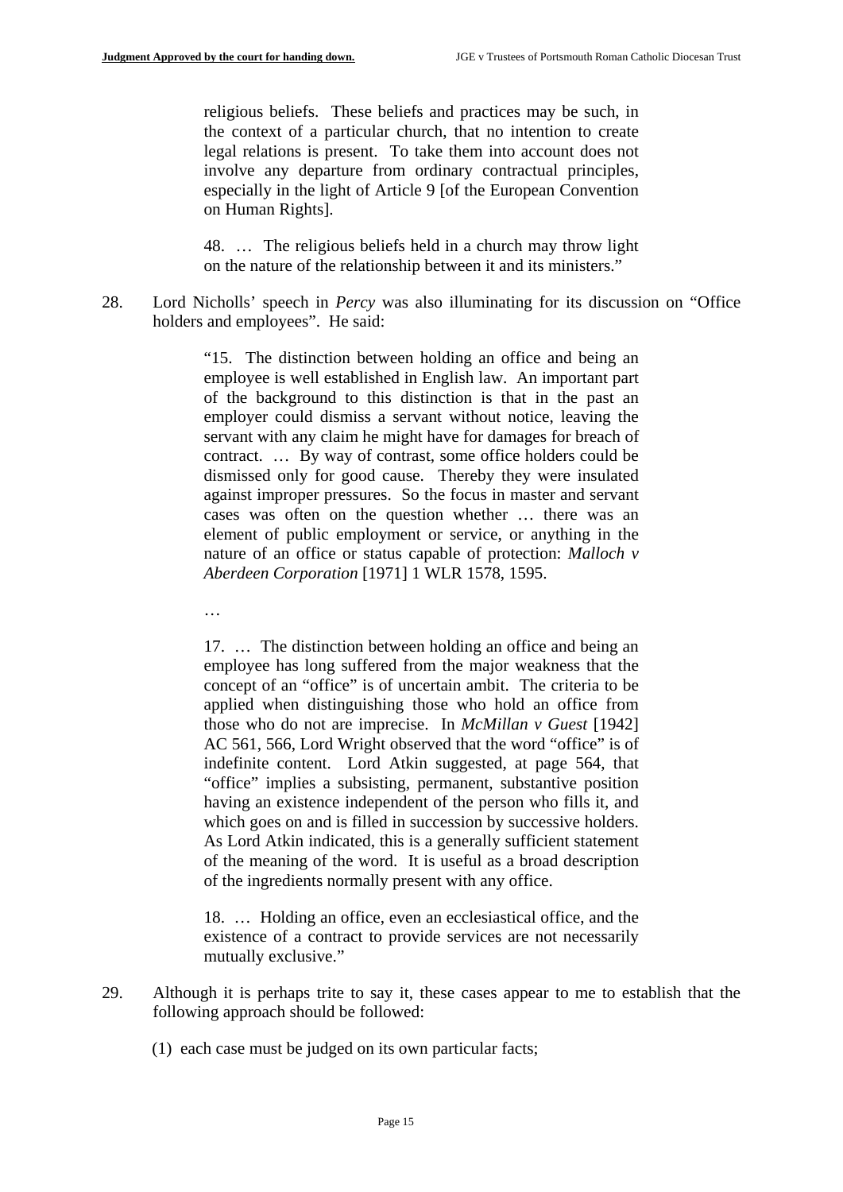> religious beliefs. These beliefs and practices may be such, in the context of a particular church, that no intention to create legal relations is present. To take them into account does not involve any departure from ordinary contractual principles, especially in the light of Article 9 [of the European Convention on Human Rights].
>
> 48. … The religious beliefs held in a church may throw light on the nature of the relationship between it and its ministers."

28. Lord Nicholls' speech in *Percy* was also illuminating for its discussion on "Office holders and employees". He said:

> "15. The distinction between holding an office and being an employee is well established in English law. An important part of the background to this distinction is that in the past an employer could dismiss a servant without notice, leaving the servant with any claim he might have for damages for breach of contract. … By way of contrast, some office holders could be dismissed only for good cause. Thereby they were insulated against improper pressures. So the focus in master and servant cases was often on the question whether … there was an element of public employment or service, or anything in the nature of an office or status capable of protection: *Malloch v Aberdeen Corporation* [1971] 1 WLR 1578, 1595.
>
> …
>
> 17. … The distinction between holding an office and being an employee has long suffered from the major weakness that the concept of an "office" is of uncertain ambit. The criteria to be applied when distinguishing those who hold an office from those who do not are imprecise. In *McMillan v Guest* [1942] AC 561, 566, Lord Wright observed that the word "office" is of indefinite content. Lord Atkin suggested, at page 564, that "office" implies a subsisting, permanent, substantive position having an existence independent of the person who fills it, and which goes on and is filled in succession by successive holders. As Lord Atkin indicated, this is a generally sufficient statement of the meaning of the word. It is useful as a broad description of the ingredients normally present with any office.
>
> 18. … Holding an office, even an ecclesiastical office, and the existence of a contract to provide services are not necessarily mutually exclusive."

29. Although it is perhaps trite to say it, these cases appear to me to establish that the following approach should be followed:

 (1) each case must be judged on its own particular facts;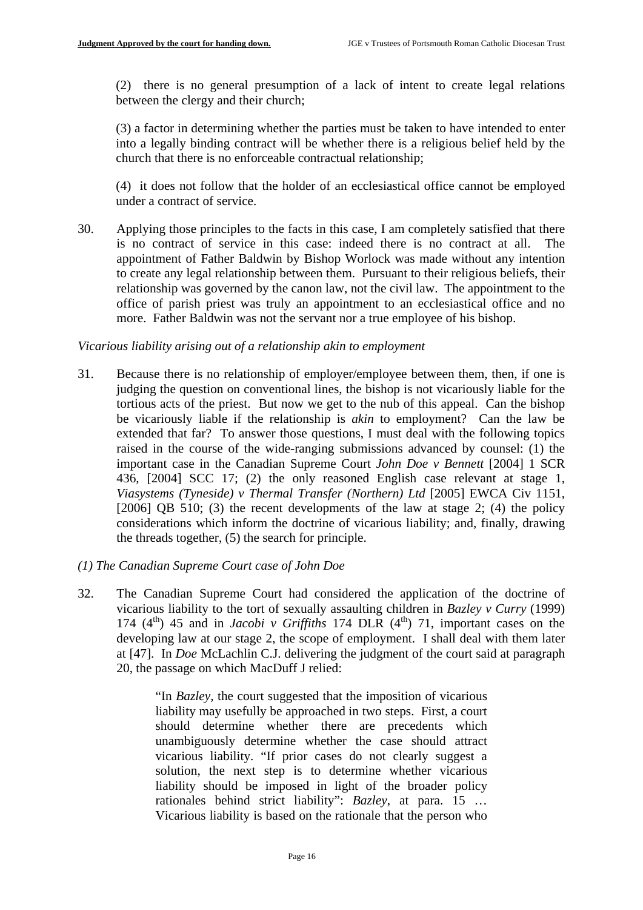(2) there is no general presumption of a lack of intent to create legal relations between the clergy and their church;

(3) a factor in determining whether the parties must be taken to have intended to enter into a legally binding contract will be whether there is a religious belief held by the church that there is no enforceable contractual relationship;

(4) it does not follow that the holder of an ecclesiastical office cannot be employed under a contract of service.

30. Applying those principles to the facts in this case, I am completely satisfied that there is no contract of service in this case: indeed there is no contract at all. The appointment of Father Baldwin by Bishop Worlock was made without any intention to create any legal relationship between them. Pursuant to their religious beliefs, their relationship was governed by the canon law, not the civil law. The appointment to the office of parish priest was truly an appointment to an ecclesiastical office and no more. Father Baldwin was not the servant nor a true employee of his bishop.

*Vicarious liability arising out of a relationship akin to employment*

31. Because there is no relationship of employer/employee between them, then, if one is judging the question on conventional lines, the bishop is not vicariously liable for the tortious acts of the priest. But now we get to the nub of this appeal. Can the bishop be vicariously liable if the relationship is *akin* to employment? Can the law be extended that far? To answer those questions, I must deal with the following topics raised in the course of the wide-ranging submissions advanced by counsel: (1) the important case in the Canadian Supreme Court *John Doe v Bennett* [2004] 1 SCR 436, [2004] SCC 17; (2) the only reasoned English case relevant at stage 1, *Viasystems (Tyneside) v Thermal Transfer (Northern) Ltd* [2005] EWCA Civ 1151, [2006] QB 510; (3) the recent developments of the law at stage 2; (4) the policy considerations which inform the doctrine of vicarious liability; and, finally, drawing the threads together, (5) the search for principle.

*(1) The Canadian Supreme Court case of John Doe*

32. The Canadian Supreme Court had considered the application of the doctrine of vicarious liability to the tort of sexually assaulting children in *Bazley v Curry* (1999) 174 (4th) 45 and in *Jacobi v Griffiths* 174 DLR (4th) 71, important cases on the developing law at our stage 2, the scope of employment. I shall deal with them later at [47]. In *Doe* McLachlin C.J. delivering the judgment of the court said at paragraph 20, the passage on which MacDuff J relied:

> "In *Bazley*, the court suggested that the imposition of vicarious liability may usefully be approached in two steps. First, a court should determine whether there are precedents which unambiguously determine whether the case should attract vicarious liability. "If prior cases do not clearly suggest a solution, the next step is to determine whether vicarious liability should be imposed in light of the broader policy rationales behind strict liability": *Bazley*, at para. 15 … Vicarious liability is based on the rationale that the person who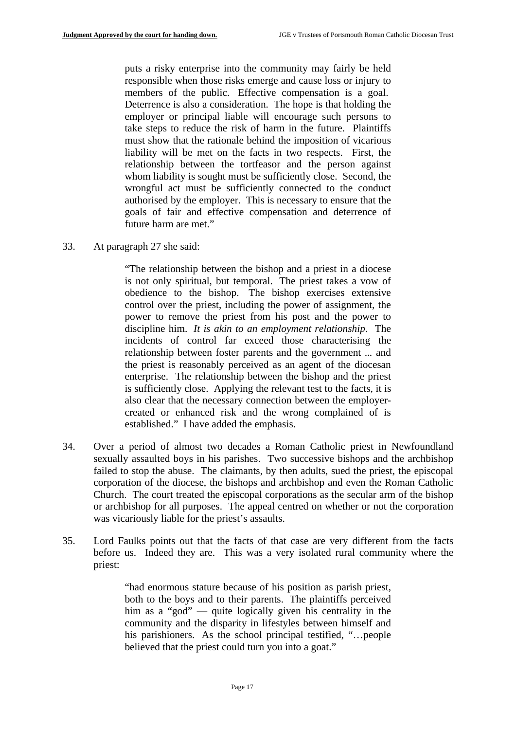> puts a risky enterprise into the community may fairly be held responsible when those risks emerge and cause loss or injury to members of the public. Effective compensation is a goal. Deterrence is also a consideration. The hope is that holding the employer or principal liable will encourage such persons to take steps to reduce the risk of harm in the future. Plaintiffs must show that the rationale behind the imposition of vicarious liability will be met on the facts in two respects. First, the relationship between the tortfeasor and the person against whom liability is sought must be sufficiently close. Second, the wrongful act must be sufficiently connected to the conduct authorised by the employer. This is necessary to ensure that the goals of fair and effective compensation and deterrence of future harm are met."

33. At paragraph 27 she said:

> "The relationship between the bishop and a priest in a diocese is not only spiritual, but temporal. The priest takes a vow of obedience to the bishop. The bishop exercises extensive control over the priest, including the power of assignment, the power to remove the priest from his post and the power to discipline him. *It is akin to an employment relationship*. The incidents of control far exceed those characterising the relationship between foster parents and the government ... and the priest is reasonably perceived as an agent of the diocesan enterprise. The relationship between the bishop and the priest is sufficiently close. Applying the relevant test to the facts, it is also clear that the necessary connection between the employer-created or enhanced risk and the wrong complained of is established." I have added the emphasis.

34. Over a period of almost two decades a Roman Catholic priest in Newfoundland sexually assaulted boys in his parishes. Two successive bishops and the archbishop failed to stop the abuse. The claimants, by then adults, sued the priest, the episcopal corporation of the diocese, the bishops and archbishop and even the Roman Catholic Church. The court treated the episcopal corporations as the secular arm of the bishop or archbishop for all purposes. The appeal centred on whether or not the corporation was vicariously liable for the priest's assaults.

35. Lord Faulks points out that the facts of that case are very different from the facts before us. Indeed they are. This was a very isolated rural community where the priest:

> "had enormous stature because of his position as parish priest, both to the boys and to their parents. The plaintiffs perceived him as a "god" — quite logically given his centrality in the community and the disparity in lifestyles between himself and his parishioners. As the school principal testified, "…people believed that the priest could turn you into a goat."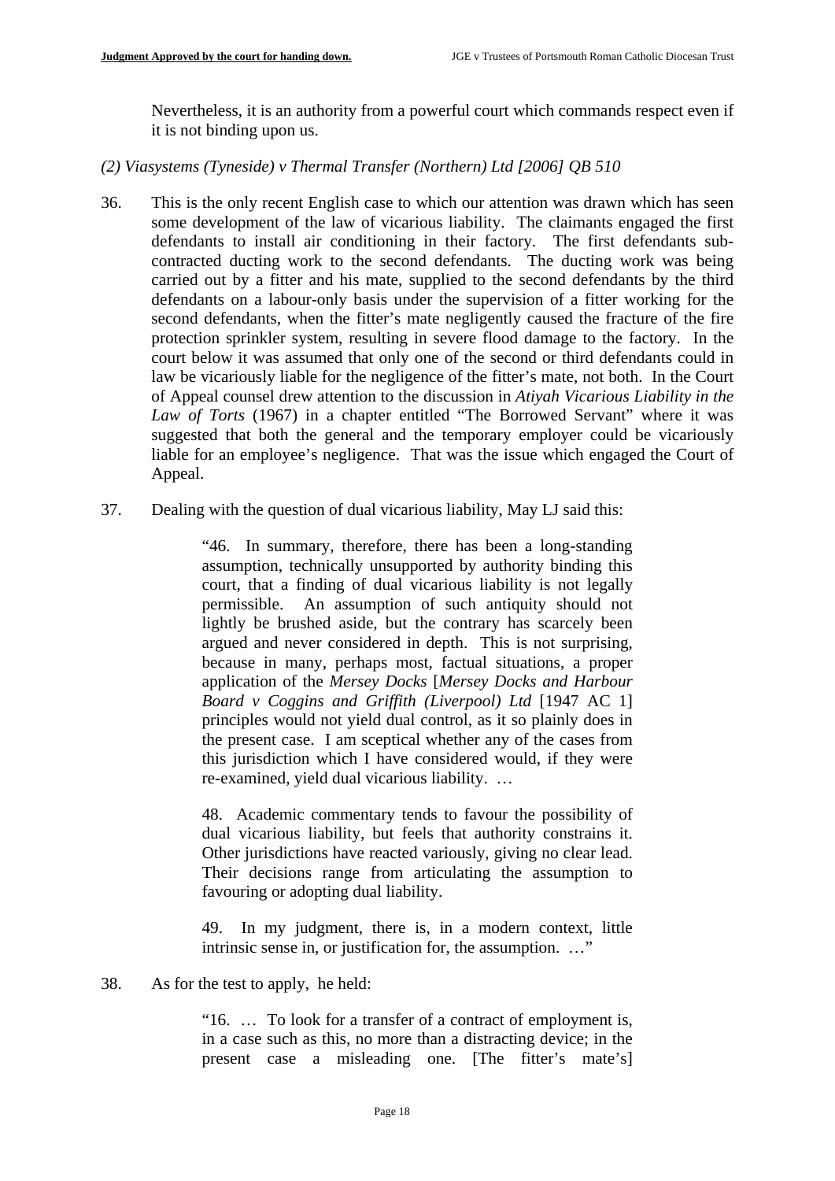Nevertheless, it is an authority from a powerful court which commands respect even if it is not binding upon us.

*(2) Viasystems (Tyneside) v Thermal Transfer (Northern) Ltd [2006] QB 510*

36. This is the only recent English case to which our attention was drawn which has seen some development of the law of vicarious liability. The claimants engaged the first defendants to install air conditioning in their factory. The first defendants sub-contracted ducting work to the second defendants. The ducting work was being carried out by a fitter and his mate, supplied to the second defendants by the third defendants on a labour-only basis under the supervision of a fitter working for the second defendants, when the fitter's mate negligently caused the fracture of the fire protection sprinkler system, resulting in severe flood damage to the factory. In the court below it was assumed that only one of the second or third defendants could in law be vicariously liable for the negligence of the fitter's mate, not both. In the Court of Appeal counsel drew attention to the discussion in *Atiyah Vicarious Liability in the Law of Torts* (1967) in a chapter entitled "The Borrowed Servant" where it was suggested that both the general and the temporary employer could be vicariously liable for an employee's negligence. That was the issue which engaged the Court of Appeal.

37. Dealing with the question of dual vicarious liability, May LJ said this:

> "46. In summary, therefore, there has been a long-standing assumption, technically unsupported by authority binding this court, that a finding of dual vicarious liability is not legally permissible. An assumption of such antiquity should not lightly be brushed aside, but the contrary has scarcely been argued and never considered in depth. This is not surprising, because in many, perhaps most, factual situations, a proper application of the *Mersey Docks* [*Mersey Docks and Harbour Board v Coggins and Griffith (Liverpool) Ltd* [1947 AC 1] principles would not yield dual control, as it so plainly does in the present case. I am sceptical whether any of the cases from this jurisdiction which I have considered would, if they were re-examined, yield dual vicarious liability. …
>
> 48. Academic commentary tends to favour the possibility of dual vicarious liability, but feels that authority constrains it. Other jurisdictions have reacted variously, giving no clear lead. Their decisions range from articulating the assumption to favouring or adopting dual liability.
>
> 49. In my judgment, there is, in a modern context, little intrinsic sense in, or justification for, the assumption. …"

38. As for the test to apply, he held:

> "16. … To look for a transfer of a contract of employment is, in a case such as this, no more than a distracting device; in the present case a misleading one. [The fitter's mate']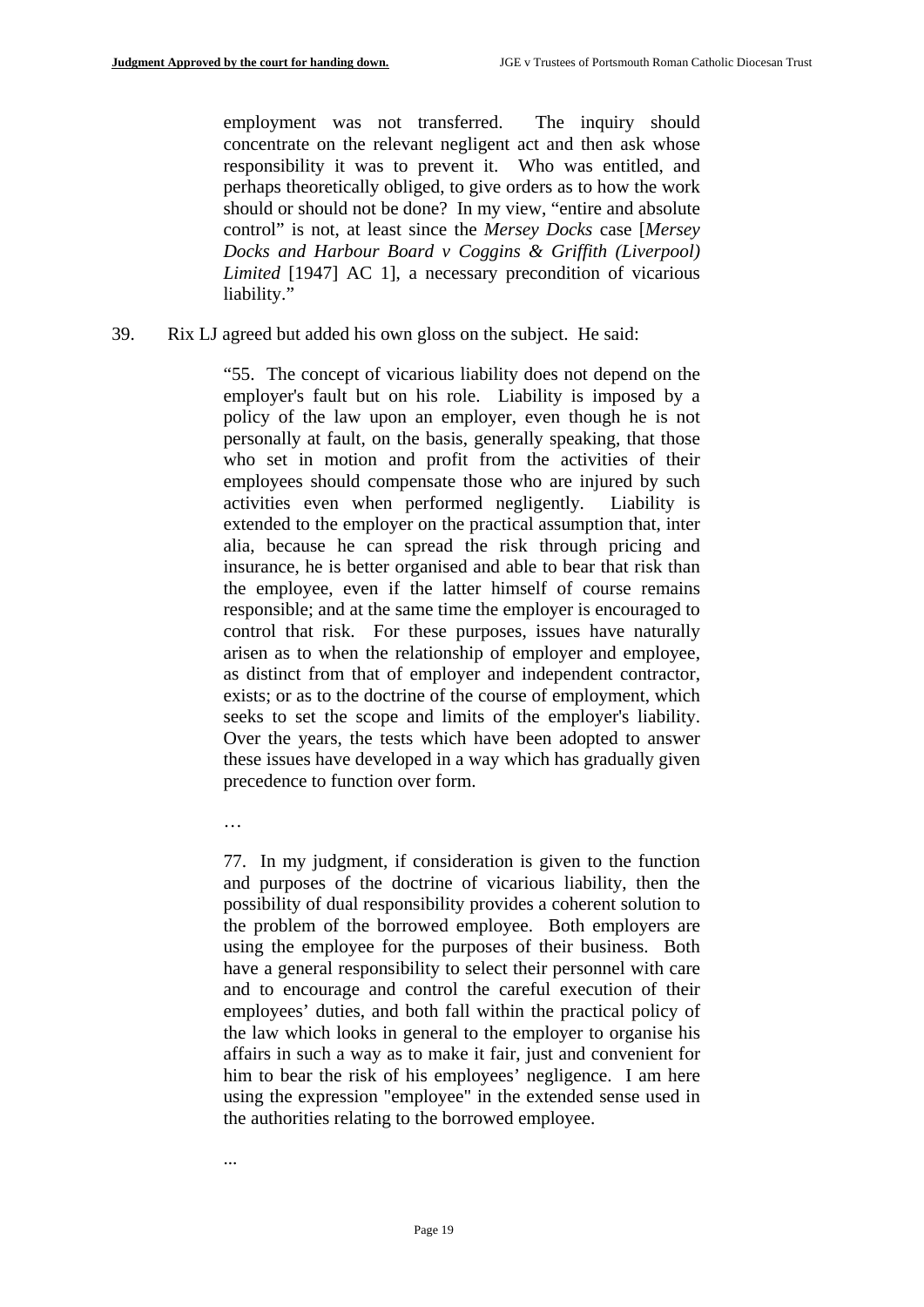> employment was not transferred. The inquiry should concentrate on the relevant negligent act and then ask whose responsibility it was to prevent it. Who was entitled, and perhaps theoretically obliged, to give orders as to how the work should or should not be done? In my view, "entire and absolute control" is not, at least since the *Mersey Docks* case [*Mersey Docks and Harbour Board v Coggins & Griffith (Liverpool) Limited* [1947] AC 1], a necessary precondition of vicarious liability."

39. Rix LJ agreed but added his own gloss on the subject. He said:

> "55. The concept of vicarious liability does not depend on the employer's fault but on his role. Liability is imposed by a policy of the law upon an employer, even though he is not personally at fault, on the basis, generally speaking, that those who set in motion and profit from the activities of their employees should compensate those who are injured by such activities even when performed negligently. Liability is extended to the employer on the practical assumption that, inter alia, because he can spread the risk through pricing and insurance, he is better organised and able to bear that risk than the employee, even if the latter himself of course remains responsible; and at the same time the employer is encouraged to control that risk. For these purposes, issues have naturally arisen as to when the relationship of employer and employee, as distinct from that of employer and independent contractor, exists; or as to the doctrine of the course of employment, which seeks to set the scope and limits of the employer's liability. Over the years, the tests which have been adopted to answer these issues have developed in a way which has gradually given precedence to function over form.
>
> …
>
> 77. In my judgment, if consideration is given to the function and purposes of the doctrine of vicarious liability, then the possibility of dual responsibility provides a coherent solution to the problem of the borrowed employee. Both employers are using the employee for the purposes of their business. Both have a general responsibility to select their personnel with care and to encourage and control the careful execution of their employees' duties, and both fall within the practical policy of the law which looks in general to the employer to organise his affairs in such a way as to make it fair, just and convenient for him to bear the risk of his employees' negligence. I am here using the expression "employee" in the extended sense used in the authorities relating to the borrowed employee.
>
> ...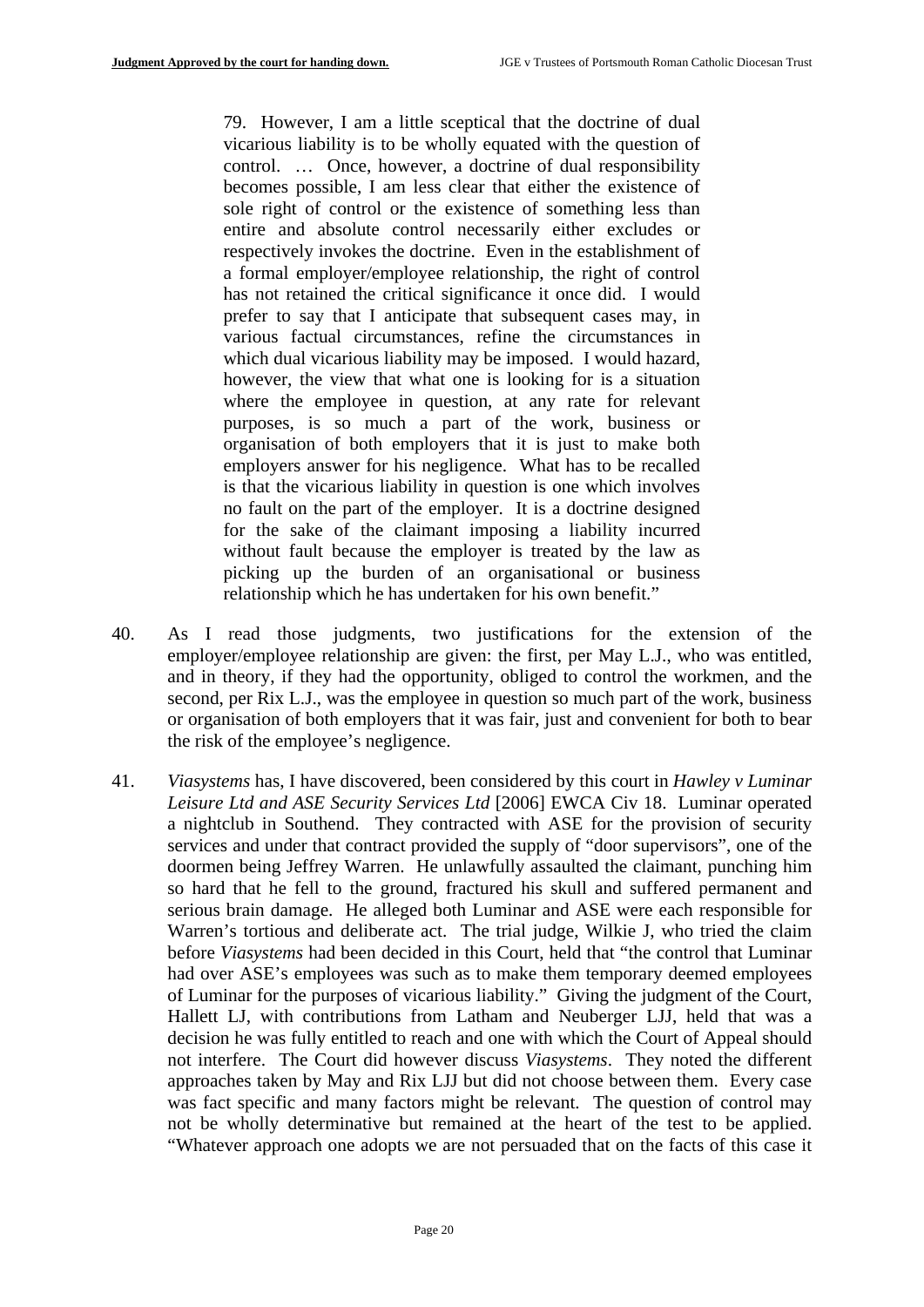> 79. However, I am a little sceptical that the doctrine of dual vicarious liability is to be wholly equated with the question of control. … Once, however, a doctrine of dual responsibility becomes possible, I am less clear that either the existence of sole right of control or the existence of something less than entire and absolute control necessarily either excludes or respectively invokes the doctrine. Even in the establishment of a formal employer/employee relationship, the right of control has not retained the critical significance it once did. I would prefer to say that I anticipate that subsequent cases may, in various factual circumstances, refine the circumstances in which dual vicarious liability may be imposed. I would hazard, however, the view that what one is looking for is a situation where the employee in question, at any rate for relevant purposes, is so much a part of the work, business or organisation of both employers that it is just to make both employers answer for his negligence. What has to be recalled is that the vicarious liability in question is one which involves no fault on the part of the employer. It is a doctrine designed for the sake of the claimant imposing a liability incurred without fault because the employer is treated by the law as picking up the burden of an organisational or business relationship which he has undertaken for his own benefit."

40. As I read those judgments, two justifications for the extension of the employer/employee relationship are given: the first, per May L.J., who was entitled, and in theory, if they had the opportunity, obliged to control the workmen, and the second, per Rix L.J., was the employee in question so much part of the work, business or organisation of both employers that it was fair, just and convenient for both to bear the risk of the employee's negligence.

41. *Viasystems* has, I have discovered, been considered by this court in *Hawley v Luminar Leisure Ltd and ASE Security Services Ltd* [2006] EWCA Civ 18. Luminar operated a nightclub in Southend. They contracted with ASE for the provision of security services and under that contract provided the supply of "door supervisors", one of the doormen being Jeffrey Warren. He unlawfully assaulted the claimant, punching him so hard that he fell to the ground, fractured his skull and suffered permanent and serious brain damage. He alleged both Luminar and ASE were each responsible for Warren's tortious and deliberate act. The trial judge, Wilkie J, who tried the claim before *Viasystems* had been decided in this Court, held that "the control that Luminar had over ASE's employees was such as to make them temporary deemed employees of Luminar for the purposes of vicarious liability." Giving the judgment of the Court, Hallett LJ, with contributions from Latham and Neuberger LJJ, held that was a decision he was fully entitled to reach and one with which the Court of Appeal should not interfere. The Court did however discuss *Viasystems*. They noted the different approaches taken by May and Rix LJJ but did not choose between them. Every case was fact specific and many factors might be relevant. The question of control may not be wholly determinative but remained at the heart of the test to be applied. "Whatever approach one adopts we are not persuaded that on the facts of this case it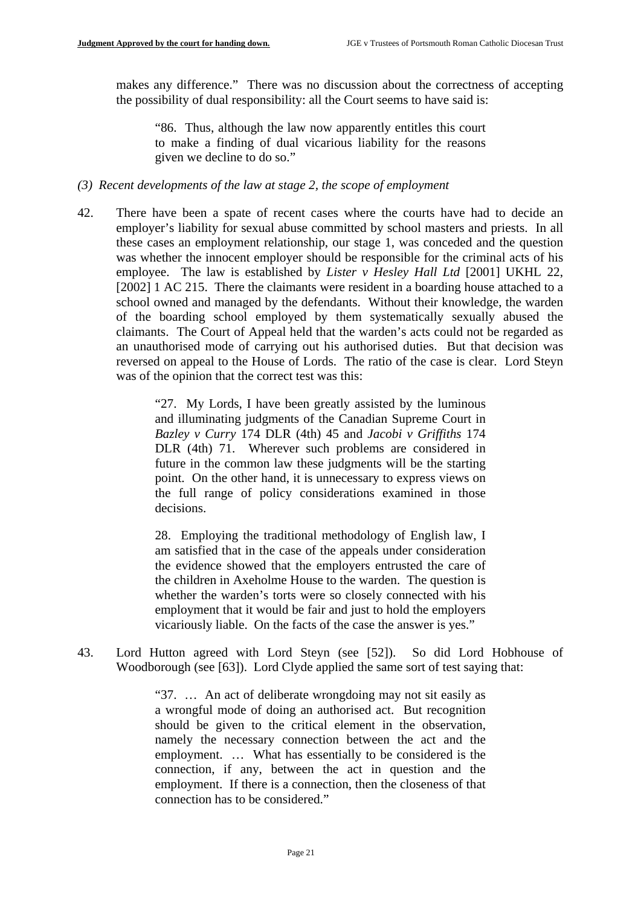makes any difference." There was no discussion about the correctness of accepting the possibility of dual responsibility: all the Court seems to have said is:

> "86. Thus, although the law now apparently entitles this court to make a finding of dual vicarious liability for the reasons given we decline to do so."

*(3) Recent developments of the law at stage 2, the scope of employment*

42. There have been a spate of recent cases where the courts have had to decide an employer's liability for sexual abuse committed by school masters and priests. In all these cases an employment relationship, our stage 1, was conceded and the question was whether the innocent employer should be responsible for the criminal acts of his employee. The law is established by *Lister v Hesley Hall Ltd* [2001] UKHL 22, [2002] 1 AC 215. There the claimants were resident in a boarding house attached to a school owned and managed by the defendants. Without their knowledge, the warden of the boarding school employed by them systematically sexually abused the claimants. The Court of Appeal held that the warden's acts could not be regarded as an unauthorised mode of carrying out his authorised duties. But that decision was reversed on appeal to the House of Lords. The ratio of the case is clear. Lord Steyn was of the opinion that the correct test was this:

> "27. My Lords, I have been greatly assisted by the luminous and illuminating judgments of the Canadian Supreme Court in *Bazley v Curry* 174 DLR (4th) 45 and *Jacobi v Griffiths* 174 DLR (4th) 71. Wherever such problems are considered in future in the common law these judgments will be the starting point. On the other hand, it is unnecessary to express views on the full range of policy considerations examined in those decisions.
>
> 28. Employing the traditional methodology of English law, I am satisfied that in the case of the appeals under consideration the evidence showed that the employers entrusted the care of the children in Axeholme House to the warden. The question is whether the warden's torts were so closely connected with his employment that it would be fair and just to hold the employers vicariously liable. On the facts of the case the answer is yes."

43. Lord Hutton agreed with Lord Steyn (see [52]). So did Lord Hobhouse of Woodborough (see [63]). Lord Clyde applied the same sort of test saying that:

> "37. … An act of deliberate wrongdoing may not sit easily as a wrongful mode of doing an authorised act. But recognition should be given to the critical element in the observation, namely the necessary connection between the act and the employment. … What has essentially to be considered is the connection, if any, between the act in question and the employment. If there is a connection, then the closeness of that connection has to be considered."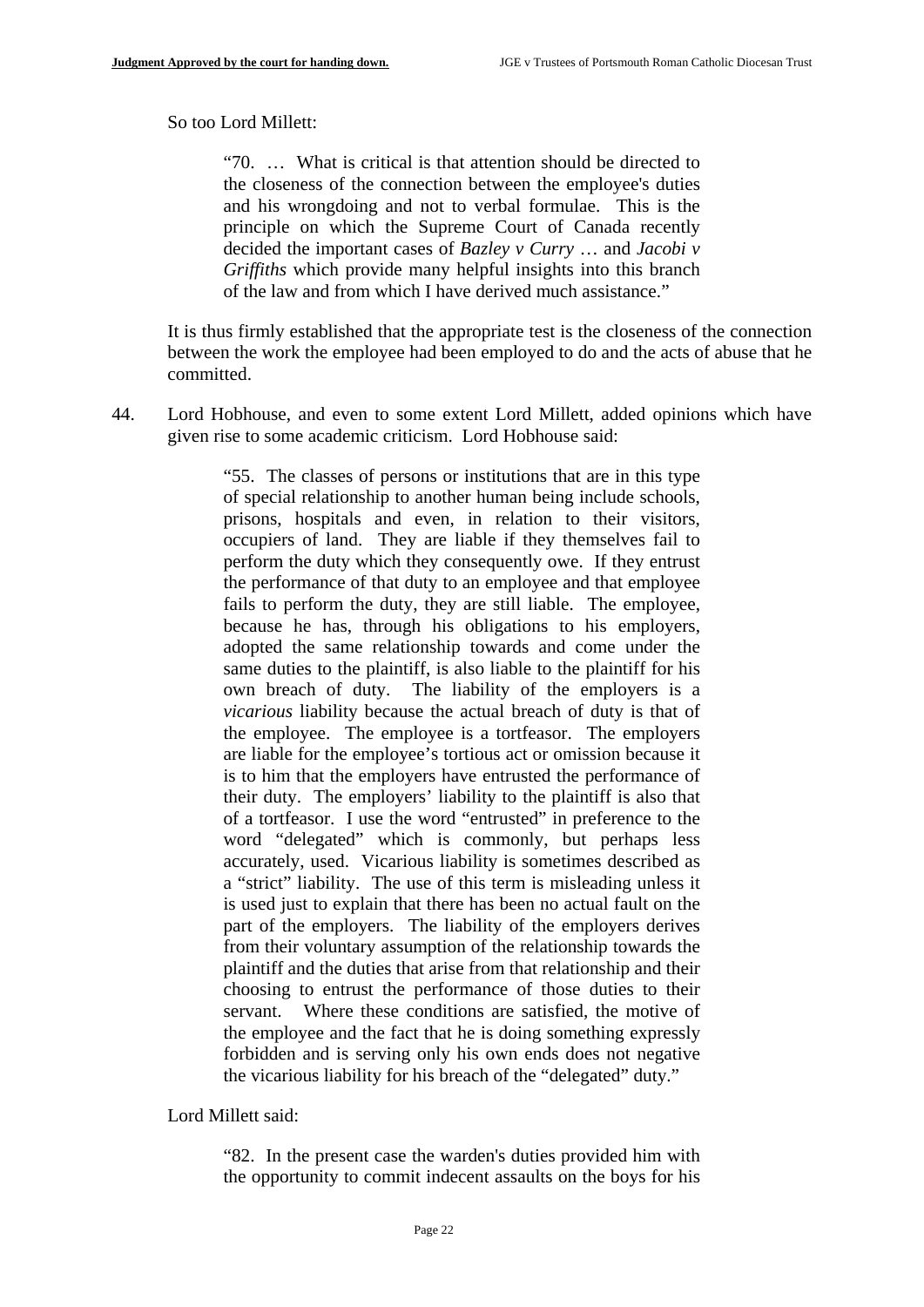So too Lord Millett:

> "70. … What is critical is that attention should be directed to the closeness of the connection between the employee's duties and his wrongdoing and not to verbal formulae. This is the principle on which the Supreme Court of Canada recently decided the important cases of *Bazley v Curry* … and *Jacobi v Griffiths* which provide many helpful insights into this branch of the law and from which I have derived much assistance."

It is thus firmly established that the appropriate test is the closeness of the connection between the work the employee had been employed to do and the acts of abuse that he committed.

44. Lord Hobhouse, and even to some extent Lord Millett, added opinions which have given rise to some academic criticism. Lord Hobhouse said:

> "55. The classes of persons or institutions that are in this type of special relationship to another human being include schools, prisons, hospitals and even, in relation to their visitors, occupiers of land. They are liable if they themselves fail to perform the duty which they consequently owe. If they entrust the performance of that duty to an employee and that employee fails to perform the duty, they are still liable. The employee, because he has, through his obligations to his employers, adopted the same relationship towards and come under the same duties to the plaintiff, is also liable to the plaintiff for his own breach of duty. The liability of the employers is a *vicarious* liability because the actual breach of duty is that of the employee. The employee is a tortfeasor. The employers are liable for the employee's tortious act or omission because it is to him that the employers have entrusted the performance of their duty. The employers' liability to the plaintiff is also that of a tortfeasor. I use the word "entrusted" in preference to the word "delegated" which is commonly, but perhaps less accurately, used. Vicarious liability is sometimes described as a "strict" liability. The use of this term is misleading unless it is used just to explain that there has been no actual fault on the part of the employers. The liability of the employers derives from their voluntary assumption of the relationship towards the plaintiff and the duties that arise from that relationship and their choosing to entrust the performance of those duties to their servant. Where these conditions are satisfied, the motive of the employee and the fact that he is doing something expressly forbidden and is serving only his own ends does not negative the vicarious liability for his breach of the "delegated" duty."

Lord Millett said:

> "82. In the present case the warden's duties provided him with the opportunity to commit indecent assaults on the boys for his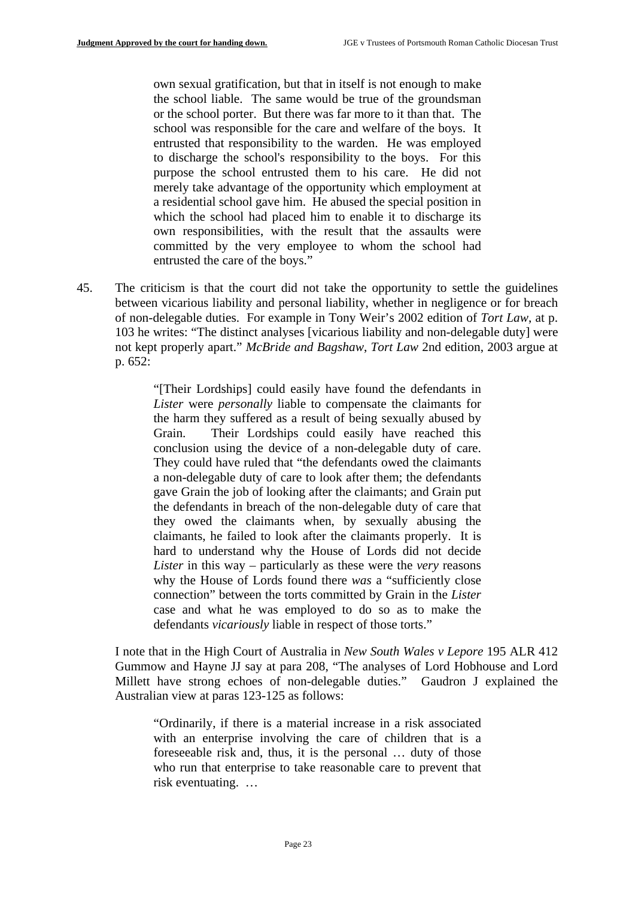> own sexual gratification, but that in itself is not enough to make the school liable. The same would be true of the groundsman or the school porter. But there was far more to it than that. The school was responsible for the care and welfare of the boys. It entrusted that responsibility to the warden. He was employed to discharge the school's responsibility to the boys. For this purpose the school entrusted them to his care. He did not merely take advantage of the opportunity which employment at a residential school gave him. He abused the special position in which the school had placed him to enable it to discharge its own responsibilities, with the result that the assaults were committed by the very employee to whom the school had entrusted the care of the boys."

45. The criticism is that the court did not take the opportunity to settle the guidelines between vicarious liability and personal liability, whether in negligence or for breach of non-delegable duties. For example in Tony Weir's 2002 edition of *Tort Law*, at p. 103 he writes: "The distinct analyses [vicarious liability and non-delegable duty] were not kept properly apart." *McBride and Bagshaw*, *Tort Law* 2nd edition, 2003 argue at p. 652:

> "[Their Lordships] could easily have found the defendants in *Lister* were *personally* liable to compensate the claimants for the harm they suffered as a result of being sexually abused by Grain. Their Lordships could easily have reached this conclusion using the device of a non-delegable duty of care. They could have ruled that "the defendants owed the claimants a non-delegable duty of care to look after them; the defendants gave Grain the job of looking after the claimants; and Grain put the defendants in breach of the non-delegable duty of care that they owed the claimants when, by sexually abusing the claimants, he failed to look after the claimants properly. It is hard to understand why the House of Lords did not decide *Lister* in this way – particularly as these were the *very* reasons why the House of Lords found there *was* a "sufficiently close connection" between the torts committed by Grain in the *Lister* case and what he was employed to do so as to make the defendants *vicariously* liable in respect of those torts."

I note that in the High Court of Australia in *New South Wales v Lepore* 195 ALR 412 Gummow and Hayne JJ say at para 208, "The analyses of Lord Hobhouse and Lord Millett have strong echoes of non-delegable duties." Gaudron J explained the Australian view at paras 123-125 as follows:

> "Ordinarily, if there is a material increase in a risk associated with an enterprise involving the care of children that is a foreseeable risk and, thus, it is the personal … duty of those who run that enterprise to take reasonable care to prevent that risk eventuating. …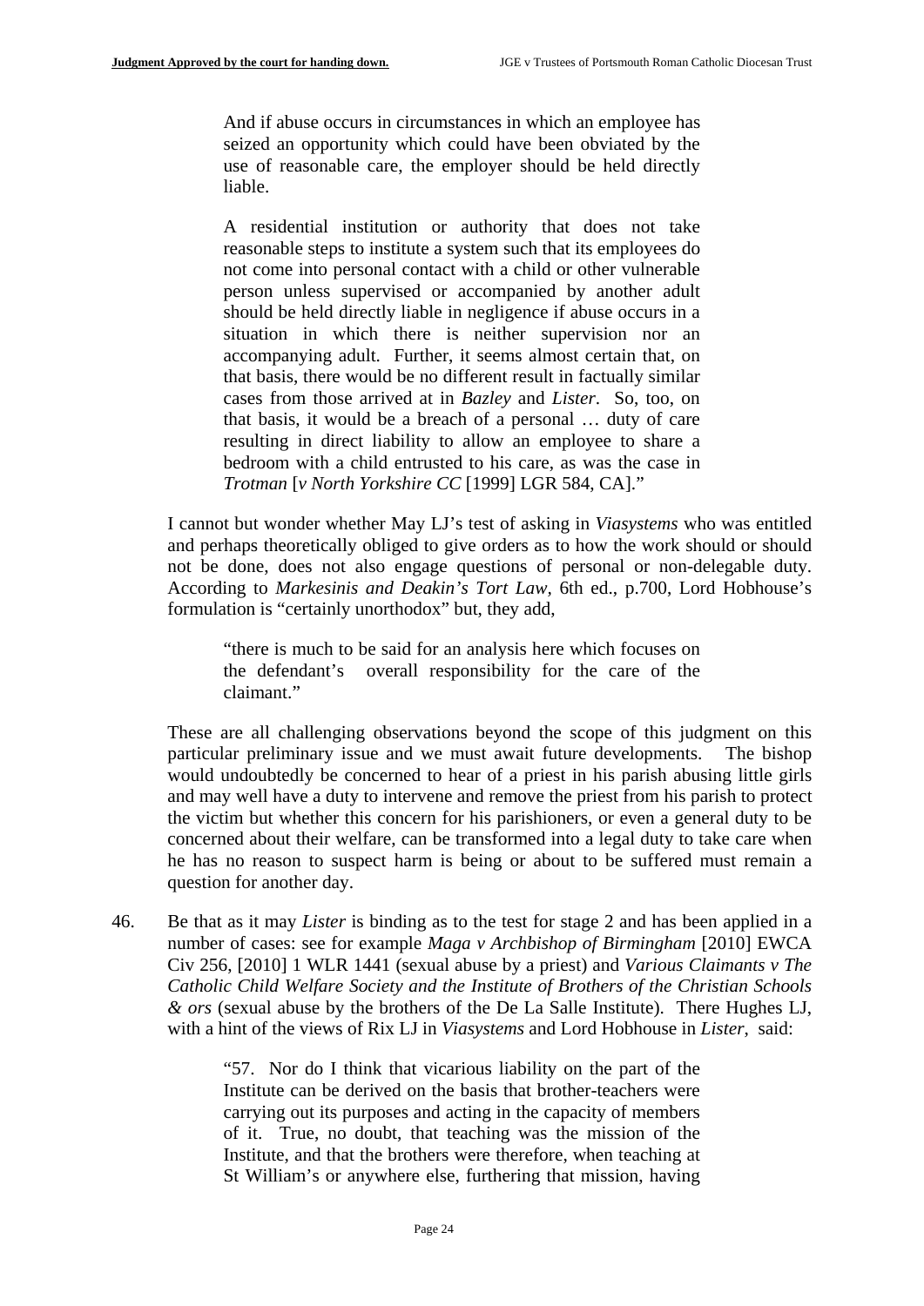> And if abuse occurs in circumstances in which an employee has seized an opportunity which could have been obviated by the use of reasonable care, the employer should be held directly liable.
>
> A residential institution or authority that does not take reasonable steps to institute a system such that its employees do not come into personal contact with a child or other vulnerable person unless supervised or accompanied by another adult should be held directly liable in negligence if abuse occurs in a situation in which there is neither supervision nor an accompanying adult. Further, it seems almost certain that, on that basis, there would be no different result in factually similar cases from those arrived at in *Bazley* and *Lister*. So, too, on that basis, it would be a breach of a personal … duty of care resulting in direct liability to allow an employee to share a bedroom with a child entrusted to his care, as was the case in *Trotman* [*v North Yorkshire CC* [1999] LGR 584, CA]."

I cannot but wonder whether May LJ's test of asking in *Viasystems* who was entitled and perhaps theoretically obliged to give orders as to how the work should or should not be done, does not also engage questions of personal or non-delegable duty. According to *Markesinis and Deakin's Tort Law*, 6th ed., p.700, Lord Hobhouse's formulation is "certainly unorthodox" but, they add,

> "there is much to be said for an analysis here which focuses on the defendant's overall responsibility for the care of the claimant."

These are all challenging observations beyond the scope of this judgment on this particular preliminary issue and we must await future developments. The bishop would undoubtedly be concerned to hear of a priest in his parish abusing little girls and may well have a duty to intervene and remove the priest from his parish to protect the victim but whether this concern for his parishioners, or even a general duty to be concerned about their welfare, can be transformed into a legal duty to take care when he has no reason to suspect harm is being or about to be suffered must remain a question for another day.

46. Be that as it may *Lister* is binding as to the test for stage 2 and has been applied in a number of cases: see for example *Maga v Archbishop of Birmingham* [2010] EWCA Civ 256, [2010] 1 WLR 1441 (sexual abuse by a priest) and *Various Claimants v The Catholic Child Welfare Society and the Institute of Brothers of the Christian Schools & ors* (sexual abuse by the brothers of the De La Salle Institute). There Hughes LJ, with a hint of the views of Rix LJ in *Viasystems* and Lord Hobhouse in *Lister*, said:

> "57. Nor do I think that vicarious liability on the part of the Institute can be derived on the basis that brother-teachers were carrying out its purposes and acting in the capacity of members of it. True, no doubt, that teaching was the mission of the Institute, and that the brothers were therefore, when teaching at St William's or anywhere else, furthering that mission, having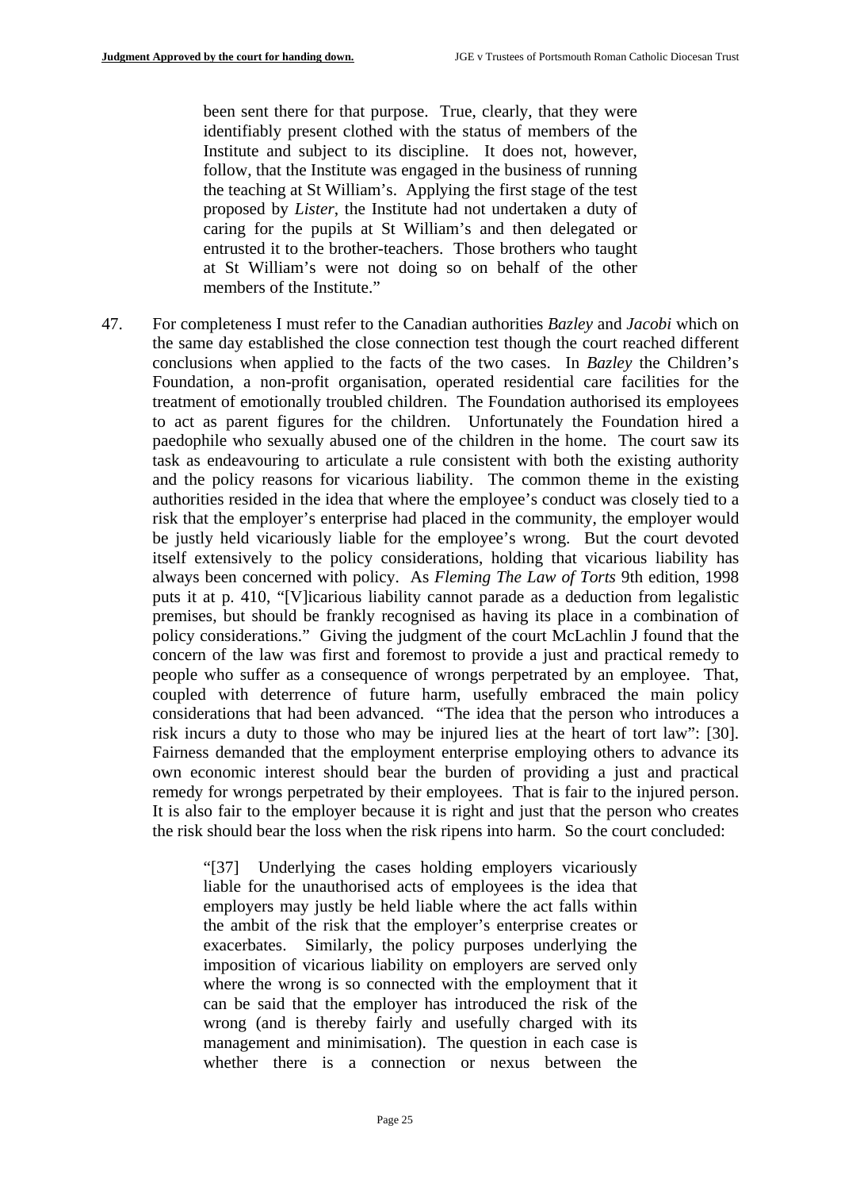> been sent there for that purpose. True, clearly, that they were identifiably present clothed with the status of members of the Institute and subject to its discipline. It does not, however, follow, that the Institute was engaged in the business of running the teaching at St William's. Applying the first stage of the test proposed by *Lister*, the Institute had not undertaken a duty of caring for the pupils at St William's and then delegated or entrusted it to the brother-teachers. Those brothers who taught at St William's were not doing so on behalf of the other members of the Institute."

47. For completeness I must refer to the Canadian authorities *Bazley* and *Jacobi* which on the same day established the close connection test though the court reached different conclusions when applied to the facts of the two cases. In *Bazley* the Children's Foundation, a non-profit organisation, operated residential care facilities for the treatment of emotionally troubled children. The Foundation authorised its employees to act as parent figures for the children. Unfortunately the Foundation hired a paedophile who sexually abused one of the children in the home. The court saw its task as endeavouring to articulate a rule consistent with both the existing authority and the policy reasons for vicarious liability. The common theme in the existing authorities resided in the idea that where the employee's conduct was closely tied to a risk that the employer's enterprise had placed in the community, the employer would be justly held vicariously liable for the employee's wrong. But the court devoted itself extensively to the policy considerations, holding that vicarious liability has always been concerned with policy. As *Fleming The Law of Torts* 9th edition, 1998 puts it at p. 410, "[V]icarious liability cannot parade as a deduction from legalistic premises, but should be frankly recognised as having its place in a combination of policy considerations." Giving the judgment of the court McLachlin J found that the concern of the law was first and foremost to provide a just and practical remedy to people who suffer as a consequence of wrongs perpetrated by an employee. That, coupled with deterrence of future harm, usefully embraced the main policy considerations that had been advanced. "The idea that the person who introduces a risk incurs a duty to those who may be injured lies at the heart of tort law": [30]. Fairness demanded that the employment enterprise employing others to advance its own economic interest should bear the burden of providing a just and practical remedy for wrongs perpetrated by their employees. That is fair to the injured person. It is also fair to the employer because it is right and just that the person who creates the risk should bear the loss when the risk ripens into harm. So the court concluded:

> "[37] Underlying the cases holding employers vicariously liable for the unauthorised acts of employees is the idea that employers may justly be held liable where the act falls within the ambit of the risk that the employer's enterprise creates or exacerbates. Similarly, the policy purposes underlying the imposition of vicarious liability on employers are served only where the wrong is so connected with the employment that it can be said that the employer has introduced the risk of the wrong (and is thereby fairly and usefully charged with its management and minimisation). The question in each case is whether there is a connection or nexus between the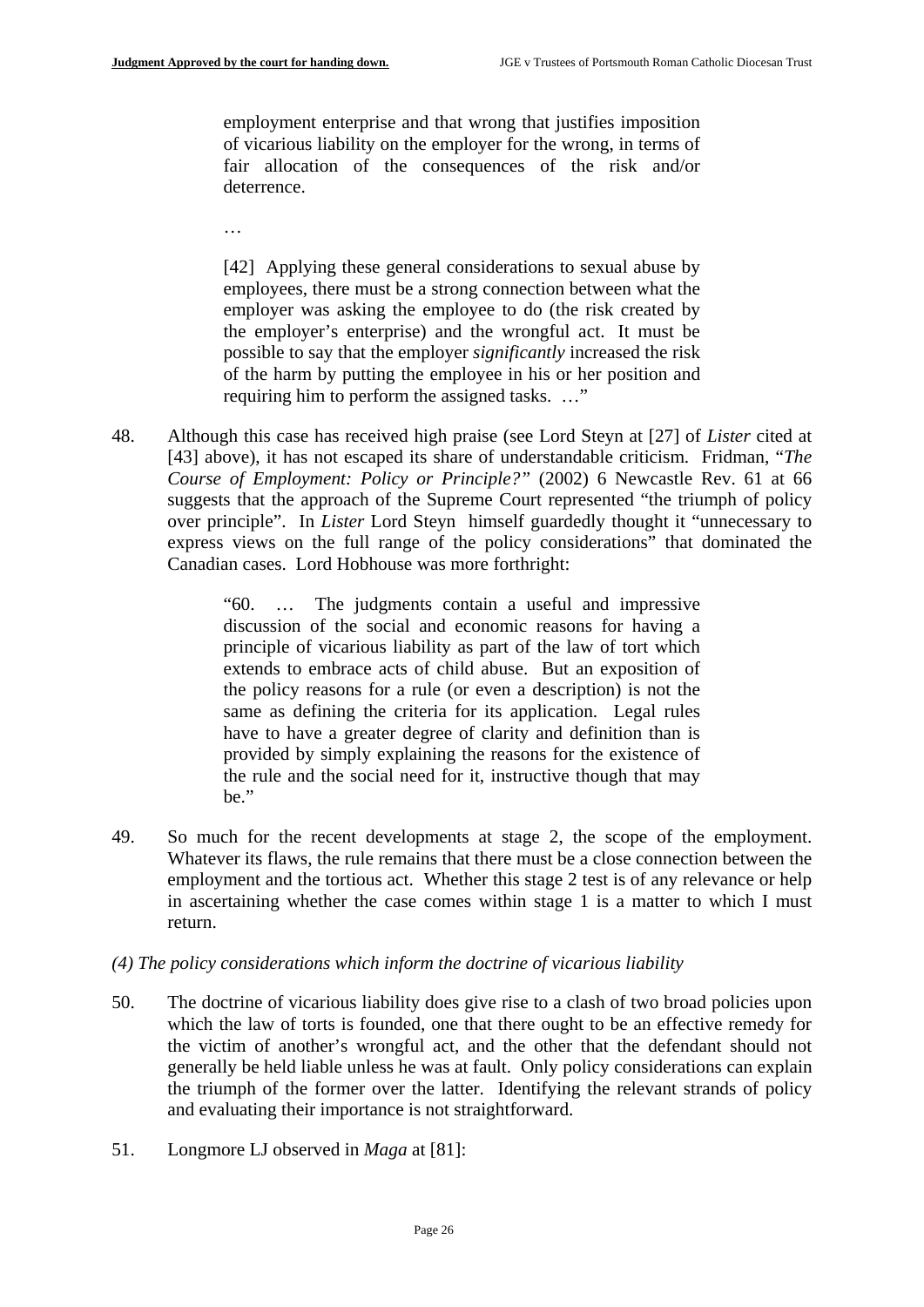> employment enterprise and that wrong that justifies imposition of vicarious liability on the employer for the wrong, in terms of fair allocation of the consequences of the risk and/or deterrence.
>
> …
>
> [42] Applying these general considerations to sexual abuse by employees, there must be a strong connection between what the employer was asking the employee to do (the risk created by the employer's enterprise) and the wrongful act. It must be possible to say that the employer *significantly* increased the risk of the harm by putting the employee in his or her position and requiring him to perform the assigned tasks. …"

48. Although this case has received high praise (see Lord Steyn at [27] of *Lister* cited at [43] above), it has not escaped its share of understandable criticism. Fridman, "*The Course of Employment: Policy or Principle?"* (2002) 6 Newcastle Rev. 61 at 66 suggests that the approach of the Supreme Court represented "the triumph of policy over principle". In *Lister* Lord Steyn himself guardedly thought it "unnecessary to express views on the full range of the policy considerations" that dominated the Canadian cases. Lord Hobhouse was more forthright:

> "60. … The judgments contain a useful and impressive discussion of the social and economic reasons for having a principle of vicarious liability as part of the law of tort which extends to embrace acts of child abuse. But an exposition of the policy reasons for a rule (or even a description) is not the same as defining the criteria for its application. Legal rules have to have a greater degree of clarity and definition than is provided by simply explaining the reasons for the existence of the rule and the social need for it, instructive though that may be."

49. So much for the recent developments at stage 2, the scope of the employment. Whatever its flaws, the rule remains that there must be a close connection between the employment and the tortious act. Whether this stage 2 test is of any relevance or help in ascertaining whether the case comes within stage 1 is a matter to which I must return.

*(4) The policy considerations which inform the doctrine of vicarious liability*

50. The doctrine of vicarious liability does give rise to a clash of two broad policies upon which the law of torts is founded, one that there ought to be an effective remedy for the victim of another's wrongful act, and the other that the defendant should not generally be held liable unless he was at fault. Only policy considerations can explain the triumph of the former over the latter. Identifying the relevant strands of policy and evaluating their importance is not straightforward.

51. Longmore LJ observed in *Maga* at [81]: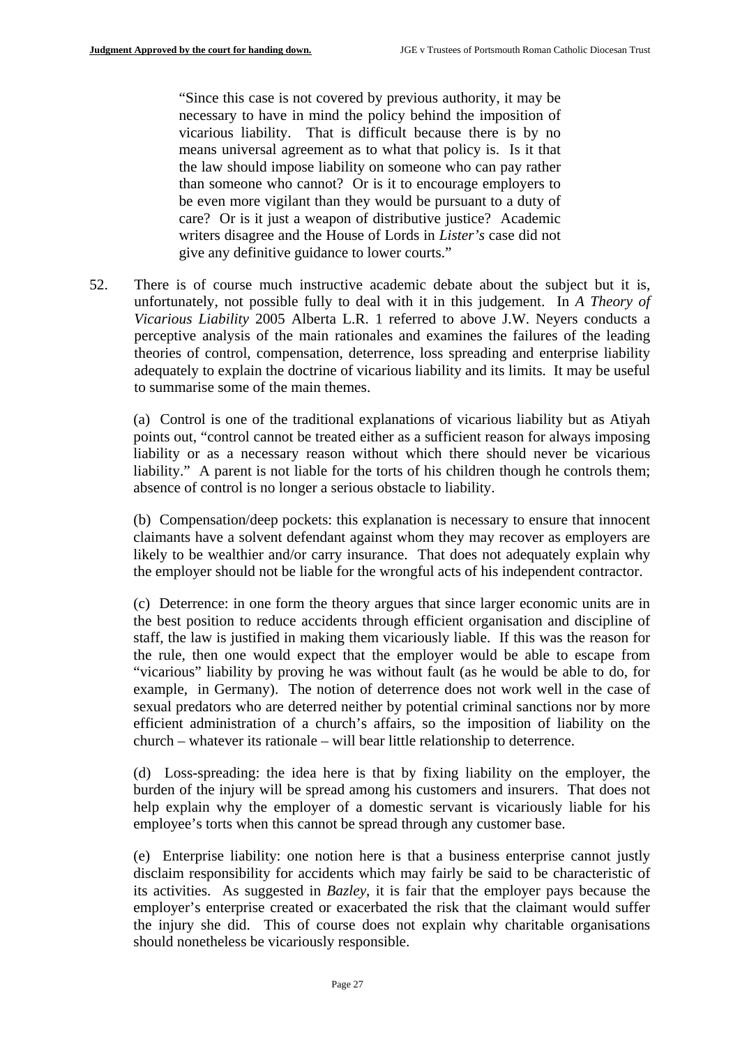> "Since this case is not covered by previous authority, it may be necessary to have in mind the policy behind the imposition of vicarious liability. That is difficult because there is by no means universal agreement as to what that policy is. Is it that the law should impose liability on someone who can pay rather than someone who cannot? Or is it to encourage employers to be even more vigilant than they would be pursuant to a duty of care? Or is it just a weapon of distributive justice? Academic writers disagree and the House of Lords in *Lister's* case did not give any definitive guidance to lower courts."

52. There is of course much instructive academic debate about the subject but it is, unfortunately, not possible fully to deal with it in this judgement. In *A Theory of Vicarious Liability* 2005 Alberta L.R. 1 referred to above J.W. Neyers conducts a perceptive analysis of the main rationales and examines the failures of the leading theories of control, compensation, deterrence, loss spreading and enterprise liability adequately to explain the doctrine of vicarious liability and its limits. It may be useful to summarise some of the main themes.

    (a) Control is one of the traditional explanations of vicarious liability but as Atiyah points out, "control cannot be treated either as a sufficient reason for always imposing liability or as a necessary reason without which there should never be vicarious liability." A parent is not liable for the torts of his children though he controls them; absence of control is no longer a serious obstacle to liability.

    (b) Compensation/deep pockets: this explanation is necessary to ensure that innocent claimants have a solvent defendant against whom they may recover as employers are likely to be wealthier and/or carry insurance. That does not adequately explain why the employer should not be liable for the wrongful acts of his independent contractor.

    (c) Deterrence: in one form the theory argues that since larger economic units are in the best position to reduce accidents through efficient organisation and discipline of staff, the law is justified in making them vicariously liable. If this was the reason for the rule, then one would expect that the employer would be able to escape from "vicarious" liability by proving he was without fault (as he would be able to do, for example, in Germany). The notion of deterrence does not work well in the case of sexual predators who are deterred neither by potential criminal sanctions nor by more efficient administration of a church's affairs, so the imposition of liability on the church – whatever its rationale – will bear little relationship to deterrence.

    (d) Loss-spreading: the idea here is that by fixing liability on the employer, the burden of the injury will be spread among his customers and insurers. That does not help explain why the employer of a domestic servant is vicariously liable for his employee's torts when this cannot be spread through any customer base.

    (e) Enterprise liability: one notion here is that a business enterprise cannot justly disclaim responsibility for accidents which may fairly be said to be characteristic of its activities. As suggested in *Bazley*, it is fair that the employer pays because the employer's enterprise created or exacerbated the risk that the claimant would suffer the injury she did. This of course does not explain why charitable organisations should nonetheless be vicariously responsible.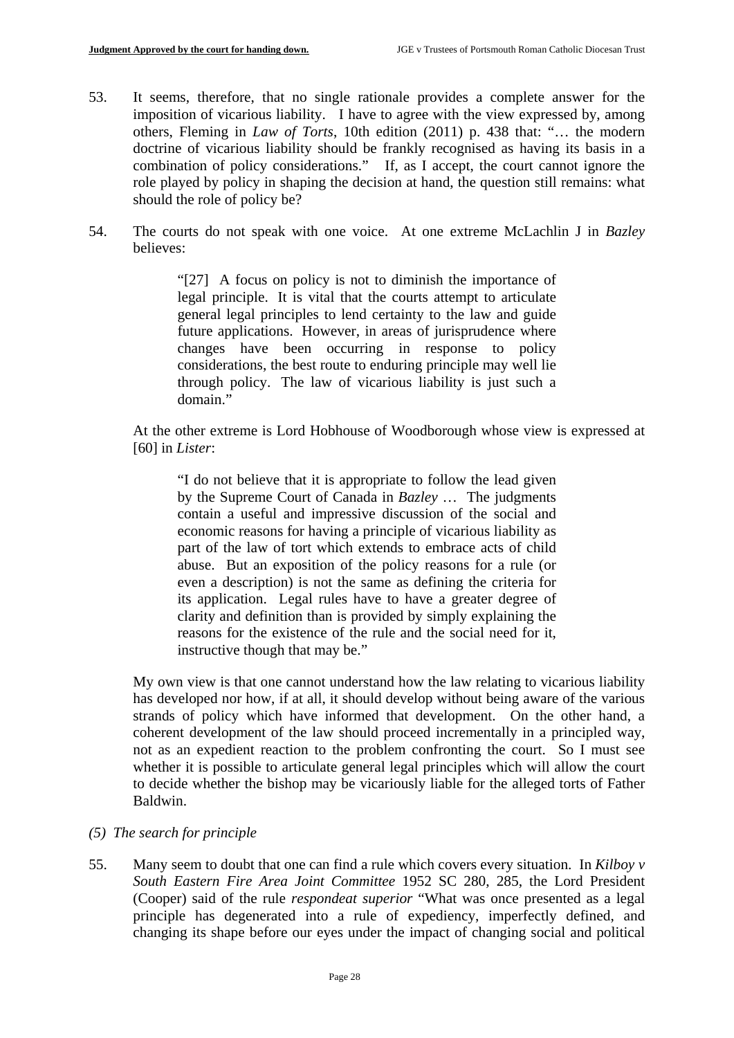53. It seems, therefore, that no single rationale provides a complete answer for the imposition of vicarious liability. I have to agree with the view expressed by, among others, Fleming in *Law of Torts*, 10th edition (2011) p. 438 that: "… the modern doctrine of vicarious liability should be frankly recognised as having its basis in a combination of policy considerations." If, as I accept, the court cannot ignore the role played by policy in shaping the decision at hand, the question still remains: what should the role of policy be?

54. The courts do not speak with one voice. At one extreme McLachlin J in *Bazley* believes:

> "[27] A focus on policy is not to diminish the importance of legal principle. It is vital that the courts attempt to articulate general legal principles to lend certainty to the law and guide future applications. However, in areas of jurisprudence where changes have been occurring in response to policy considerations, the best route to enduring principle may well lie through policy. The law of vicarious liability is just such a domain."

At the other extreme is Lord Hobhouse of Woodborough whose view is expressed at [60] in *Lister*:

> "I do not believe that it is appropriate to follow the lead given by the Supreme Court of Canada in *Bazley* … The judgments contain a useful and impressive discussion of the social and economic reasons for having a principle of vicarious liability as part of the law of tort which extends to embrace acts of child abuse. But an exposition of the policy reasons for a rule (or even a description) is not the same as defining the criteria for its application. Legal rules have to have a greater degree of clarity and definition than is provided by simply explaining the reasons for the existence of the rule and the social need for it, instructive though that may be."

My own view is that one cannot understand how the law relating to vicarious liability has developed nor how, if at all, it should develop without being aware of the various strands of policy which have informed that development. On the other hand, a coherent development of the law should proceed incrementally in a principled way, not as an expedient reaction to the problem confronting the court. So I must see whether it is possible to articulate general legal principles which will allow the court to decide whether the bishop may be vicariously liable for the alleged torts of Father Baldwin.

*(5) The search for principle*

55. Many seem to doubt that one can find a rule which covers every situation. In *Kilboy v South Eastern Fire Area Joint Committee* 1952 SC 280, 285, the Lord President (Cooper) said of the rule *respondeat superior* "What was once presented as a legal principle has degenerated into a rule of expediency, imperfectly defined, and changing its shape before our eyes under the impact of changing social and political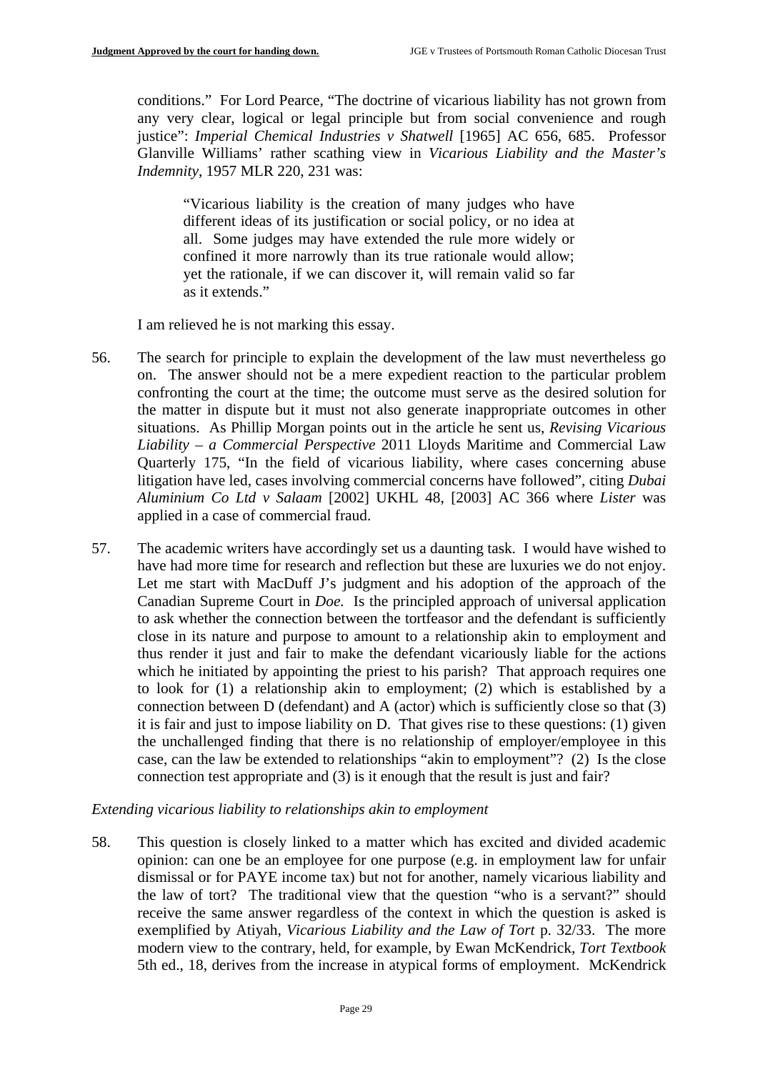conditions." For Lord Pearce, "The doctrine of vicarious liability has not grown from any very clear, logical or legal principle but from social convenience and rough justice": *Imperial Chemical Industries v Shatwell* [1965] AC 656, 685. Professor Glanville Williams' rather scathing view in *Vicarious Liability and the Master's Indemnity*, 1957 MLR 220, 231 was:

> "Vicarious liability is the creation of many judges who have different ideas of its justification or social policy, or no idea at all. Some judges may have extended the rule more widely or confined it more narrowly than its true rationale would allow; yet the rationale, if we can discover it, will remain valid so far as it extends."

I am relieved he is not marking this essay.

56. The search for principle to explain the development of the law must nevertheless go on. The answer should not be a mere expedient reaction to the particular problem confronting the court at the time; the outcome must serve as the desired solution for the matter in dispute but it must not also generate inappropriate outcomes in other situations. As Phillip Morgan points out in the article he sent us, *Revising Vicarious Liability – a Commercial Perspective* 2011 Lloyds Maritime and Commercial Law Quarterly 175, "In the field of vicarious liability, where cases concerning abuse litigation have led, cases involving commercial concerns have followed", citing *Dubai Aluminium Co Ltd v Salaam* [2002] UKHL 48, [2003] AC 366 where *Lister* was applied in a case of commercial fraud.

57. The academic writers have accordingly set us a daunting task. I would have wished to have had more time for research and reflection but these are luxuries we do not enjoy. Let me start with MacDuff J's judgment and his adoption of the approach of the Canadian Supreme Court in *Doe.* Is the principled approach of universal application to ask whether the connection between the tortfeasor and the defendant is sufficiently close in its nature and purpose to amount to a relationship akin to employment and thus render it just and fair to make the defendant vicariously liable for the actions which he initiated by appointing the priest to his parish? That approach requires one to look for (1) a relationship akin to employment; (2) which is established by a connection between D (defendant) and A (actor) which is sufficiently close so that (3) it is fair and just to impose liability on D. That gives rise to these questions: (1) given the unchallenged finding that there is no relationship of employer/employee in this case, can the law be extended to relationships "akin to employment"? (2) Is the close connection test appropriate and (3) is it enough that the result is just and fair?

*Extending vicarious liability to relationships akin to employment*

58. This question is closely linked to a matter which has excited and divided academic opinion: can one be an employee for one purpose (e.g. in employment law for unfair dismissal or for PAYE income tax) but not for another, namely vicarious liability and the law of tort? The traditional view that the question "who is a servant?" should receive the same answer regardless of the context in which the question is asked is exemplified by Atiyah, *Vicarious Liability and the Law of Tort* p. 32/33. The more modern view to the contrary, held, for example, by Ewan McKendrick, *Tort Textbook* 5th ed., 18, derives from the increase in atypical forms of employment. McKendrick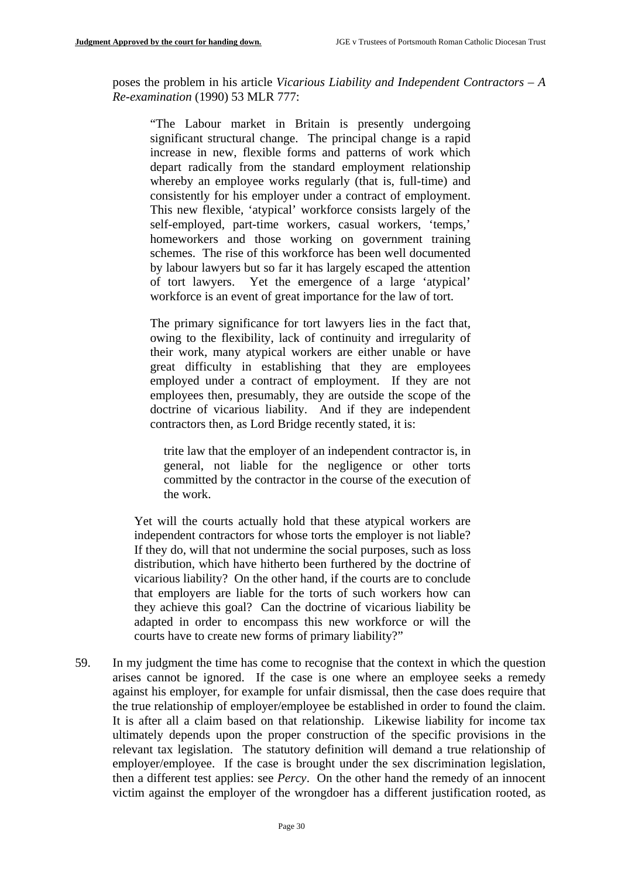poses the problem in his article *Vicarious Liability and Independent Contractors – A Re-examination* (1990) 53 MLR 777:

> "The Labour market in Britain is presently undergoing significant structural change. The principal change is a rapid increase in new, flexible forms and patterns of work which depart radically from the standard employment relationship whereby an employee works regularly (that is, full-time) and consistently for his employer under a contract of employment. This new flexible, 'atypical' workforce consists largely of the self-employed, part-time workers, casual workers, 'temps,' homeworkers and those working on government training schemes. The rise of this workforce has been well documented by labour lawyers but so far it has largely escaped the attention of tort lawyers. Yet the emergence of a large 'atypical' workforce is an event of great importance for the law of tort.
>
> The primary significance for tort lawyers lies in the fact that, owing to the flexibility, lack of continuity and irregularity of their work, many atypical workers are either unable or have great difficulty in establishing that they are employees employed under a contract of employment. If they are not employees then, presumably, they are outside the scope of the doctrine of vicarious liability. And if they are independent contractors then, as Lord Bridge recently stated, it is:
>
> > trite law that the employer of an independent contractor is, in general, not liable for the negligence or other torts committed by the contractor in the course of the execution of the work.
>
> Yet will the courts actually hold that these atypical workers are independent contractors for whose torts the employer is not liable? If they do, will that not undermine the social purposes, such as loss distribution, which have hitherto been furthered by the doctrine of vicarious liability? On the other hand, if the courts are to conclude that employers are liable for the torts of such workers how can they achieve this goal? Can the doctrine of vicarious liability be adapted in order to encompass this new workforce or will the courts have to create new forms of primary liability?"

59. In my judgment the time has come to recognise that the context in which the question arises cannot be ignored. If the case is one where an employee seeks a remedy against his employer, for example for unfair dismissal, then the case does require that the true relationship of employer/employee be established in order to found the claim. It is after all a claim based on that relationship. Likewise liability for income tax ultimately depends upon the proper construction of the specific provisions in the relevant tax legislation. The statutory definition will demand a true relationship of employer/employee. If the case is brought under the sex discrimination legislation, then a different test applies: see *Percy*. On the other hand the remedy of an innocent victim against the employer of the wrongdoer has a different justification rooted, as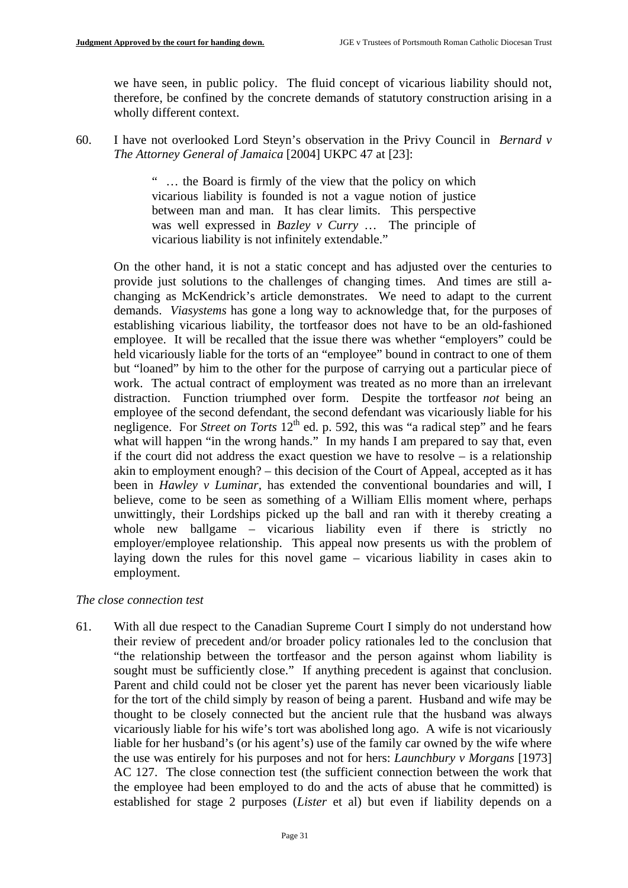we have seen, in public policy. The fluid concept of vicarious liability should not, therefore, be confined by the concrete demands of statutory construction arising in a wholly different context.

60. I have not overlooked Lord Steyn's observation in the Privy Council in *Bernard v The Attorney General of Jamaica* [2004] UKPC 47 at [23]:

> " … the Board is firmly of the view that the policy on which vicarious liability is founded is not a vague notion of justice between man and man. It has clear limits. This perspective was well expressed in *Bazley v Curry* … The principle of vicarious liability is not infinitely extendable."

On the other hand, it is not a static concept and has adjusted over the centuries to provide just solutions to the challenges of changing times. And times are still a-changing as McKendrick's article demonstrates. We need to adapt to the current demands. *Viasystems* has gone a long way to acknowledge that, for the purposes of establishing vicarious liability, the tortfeasor does not have to be an old-fashioned employee. It will be recalled that the issue there was whether "employers" could be held vicariously liable for the torts of an "employee" bound in contract to one of them but "loaned" by him to the other for the purpose of carrying out a particular piece of work. The actual contract of employment was treated as no more than an irrelevant distraction. Function triumphed over form. Despite the tortfeasor *not* being an employee of the second defendant, the second defendant was vicariously liable for his negligence. For *Street on Torts* 12th ed. p. 592, this was "a radical step" and he fears what will happen "in the wrong hands." In my hands I am prepared to say that, even if the court did not address the exact question we have to resolve – is a relationship akin to employment enough? – this decision of the Court of Appeal, accepted as it has been in *Hawley v Luminar*, has extended the conventional boundaries and will, I believe, come to be seen as something of a William Ellis moment where, perhaps unwittingly, their Lordships picked up the ball and ran with it thereby creating a whole new ballgame – vicarious liability even if there is strictly no employer/employee relationship. This appeal now presents us with the problem of laying down the rules for this novel game – vicarious liability in cases akin to employment.

*The close connection test*

61. With all due respect to the Canadian Supreme Court I simply do not understand how their review of precedent and/or broader policy rationales led to the conclusion that "the relationship between the tortfeasor and the person against whom liability is sought must be sufficiently close." If anything precedent is against that conclusion. Parent and child could not be closer yet the parent has never been vicariously liable for the tort of the child simply by reason of being a parent. Husband and wife may be thought to be closely connected but the ancient rule that the husband was always vicariously liable for his wife's tort was abolished long ago. A wife is not vicariously liable for her husband's (or his agent's) use of the family car owned by the wife where the use was entirely for his purposes and not for hers: *Launchbury v Morgans* [1973] AC 127. The close connection test (the sufficient connection between the work that the employee had been employed to do and the acts of abuse that he committed) is established for stage 2 purposes (*Lister* et al) but even if liability depends on a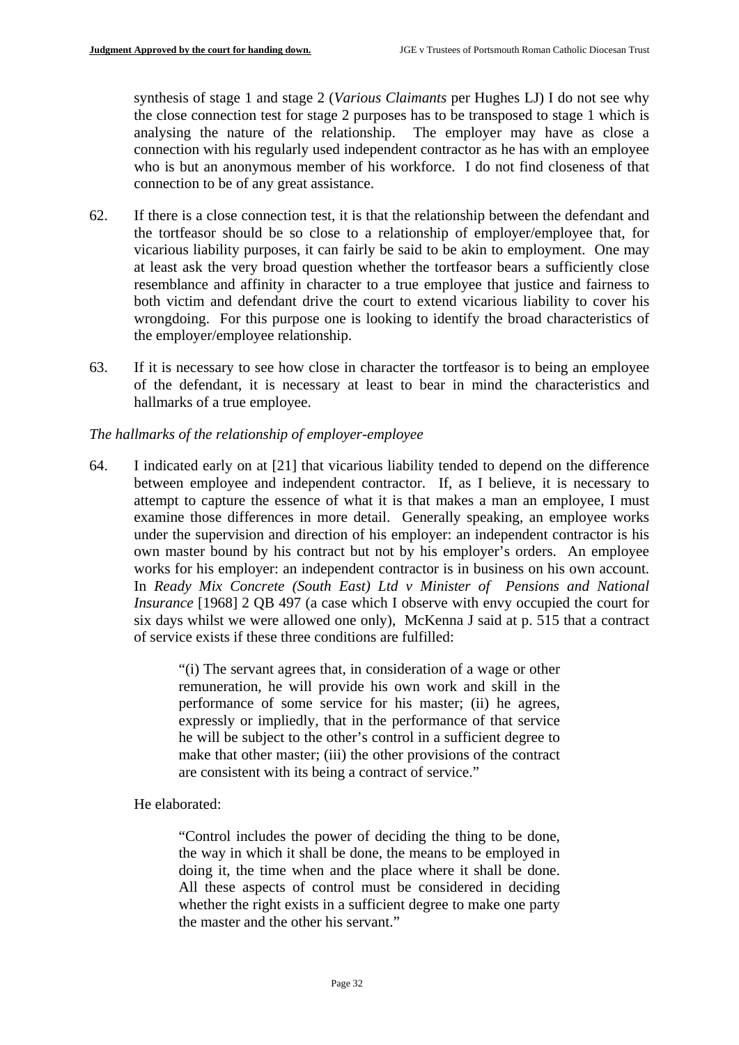synthesis of stage 1 and stage 2 (*Various Claimants* per Hughes LJ) I do not see why the close connection test for stage 2 purposes has to be transposed to stage 1 which is analysing the nature of the relationship. The employer may have as close a connection with his regularly used independent contractor as he has with an employee who is but an anonymous member of his workforce. I do not find closeness of that connection to be of any great assistance.

62. If there is a close connection test, it is that the relationship between the defendant and the tortfeasor should be so close to a relationship of employer/employee that, for vicarious liability purposes, it can fairly be said to be akin to employment. One may at least ask the very broad question whether the tortfeasor bears a sufficiently close resemblance and affinity in character to a true employee that justice and fairness to both victim and defendant drive the court to extend vicarious liability to cover his wrongdoing. For this purpose one is looking to identify the broad characteristics of the employer/employee relationship.

63. If it is necessary to see how close in character the tortfeasor is to being an employee of the defendant, it is necessary at least to bear in mind the characteristics and hallmarks of a true employee.

*The hallmarks of the relationship of employer-employee*

64. I indicated early on at [21] that vicarious liability tended to depend on the difference between employee and independent contractor. If, as I believe, it is necessary to attempt to capture the essence of what it is that makes a man an employee, I must examine those differences in more detail. Generally speaking, an employee works under the supervision and direction of his employer: an independent contractor is his own master bound by his contract but not by his employer's orders. An employee works for his employer: an independent contractor is in business on his own account. In *Ready Mix Concrete (South East) Ltd v Minister of Pensions and National Insurance* [1968] 2 QB 497 (a case which I observe with envy occupied the court for six days whilst we were allowed one only), McKenna J said at p. 515 that a contract of service exists if these three conditions are fulfilled:

> "(i) The servant agrees that, in consideration of a wage or other remuneration, he will provide his own work and skill in the performance of some service for his master; (ii) he agrees, expressly or impliedly, that in the performance of that service he will be subject to the other's control in a sufficient degree to make that other master; (iii) the other provisions of the contract are consistent with its being a contract of service."

He elaborated:

> "Control includes the power of deciding the thing to be done, the way in which it shall be done, the means to be employed in doing it, the time when and the place where it shall be done. All these aspects of control must be considered in deciding whether the right exists in a sufficient degree to make one party the master and the other his servant."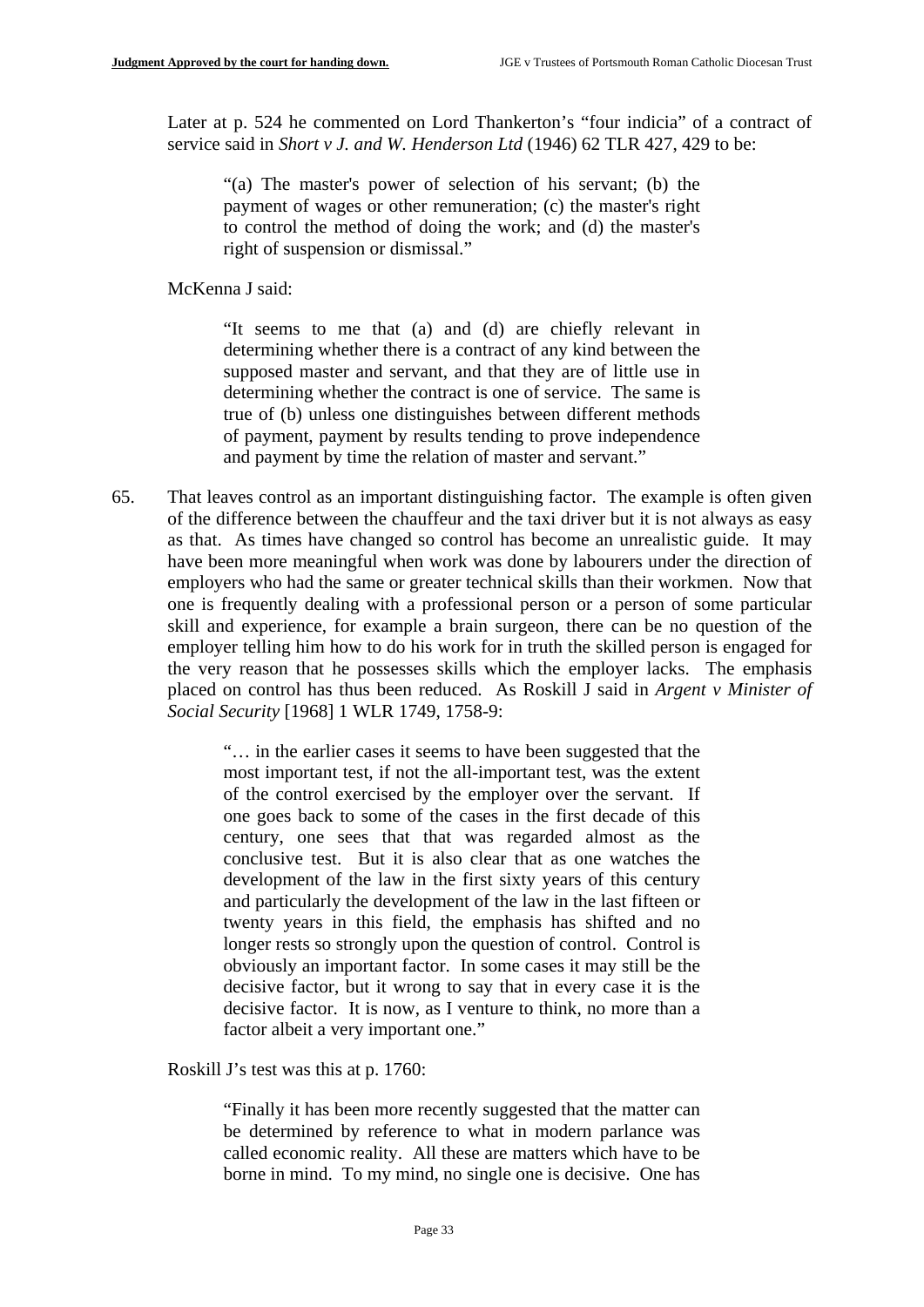Later at p. 524 he commented on Lord Thankerton's "four indicia" of a contract of service said in *Short v J. and W. Henderson Ltd* (1946) 62 TLR 427, 429 to be:

> "(a) The master's power of selection of his servant; (b) the payment of wages or other remuneration; (c) the master's right to control the method of doing the work; and (d) the master's right of suspension or dismissal."

McKenna J said:

> "It seems to me that (a) and (d) are chiefly relevant in determining whether there is a contract of any kind between the supposed master and servant, and that they are of little use in determining whether the contract is one of service. The same is true of (b) unless one distinguishes between different methods of payment, payment by results tending to prove independence and payment by time the relation of master and servant."

65. That leaves control as an important distinguishing factor. The example is often given of the difference between the chauffeur and the taxi driver but it is not always as easy as that. As times have changed so control has become an unrealistic guide. It may have been more meaningful when work was done by labourers under the direction of employers who had the same or greater technical skills than their workmen. Now that one is frequently dealing with a professional person or a person of some particular skill and experience, for example a brain surgeon, there can be no question of the employer telling him how to do his work for in truth the skilled person is engaged for the very reason that he possesses skills which the employer lacks. The emphasis placed on control has thus been reduced. As Roskill J said in *Argent v Minister of Social Security* [1968] 1 WLR 1749, 1758-9:

> "… in the earlier cases it seems to have been suggested that the most important test, if not the all-important test, was the extent of the control exercised by the employer over the servant. If one goes back to some of the cases in the first decade of this century, one sees that that was regarded almost as the conclusive test. But it is also clear that as one watches the development of the law in the first sixty years of this century and particularly the development of the law in the last fifteen or twenty years in this field, the emphasis has shifted and no longer rests so strongly upon the question of control. Control is obviously an important factor. In some cases it may still be the decisive factor, but it wrong to say that in every case it is the decisive factor. It is now, as I venture to think, no more than a factor albeit a very important one."

Roskill J's test was this at p. 1760:

> "Finally it has been more recently suggested that the matter can be determined by reference to what in modern parlance was called economic reality. All these are matters which have to be borne in mind. To my mind, no single one is decisive. One has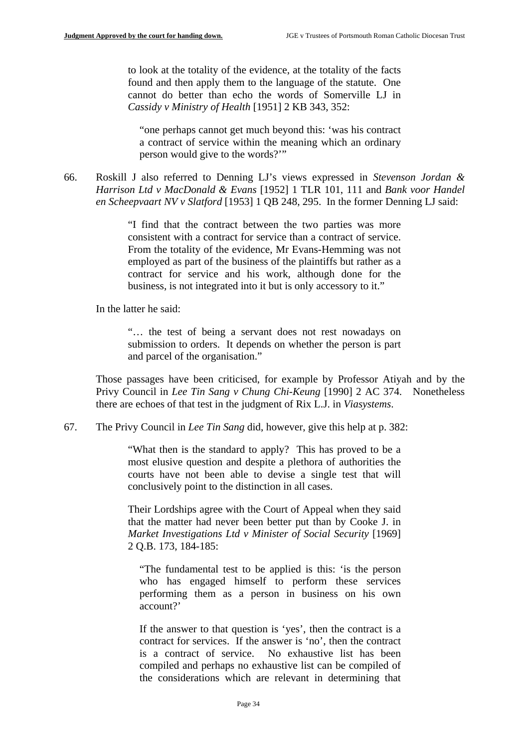to look at the totality of the evidence, at the totality of the facts found and then apply them to the language of the statute. One cannot do better than echo the words of Somerville LJ in *Cassidy v Ministry of Health* [1951] 2 KB 343, 352:

> "one perhaps cannot get much beyond this: 'was his contract a contract of service within the meaning which an ordinary person would give to the words?'"

66. Roskill J also referred to Denning LJ's views expressed in *Stevenson Jordan & Harrison Ltd v MacDonald & Evans* [1952] 1 TLR 101, 111 and *Bank voor Handel en Scheepvaart NV v Slatford* [1953] 1 QB 248, 295. In the former Denning LJ said:

> "I find that the contract between the two parties was more consistent with a contract for service than a contract of service. From the totality of the evidence, Mr Evans-Hemming was not employed as part of the business of the plaintiffs but rather as a contract for service and his work, although done for the business, is not integrated into it but is only accessory to it."

In the latter he said:

> "… the test of being a servant does not rest nowadays on submission to orders. It depends on whether the person is part and parcel of the organisation."

Those passages have been criticised, for example by Professor Atiyah and by the Privy Council in *Lee Tin Sang v Chung Chi-Keung* [1990] 2 AC 374. Nonetheless there are echoes of that test in the judgment of Rix L.J. in *Viasystems*.

67. The Privy Council in *Lee Tin Sang* did, however, give this help at p. 382:

> "What then is the standard to apply? This has proved to be a most elusive question and despite a plethora of authorities the courts have not been able to devise a single test that will conclusively point to the distinction in all cases.
>
> Their Lordships agree with the Court of Appeal when they said that the matter had never been better put than by Cooke J. in *Market Investigations Ltd v Minister of Social Security* [1969] 2 Q.B. 173, 184-185:
>
> > "The fundamental test to be applied is this: 'is the person who has engaged himself to perform these services performing them as a person in business on his own account?'
> >
> > If the answer to that question is 'yes', then the contract is a contract for services. If the answer is 'no', then the contract is a contract of service. No exhaustive list has been compiled and perhaps no exhaustive list can be compiled of the considerations which are relevant in determining that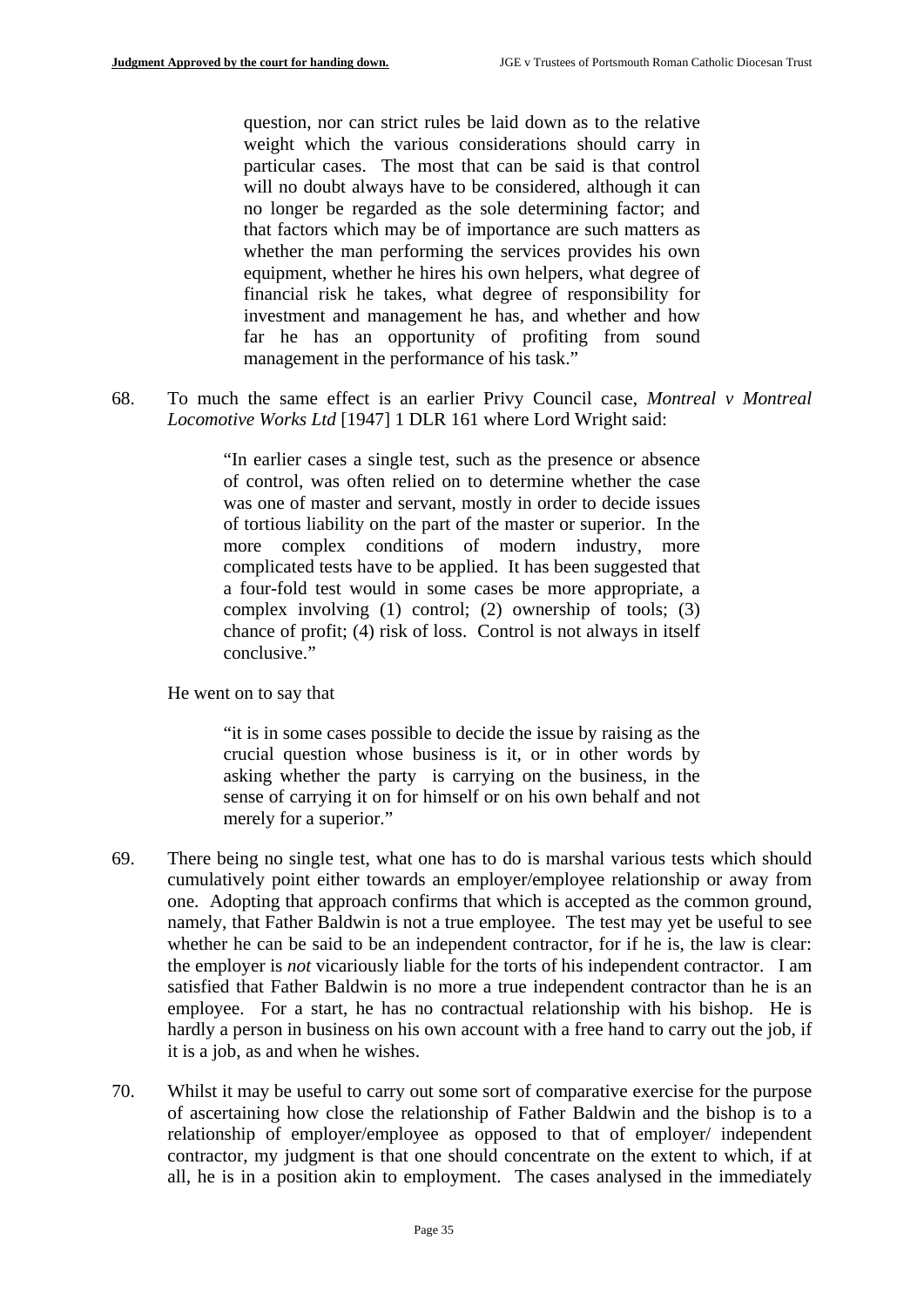> question, nor can strict rules be laid down as to the relative weight which the various considerations should carry in particular cases. The most that can be said is that control will no doubt always have to be considered, although it can no longer be regarded as the sole determining factor; and that factors which may be of importance are such matters as whether the man performing the services provides his own equipment, whether he hires his own helpers, what degree of financial risk he takes, what degree of responsibility for investment and management he has, and whether and how far he has an opportunity of profiting from sound management in the performance of his task."

68. To much the same effect is an earlier Privy Council case, *Montreal v Montreal Locomotive Works Ltd* [1947] 1 DLR 161 where Lord Wright said:

> "In earlier cases a single test, such as the presence or absence of control, was often relied on to determine whether the case was one of master and servant, mostly in order to decide issues of tortious liability on the part of the master or superior. In the more complex conditions of modern industry, more complicated tests have to be applied. It has been suggested that a four-fold test would in some cases be more appropriate, a complex involving (1) control; (2) ownership of tools; (3) chance of profit; (4) risk of loss. Control is not always in itself conclusive."

He went on to say that

> "it is in some cases possible to decide the issue by raising as the crucial question whose business is it, or in other words by asking whether the party is carrying on the business, in the sense of carrying it on for himself or on his own behalf and not merely for a superior."

69. There being no single test, what one has to do is marshal various tests which should cumulatively point either towards an employer/employee relationship or away from one. Adopting that approach confirms that which is accepted as the common ground, namely, that Father Baldwin is not a true employee. The test may yet be useful to see whether he can be said to be an independent contractor, for if he is, the law is clear: the employer is *not* vicariously liable for the torts of his independent contractor. I am satisfied that Father Baldwin is no more a true independent contractor than he is an employee. For a start, he has no contractual relationship with his bishop. He is hardly a person in business on his own account with a free hand to carry out the job, if it is a job, as and when he wishes.

70. Whilst it may be useful to carry out some sort of comparative exercise for the purpose of ascertaining how close the relationship of Father Baldwin and the bishop is to a relationship of employer/employee as opposed to that of employer/ independent contractor, my judgment is that one should concentrate on the extent to which, if at all, he is in a position akin to employment. The cases analysed in the immediately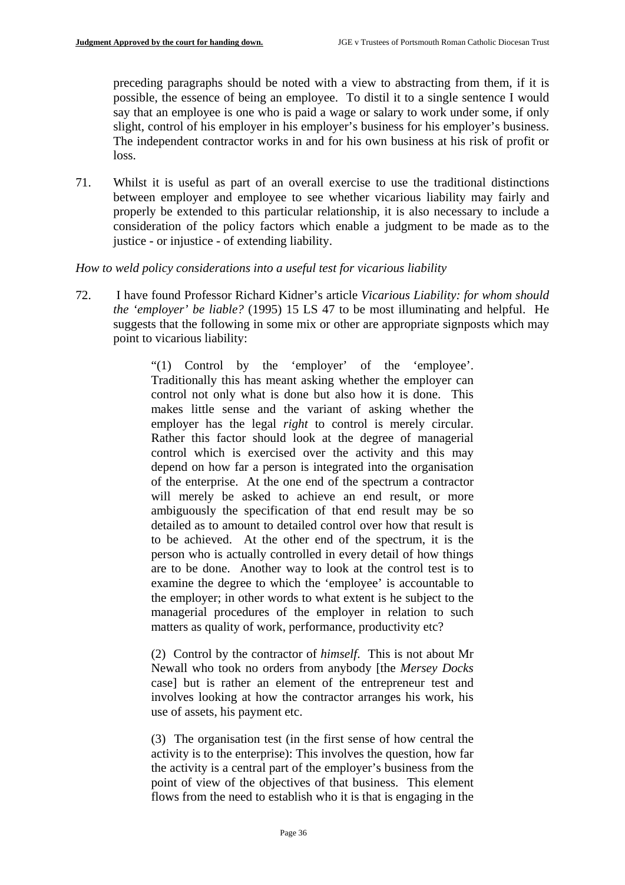preceding paragraphs should be noted with a view to abstracting from them, if it is possible, the essence of being an employee. To distil it to a single sentence I would say that an employee is one who is paid a wage or salary to work under some, if only slight, control of his employer in his employer's business for his employer's business. The independent contractor works in and for his own business at his risk of profit or loss.

71. Whilst it is useful as part of an overall exercise to use the traditional distinctions between employer and employee to see whether vicarious liability may fairly and properly be extended to this particular relationship, it is also necessary to include a consideration of the policy factors which enable a judgment to be made as to the justice - or injustice - of extending liability.

*How to weld policy considerations into a useful test for vicarious liability*

72. I have found Professor Richard Kidner's article *Vicarious Liability: for whom should the 'employer' be liable?* (1995) 15 LS 47 to be most illuminating and helpful. He suggests that the following in some mix or other are appropriate signposts which may point to vicarious liability:

> "(1) Control by the 'employer' of the 'employee'. Traditionally this has meant asking whether the employer can control not only what is done but also how it is done. This makes little sense and the variant of asking whether the employer has the legal *right* to control is merely circular. Rather this factor should look at the degree of managerial control which is exercised over the activity and this may depend on how far a person is integrated into the organisation of the enterprise. At the one end of the spectrum a contractor will merely be asked to achieve an end result, or more ambiguously the specification of that end result may be so detailed as to amount to detailed control over how that result is to be achieved. At the other end of the spectrum, it is the person who is actually controlled in every detail of how things are to be done. Another way to look at the control test is to examine the degree to which the 'employee' is accountable to the employer; in other words to what extent is he subject to the managerial procedures of the employer in relation to such matters as quality of work, performance, productivity etc?
>
> (2) Control by the contractor of *himself*. This is not about Mr Newall who took no orders from anybody [the *Mersey Docks* case] but is rather an element of the entrepreneur test and involves looking at how the contractor arranges his work, his use of assets, his payment etc.
>
> (3) The organisation test (in the first sense of how central the activity is to the enterprise): This involves the question, how far the activity is a central part of the employer's business from the point of view of the objectives of that business. This element flows from the need to establish who it is that is engaging in the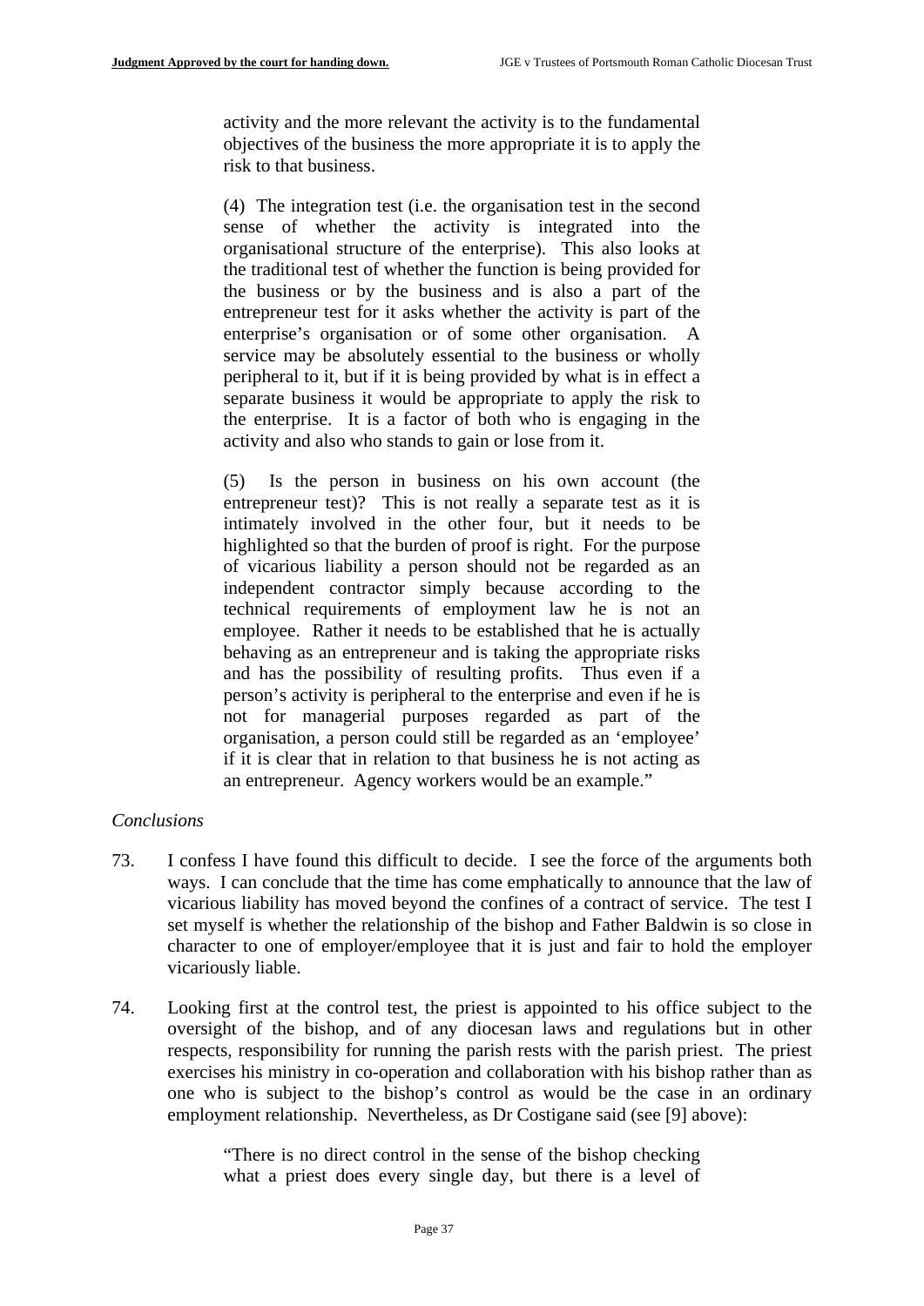> activity and the more relevant the activity is to the fundamental objectives of the business the more appropriate it is to apply the risk to that business.
>
> (4) The integration test (i.e. the organisation test in the second sense of whether the activity is integrated into the organisational structure of the enterprise). This also looks at the traditional test of whether the function is being provided for the business or by the business and is also a part of the entrepreneur test for it asks whether the activity is part of the enterprise's organisation or of some other organisation. A service may be absolutely essential to the business or wholly peripheral to it, but if it is being provided by what is in effect a separate business it would be appropriate to apply the risk to the enterprise. It is a factor of both who is engaging in the activity and also who stands to gain or lose from it.
>
> (5) Is the person in business on his own account (the entrepreneur test)? This is not really a separate test as it is intimately involved in the other four, but it needs to be highlighted so that the burden of proof is right. For the purpose of vicarious liability a person should not be regarded as an independent contractor simply because according to the technical requirements of employment law he is not an employee. Rather it needs to be established that he is actually behaving as an entrepreneur and is taking the appropriate risks and has the possibility of resulting profits. Thus even if a person's activity is peripheral to the enterprise and even if he is not for managerial purposes regarded as part of the organisation, a person could still be regarded as an 'employee' if it is clear that in relation to that business he is not acting as an entrepreneur. Agency workers would be an example."

*Conclusions*

73. I confess I have found this difficult to decide. I see the force of the arguments both ways. I can conclude that the time has come emphatically to announce that the law of vicarious liability has moved beyond the confines of a contract of service. The test I set myself is whether the relationship of the bishop and Father Baldwin is so close in character to one of employer/employee that it is just and fair to hold the employer vicariously liable.

74. Looking first at the control test, the priest is appointed to his office subject to the oversight of the bishop, and of any diocesan laws and regulations but in other respects, responsibility for running the parish rests with the parish priest. The priest exercises his ministry in co-operation and collaboration with his bishop rather than as one who is subject to the bishop's control as would be the case in an ordinary employment relationship. Nevertheless, as Dr Costigane said (see [9] above):

> "There is no direct control in the sense of the bishop checking what a priest does every single day, but there is a level of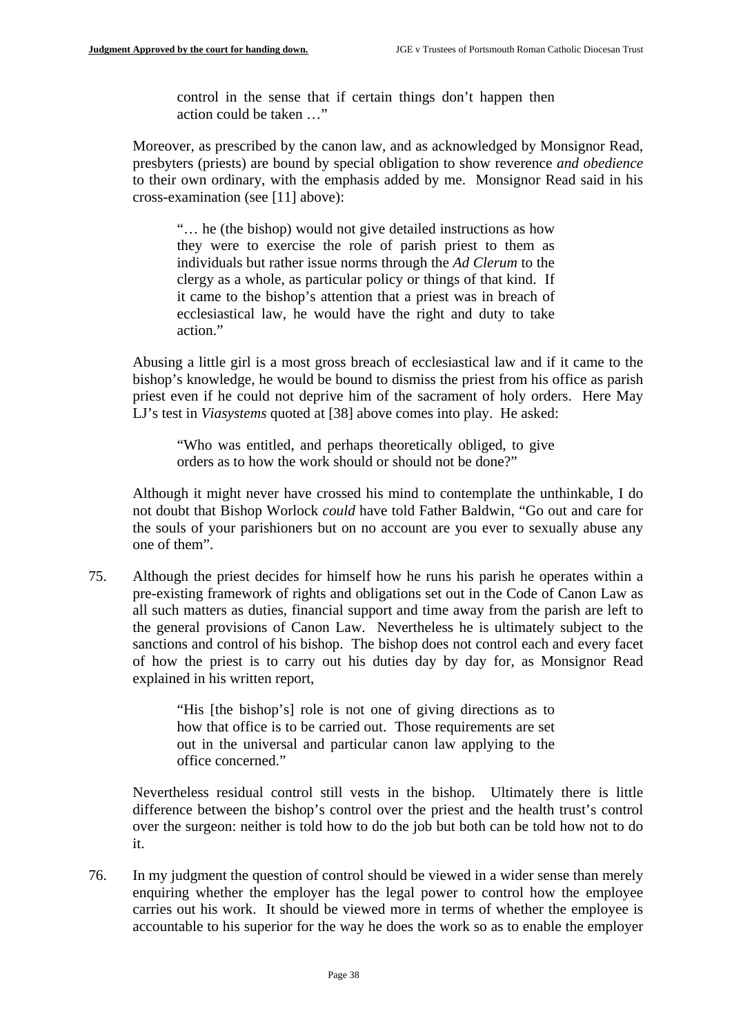> control in the sense that if certain things don't happen then action could be taken …"

Moreover, as prescribed by the canon law, and as acknowledged by Monsignor Read, presbyters (priests) are bound by special obligation to show reverence *and obedience* to their own ordinary, with the emphasis added by me. Monsignor Read said in his cross-examination (see [11] above):

> "… he (the bishop) would not give detailed instructions as how they were to exercise the role of parish priest to them as individuals but rather issue norms through the *Ad Clerum* to the clergy as a whole, as particular policy or things of that kind. If it came to the bishop's attention that a priest was in breach of ecclesiastical law, he would have the right and duty to take action."

Abusing a little girl is a most gross breach of ecclesiastical law and if it came to the bishop's knowledge, he would be bound to dismiss the priest from his office as parish priest even if he could not deprive him of the sacrament of holy orders. Here May LJ's test in *Viasystems* quoted at [38] above comes into play. He asked:

> "Who was entitled, and perhaps theoretically obliged, to give orders as to how the work should or should not be done?"

Although it might never have crossed his mind to contemplate the unthinkable, I do not doubt that Bishop Worlock *could* have told Father Baldwin, "Go out and care for the souls of your parishioners but on no account are you ever to sexually abuse any one of them".

75. Although the priest decides for himself how he runs his parish he operates within a pre-existing framework of rights and obligations set out in the Code of Canon Law as all such matters as duties, financial support and time away from the parish are left to the general provisions of Canon Law. Nevertheless he is ultimately subject to the sanctions and control of his bishop. The bishop does not control each and every facet of how the priest is to carry out his duties day by day for, as Monsignor Read explained in his written report,

> "His [the bishop's] role is not one of giving directions as to how that office is to be carried out. Those requirements are set out in the universal and particular canon law applying to the office concerned."

Nevertheless residual control still vests in the bishop. Ultimately there is little difference between the bishop's control over the priest and the health trust's control over the surgeon: neither is told how to do the job but both can be told how not to do it.

76. In my judgment the question of control should be viewed in a wider sense than merely enquiring whether the employer has the legal power to control how the employee carries out his work. It should be viewed more in terms of whether the employee is accountable to his superior for the way he does the work so as to enable the employer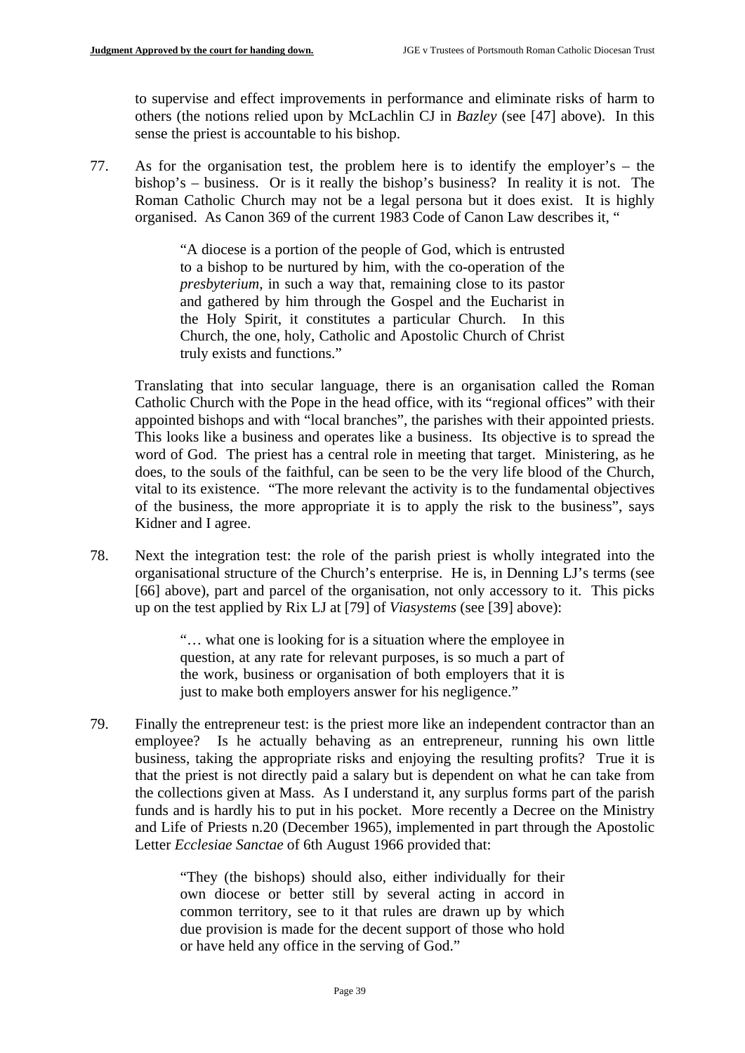to supervise and effect improvements in performance and eliminate risks of harm to others (the notions relied upon by McLachlin CJ in *Bazley* (see [47] above). In this sense the priest is accountable to his bishop.

77. As for the organisation test, the problem here is to identify the employer's – the bishop's – business. Or is it really the bishop's business? In reality it is not. The Roman Catholic Church may not be a legal persona but it does exist. It is highly organised. As Canon 369 of the current 1983 Code of Canon Law describes it, "

> "A diocese is a portion of the people of God, which is entrusted to a bishop to be nurtured by him, with the co-operation of the *presbyterium*, in such a way that, remaining close to its pastor and gathered by him through the Gospel and the Eucharist in the Holy Spirit, it constitutes a particular Church. In this Church, the one, holy, Catholic and Apostolic Church of Christ truly exists and functions."

Translating that into secular language, there is an organisation called the Roman Catholic Church with the Pope in the head office, with its "regional offices" with their appointed bishops and with "local branches", the parishes with their appointed priests. This looks like a business and operates like a business. Its objective is to spread the word of God. The priest has a central role in meeting that target. Ministering, as he does, to the souls of the faithful, can be seen to be the very life blood of the Church, vital to its existence. "The more relevant the activity is to the fundamental objectives of the business, the more appropriate it is to apply the risk to the business", says Kidner and I agree.

78. Next the integration test: the role of the parish priest is wholly integrated into the organisational structure of the Church's enterprise. He is, in Denning LJ's terms (see [66] above), part and parcel of the organisation, not only accessory to it. This picks up on the test applied by Rix LJ at [79] of *Viasystems* (see [39] above):

> "… what one is looking for is a situation where the employee in question, at any rate for relevant purposes, is so much a part of the work, business or organisation of both employers that it is just to make both employers answer for his negligence."

79. Finally the entrepreneur test: is the priest more like an independent contractor than an employee? Is he actually behaving as an entrepreneur, running his own little business, taking the appropriate risks and enjoying the resulting profits? True it is that the priest is not directly paid a salary but is dependent on what he can take from the collections given at Mass. As I understand it, any surplus forms part of the parish funds and is hardly his to put in his pocket. More recently a Decree on the Ministry and Life of Priests n.20 (December 1965), implemented in part through the Apostolic Letter *Ecclesiae Sanctae* of 6th August 1966 provided that:

> "They (the bishops) should also, either individually for their own diocese or better still by several acting in accord in common territory, see to it that rules are drawn up by which due provision is made for the decent support of those who hold or have held any office in the serving of God."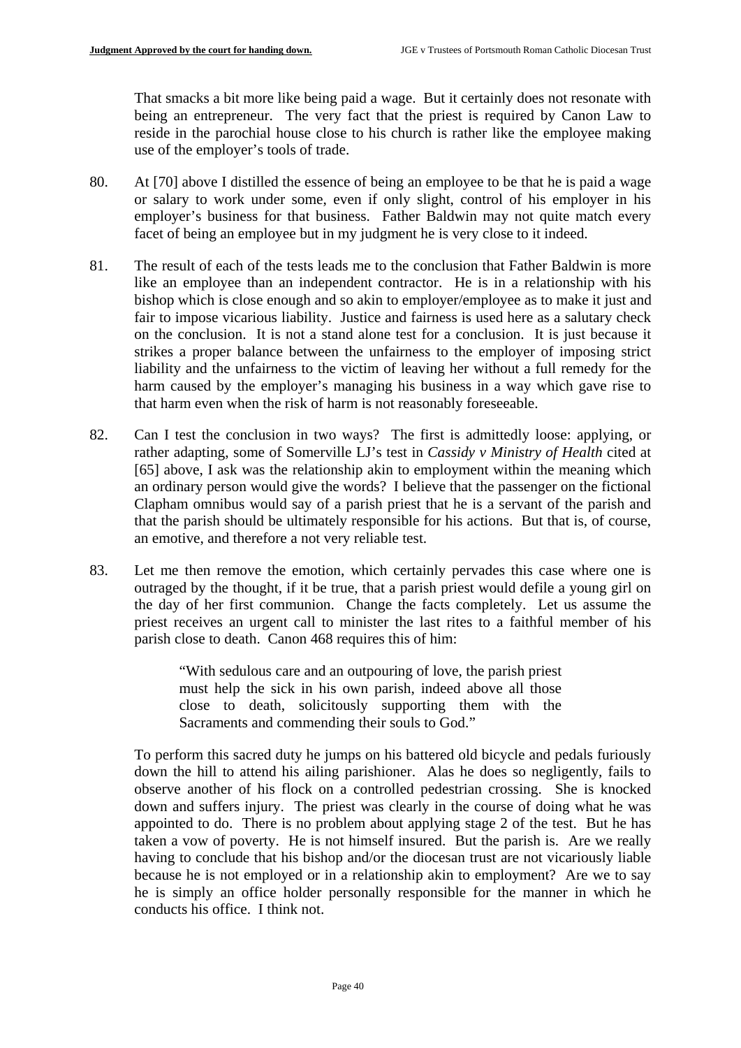That smacks a bit more like being paid a wage. But it certainly does not resonate with being an entrepreneur. The very fact that the priest is required by Canon Law to reside in the parochial house close to his church is rather like the employee making use of the employer's tools of trade.

80. At [70] above I distilled the essence of being an employee to be that he is paid a wage or salary to work under some, even if only slight, control of his employer in his employer's business for that business. Father Baldwin may not quite match every facet of being an employee but in my judgment he is very close to it indeed.

81. The result of each of the tests leads me to the conclusion that Father Baldwin is more like an employee than an independent contractor. He is in a relationship with his bishop which is close enough and so akin to employer/employee as to make it just and fair to impose vicarious liability. Justice and fairness is used here as a salutary check on the conclusion. It is not a stand alone test for a conclusion. It is just because it strikes a proper balance between the unfairness to the employer of imposing strict liability and the unfairness to the victim of leaving her without a full remedy for the harm caused by the employer's managing his business in a way which gave rise to that harm even when the risk of harm is not reasonably foreseeable.

82. Can I test the conclusion in two ways? The first is admittedly loose: applying, or rather adapting, some of Somerville LJ's test in *Cassidy v Ministry of Health* cited at [65] above, I ask was the relationship akin to employment within the meaning which an ordinary person would give the words? I believe that the passenger on the fictional Clapham omnibus would say of a parish priest that he is a servant of the parish and that the parish should be ultimately responsible for his actions. But that is, of course, an emotive, and therefore a not very reliable test.

83. Let me then remove the emotion, which certainly pervades this case where one is outraged by the thought, if it be true, that a parish priest would defile a young girl on the day of her first communion. Change the facts completely. Let us assume the priest receives an urgent call to minister the last rites to a faithful member of his parish close to death. Canon 468 requires this of him:

> "With sedulous care and an outpouring of love, the parish priest must help the sick in his own parish, indeed above all those close to death, solicitously supporting them with the Sacraments and commending their souls to God."

To perform this sacred duty he jumps on his battered old bicycle and pedals furiously down the hill to attend his ailing parishioner. Alas he does so negligently, fails to observe another of his flock on a controlled pedestrian crossing. She is knocked down and suffers injury. The priest was clearly in the course of doing what he was appointed to do. There is no problem about applying stage 2 of the test. But he has taken a vow of poverty. He is not himself insured. But the parish is. Are we really having to conclude that his bishop and/or the diocesan trust are not vicariously liable because he is not employed or in a relationship akin to employment? Are we to say he is simply an office holder personally responsible for the manner in which he conducts his office. I think not.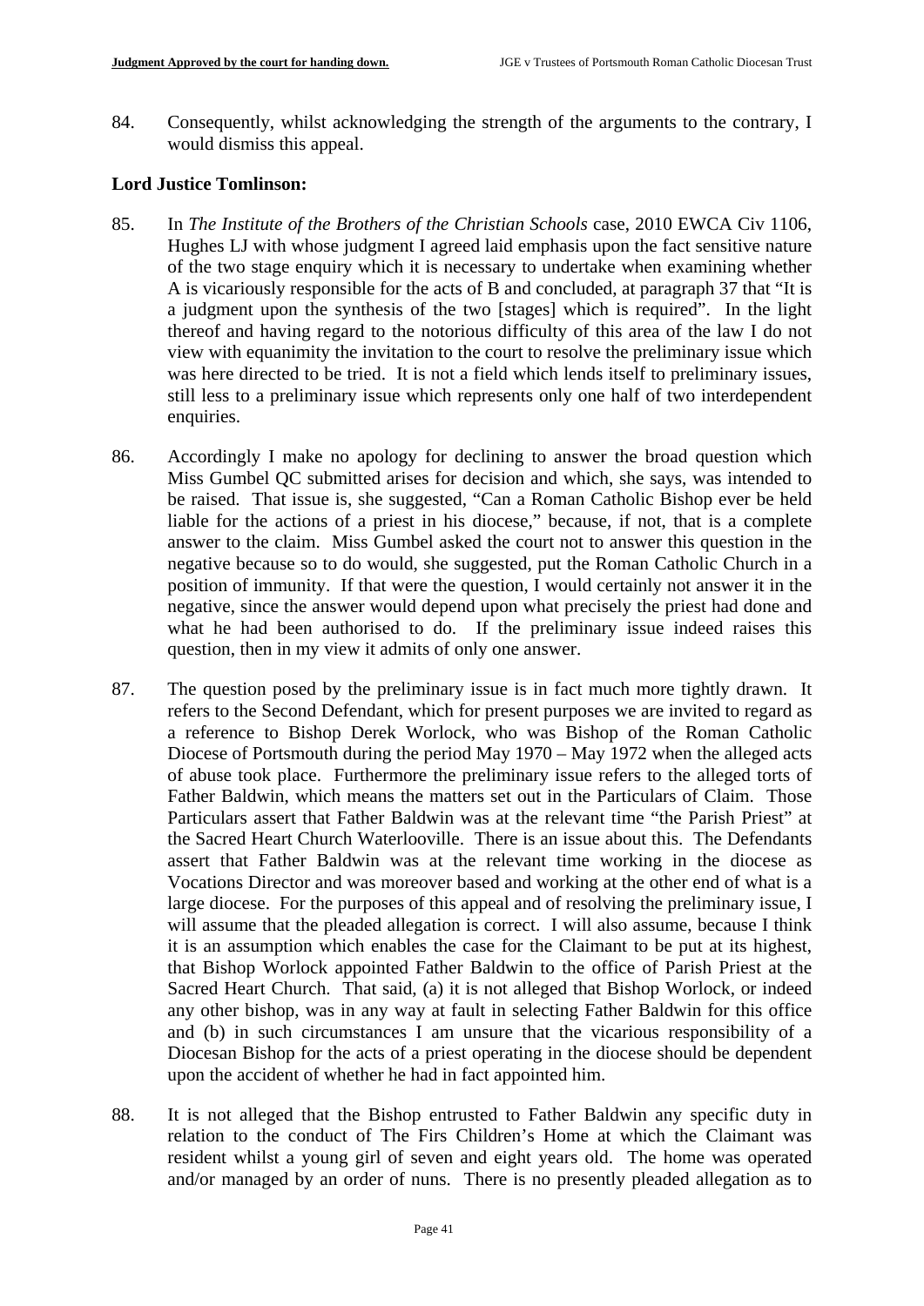84. Consequently, whilst acknowledging the strength of the arguments to the contrary, I would dismiss this appeal.

**Lord Justice Tomlinson:**

85. In *The Institute of the Brothers of the Christian Schools* case, 2010 EWCA Civ 1106, Hughes LJ with whose judgment I agreed laid emphasis upon the fact sensitive nature of the two stage enquiry which it is necessary to undertake when examining whether A is vicariously responsible for the acts of B and concluded, at paragraph 37 that "It is a judgment upon the synthesis of the two [stages] which is required". In the light thereof and having regard to the notorious difficulty of this area of the law I do not view with equanimity the invitation to the court to resolve the preliminary issue which was here directed to be tried. It is not a field which lends itself to preliminary issues, still less to a preliminary issue which represents only one half of two interdependent enquiries.

86. Accordingly I make no apology for declining to answer the broad question which Miss Gumbel QC submitted arises for decision and which, she says, was intended to be raised. That issue is, she suggested, "Can a Roman Catholic Bishop ever be held liable for the actions of a priest in his diocese," because, if not, that is a complete answer to the claim. Miss Gumbel asked the court not to answer this question in the negative because so to do would, she suggested, put the Roman Catholic Church in a position of immunity. If that were the question, I would certainly not answer it in the negative, since the answer would depend upon what precisely the priest had done and what he had been authorised to do. If the preliminary issue indeed raises this question, then in my view it admits of only one answer.

87. The question posed by the preliminary issue is in fact much more tightly drawn. It refers to the Second Defendant, which for present purposes we are invited to regard as a reference to Bishop Derek Worlock, who was Bishop of the Roman Catholic Diocese of Portsmouth during the period May 1970 – May 1972 when the alleged acts of abuse took place. Furthermore the preliminary issue refers to the alleged torts of Father Baldwin, which means the matters set out in the Particulars of Claim. Those Particulars assert that Father Baldwin was at the relevant time "the Parish Priest" at the Sacred Heart Church Waterlooville. There is an issue about this. The Defendants assert that Father Baldwin was at the relevant time working in the diocese as Vocations Director and was moreover based and working at the other end of what is a large diocese. For the purposes of this appeal and of resolving the preliminary issue, I will assume that the pleaded allegation is correct. I will also assume, because I think it is an assumption which enables the case for the Claimant to be put at its highest, that Bishop Worlock appointed Father Baldwin to the office of Parish Priest at the Sacred Heart Church. That said, (a) it is not alleged that Bishop Worlock, or indeed any other bishop, was in any way at fault in selecting Father Baldwin for this office and (b) in such circumstances I am unsure that the vicarious responsibility of a Diocesan Bishop for the acts of a priest operating in the diocese should be dependent upon the accident of whether he had in fact appointed him.

88. It is not alleged that the Bishop entrusted to Father Baldwin any specific duty in relation to the conduct of The Firs Children's Home at which the Claimant was resident whilst a young girl of seven and eight years old. The home was operated and/or managed by an order of nuns. There is no presently pleaded allegation as to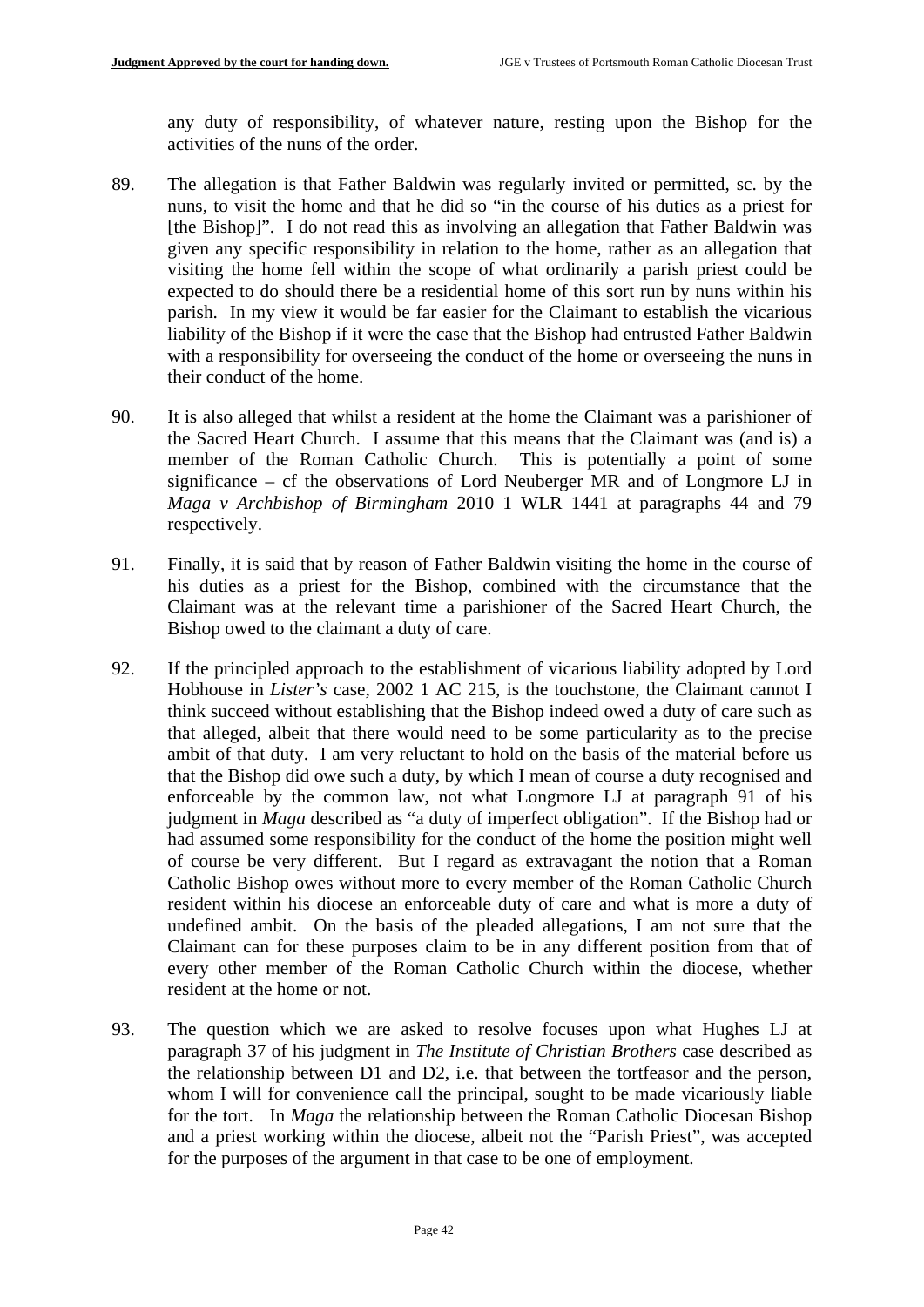any duty of responsibility, of whatever nature, resting upon the Bishop for the activities of the nuns of the order.

89. The allegation is that Father Baldwin was regularly invited or permitted, sc. by the nuns, to visit the home and that he did so "in the course of his duties as a priest for [the Bishop]". I do not read this as involving an allegation that Father Baldwin was given any specific responsibility in relation to the home, rather as an allegation that visiting the home fell within the scope of what ordinarily a parish priest could be expected to do should there be a residential home of this sort run by nuns within his parish. In my view it would be far easier for the Claimant to establish the vicarious liability of the Bishop if it were the case that the Bishop had entrusted Father Baldwin with a responsibility for overseeing the conduct of the home or overseeing the nuns in their conduct of the home.

90. It is also alleged that whilst a resident at the home the Claimant was a parishioner of the Sacred Heart Church. I assume that this means that the Claimant was (and is) a member of the Roman Catholic Church. This is potentially a point of some significance – cf the observations of Lord Neuberger MR and of Longmore LJ in *Maga v Archbishop of Birmingham* 2010 1 WLR 1441 at paragraphs 44 and 79 respectively.

91. Finally, it is said that by reason of Father Baldwin visiting the home in the course of his duties as a priest for the Bishop, combined with the circumstance that the Claimant was at the relevant time a parishioner of the Sacred Heart Church, the Bishop owed to the claimant a duty of care.

92. If the principled approach to the establishment of vicarious liability adopted by Lord Hobhouse in *Lister's* case, 2002 1 AC 215, is the touchstone, the Claimant cannot I think succeed without establishing that the Bishop indeed owed a duty of care such as that alleged, albeit that there would need to be some particularity as to the precise ambit of that duty. I am very reluctant to hold on the basis of the material before us that the Bishop did owe such a duty, by which I mean of course a duty recognised and enforceable by the common law, not what Longmore LJ at paragraph 91 of his judgment in *Maga* described as "a duty of imperfect obligation". If the Bishop had or had assumed some responsibility for the conduct of the home the position might well of course be very different. But I regard as extravagant the notion that a Roman Catholic Bishop owes without more to every member of the Roman Catholic Church resident within his diocese an enforceable duty of care and what is more a duty of undefined ambit. On the basis of the pleaded allegations, I am not sure that the Claimant can for these purposes claim to be in any different position from that of every other member of the Roman Catholic Church within the diocese, whether resident at the home or not.

93. The question which we are asked to resolve focuses upon what Hughes LJ at paragraph 37 of his judgment in *The Institute of Christian Brothers* case described as the relationship between D1 and D2, i.e. that between the tortfeasor and the person, whom I will for convenience call the principal, sought to be made vicariously liable for the tort. In *Maga* the relationship between the Roman Catholic Diocesan Bishop and a priest working within the diocese, albeit not the "Parish Priest", was accepted for the purposes of the argument in that case to be one of employment.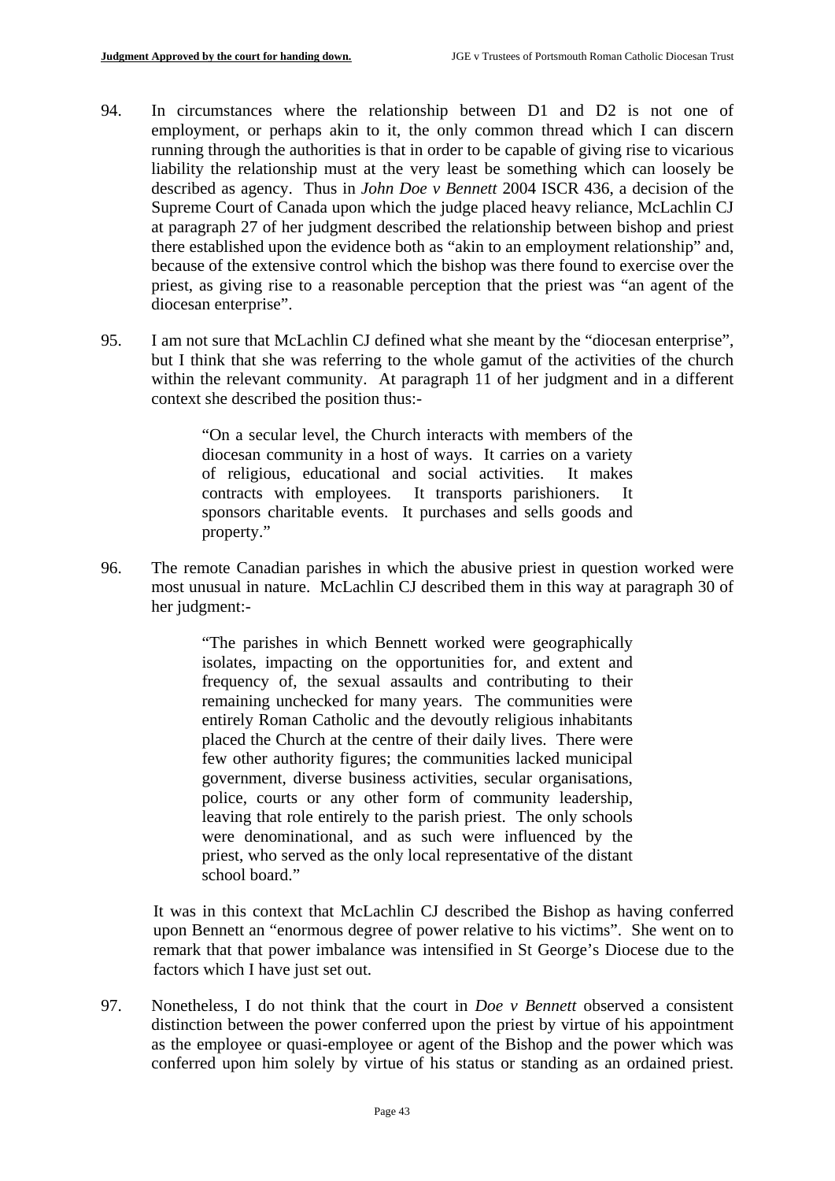94. In circumstances where the relationship between D1 and D2 is not one of employment, or perhaps akin to it, the only common thread which I can discern running through the authorities is that in order to be capable of giving rise to vicarious liability the relationship must at the very least be something which can loosely be described as agency. Thus in *John Doe v Bennett* 2004 ISCR 436, a decision of the Supreme Court of Canada upon which the judge placed heavy reliance, McLachlin CJ at paragraph 27 of her judgment described the relationship between bishop and priest there established upon the evidence both as "akin to an employment relationship" and, because of the extensive control which the bishop was there found to exercise over the priest, as giving rise to a reasonable perception that the priest was "an agent of the diocesan enterprise".

95. I am not sure that McLachlin CJ defined what she meant by the "diocesan enterprise", but I think that she was referring to the whole gamut of the activities of the church within the relevant community. At paragraph 11 of her judgment and in a different context she described the position thus:-

> "On a secular level, the Church interacts with members of the diocesan community in a host of ways. It carries on a variety of religious, educational and social activities. It makes contracts with employees. It transports parishioners. It sponsors charitable events. It purchases and sells goods and property."

96. The remote Canadian parishes in which the abusive priest in question worked were most unusual in nature. McLachlin CJ described them in this way at paragraph 30 of her judgment:-

> "The parishes in which Bennett worked were geographically isolates, impacting on the opportunities for, and extent and frequency of, the sexual assaults and contributing to their remaining unchecked for many years. The communities were entirely Roman Catholic and the devoutly religious inhabitants placed the Church at the centre of their daily lives. There were few other authority figures; the communities lacked municipal government, diverse business activities, secular organisations, police, courts or any other form of community leadership, leaving that role entirely to the parish priest. The only schools were denominational, and as such were influenced by the priest, who served as the only local representative of the distant school board."

It was in this context that McLachlin CJ described the Bishop as having conferred upon Bennett an "enormous degree of power relative to his victims". She went on to remark that that power imbalance was intensified in St George's Diocese due to the factors which I have just set out.

97. Nonetheless, I do not think that the court in *Doe v Bennett* observed a consistent distinction between the power conferred upon the priest by virtue of his appointment as the employee or quasi-employee or agent of the Bishop and the power which was conferred upon him solely by virtue of his status or standing as an ordained priest.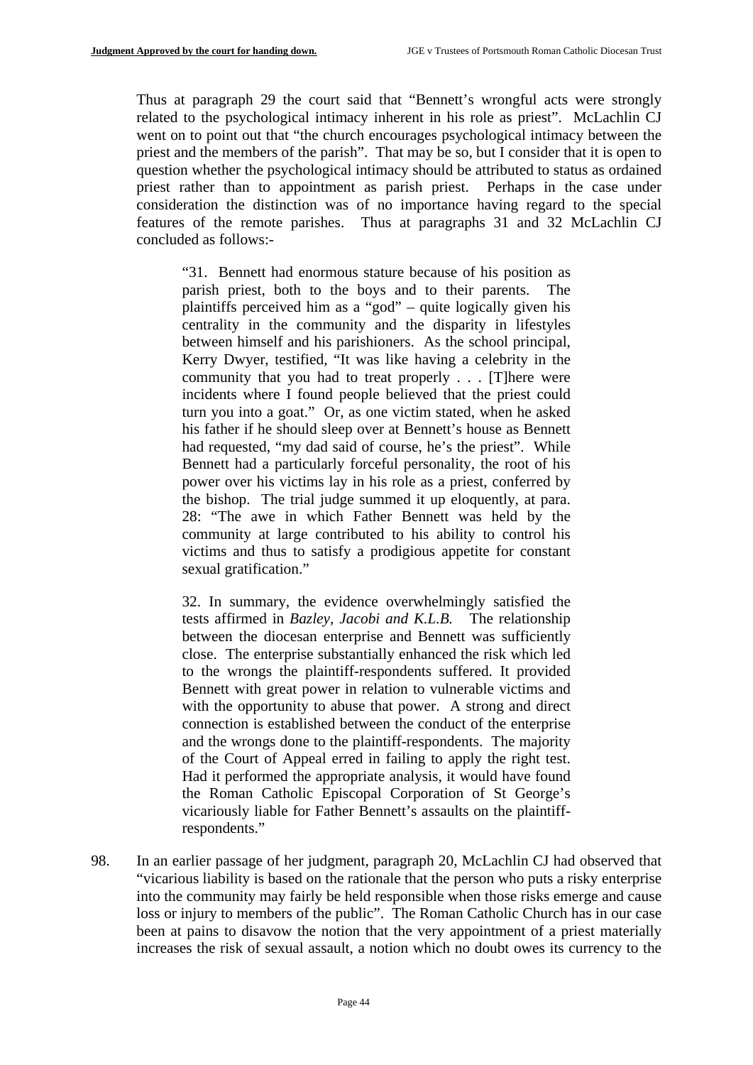Thus at paragraph 29 the court said that "Bennett's wrongful acts were strongly related to the psychological intimacy inherent in his role as priest". McLachlin CJ went on to point out that "the church encourages psychological intimacy between the priest and the members of the parish". That may be so, but I consider that it is open to question whether the psychological intimacy should be attributed to status as ordained priest rather than to appointment as parish priest. Perhaps in the case under consideration the distinction was of no importance having regard to the special features of the remote parishes. Thus at paragraphs 31 and 32 McLachlin CJ concluded as follows:-

> "31. Bennett had enormous stature because of his position as parish priest, both to the boys and to their parents. The plaintiffs perceived him as a "god" – quite logically given his centrality in the community and the disparity in lifestyles between himself and his parishioners. As the school principal, Kerry Dwyer, testified, "It was like having a celebrity in the community that you had to treat properly . . . [T]here were incidents where I found people believed that the priest could turn you into a goat." Or, as one victim stated, when he asked his father if he should sleep over at Bennett's house as Bennett had requested, "my dad said of course, he's the priest". While Bennett had a particularly forceful personality, the root of his power over his victims lay in his role as a priest, conferred by the bishop. The trial judge summed it up eloquently, at para. 28: "The awe in which Father Bennett was held by the community at large contributed to his ability to control his victims and thus to satisfy a prodigious appetite for constant sexual gratification."
>
> 32. In summary, the evidence overwhelmingly satisfied the tests affirmed in *Bazley, Jacobi and K.L.B.* The relationship between the diocesan enterprise and Bennett was sufficiently close. The enterprise substantially enhanced the risk which led to the wrongs the plaintiff-respondents suffered. It provided Bennett with great power in relation to vulnerable victims and with the opportunity to abuse that power. A strong and direct connection is established between the conduct of the enterprise and the wrongs done to the plaintiff-respondents. The majority of the Court of Appeal erred in failing to apply the right test. Had it performed the appropriate analysis, it would have found the Roman Catholic Episcopal Corporation of St George's vicariously liable for Father Bennett's assaults on the plaintiff-respondents."

98. In an earlier passage of her judgment, paragraph 20, McLachlin CJ had observed that "vicarious liability is based on the rationale that the person who puts a risky enterprise into the community may fairly be held responsible when those risks emerge and cause loss or injury to members of the public". The Roman Catholic Church has in our case been at pains to disavow the notion that the very appointment of a priest materially increases the risk of sexual assault, a notion which no doubt owes its currency to the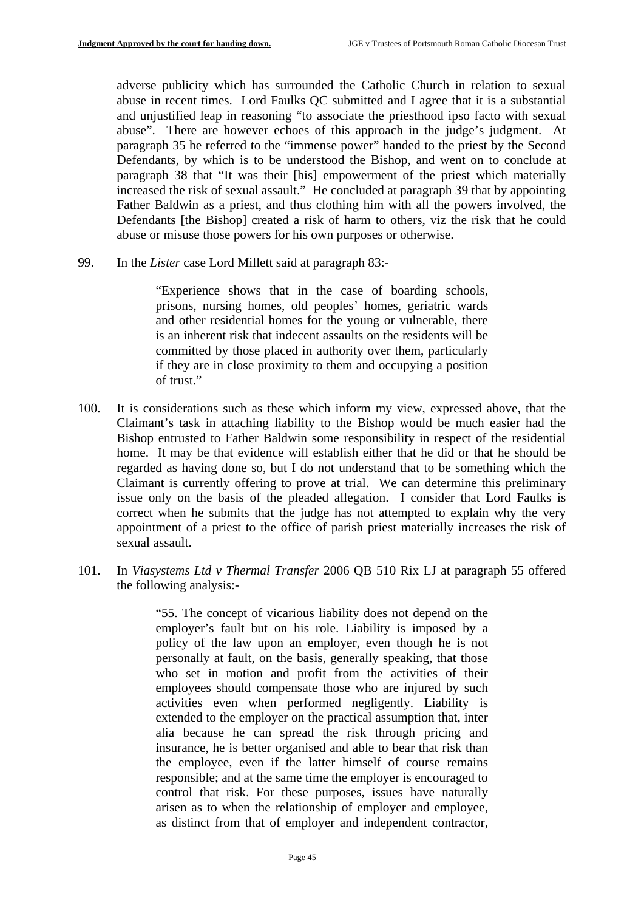adverse publicity which has surrounded the Catholic Church in relation to sexual abuse in recent times. Lord Faulks QC submitted and I agree that it is a substantial and unjustified leap in reasoning "to associate the priesthood ipso facto with sexual abuse". There are however echoes of this approach in the judge's judgment. At paragraph 35 he referred to the "immense power" handed to the priest by the Second Defendants, by which is to be understood the Bishop, and went on to conclude at paragraph 38 that "It was their [his] empowerment of the priest which materially increased the risk of sexual assault." He concluded at paragraph 39 that by appointing Father Baldwin as a priest, and thus clothing him with all the powers involved, the Defendants [the Bishop] created a risk of harm to others, viz the risk that he could abuse or misuse those powers for his own purposes or otherwise.

99. In the *Lister* case Lord Millett said at paragraph 83:-

> "Experience shows that in the case of boarding schools, prisons, nursing homes, old peoples' homes, geriatric wards and other residential homes for the young or vulnerable, there is an inherent risk that indecent assaults on the residents will be committed by those placed in authority over them, particularly if they are in close proximity to them and occupying a position of trust."

100. It is considerations such as these which inform my view, expressed above, that the Claimant's task in attaching liability to the Bishop would be much easier had the Bishop entrusted to Father Baldwin some responsibility in respect of the residential home. It may be that evidence will establish either that he did or that he should be regarded as having done so, but I do not understand that to be something which the Claimant is currently offering to prove at trial. We can determine this preliminary issue only on the basis of the pleaded allegation. I consider that Lord Faulks is correct when he submits that the judge has not attempted to explain why the very appointment of a priest to the office of parish priest materially increases the risk of sexual assault.

101. In *Viasystems Ltd v Thermal Transfer* 2006 QB 510 Rix LJ at paragraph 55 offered the following analysis:-

> "55. The concept of vicarious liability does not depend on the employer's fault but on his role. Liability is imposed by a policy of the law upon an employer, even though he is not personally at fault, on the basis, generally speaking, that those who set in motion and profit from the activities of their employees should compensate those who are injured by such activities even when performed negligently. Liability is extended to the employer on the practical assumption that, inter alia because he can spread the risk through pricing and insurance, he is better organised and able to bear that risk than the employee, even if the latter himself of course remains responsible; and at the same time the employer is encouraged to control that risk. For these purposes, issues have naturally arisen as to when the relationship of employer and employee, as distinct from that of employer and independent contractor,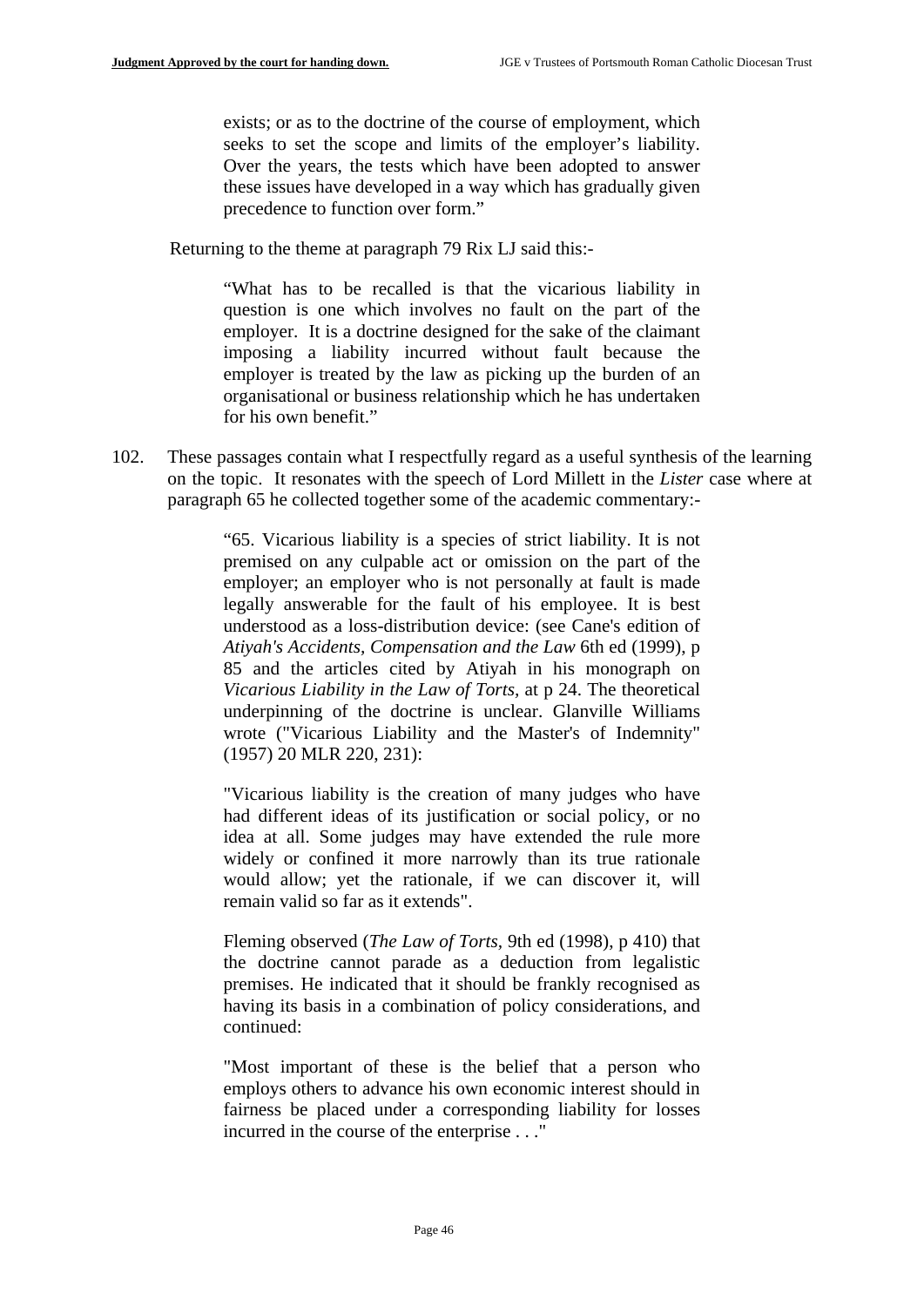> exists; or as to the doctrine of the course of employment, which seeks to set the scope and limits of the employer's liability. Over the years, the tests which have been adopted to answer these issues have developed in a way which has gradually given precedence to function over form."

Returning to the theme at paragraph 79 Rix LJ said this:-

> "What has to be recalled is that the vicarious liability in question is one which involves no fault on the part of the employer. It is a doctrine designed for the sake of the claimant imposing a liability incurred without fault because the employer is treated by the law as picking up the burden of an organisational or business relationship which he has undertaken for his own benefit."

102. These passages contain what I respectfully regard as a useful synthesis of the learning on the topic. It resonates with the speech of Lord Millett in the *Lister* case where at paragraph 65 he collected together some of the academic commentary:-

> "65. Vicarious liability is a species of strict liability. It is not premised on any culpable act or omission on the part of the employer; an employer who is not personally at fault is made legally answerable for the fault of his employee. It is best understood as a loss-distribution device: (see Cane's edition of *Atiyah's Accidents, Compensation and the Law* 6th ed (1999), p 85 and the articles cited by Atiyah in his monograph on *Vicarious Liability in the Law of Torts*, at p 24. The theoretical underpinning of the doctrine is unclear. Glanville Williams wrote ("Vicarious Liability and the Master's of Indemnity" (1957) 20 MLR 220, 231):
>
> "Vicarious liability is the creation of many judges who have had different ideas of its justification or social policy, or no idea at all. Some judges may have extended the rule more widely or confined it more narrowly than its true rationale would allow; yet the rationale, if we can discover it, will remain valid so far as it extends".
>
> Fleming observed (*The Law of Torts*, 9th ed (1998), p 410) that the doctrine cannot parade as a deduction from legalistic premises. He indicated that it should be frankly recognised as having its basis in a combination of policy considerations, and continued:
>
> "Most important of these is the belief that a person who employs others to advance his own economic interest should in fairness be placed under a corresponding liability for losses incurred in the course of the enterprise . . ."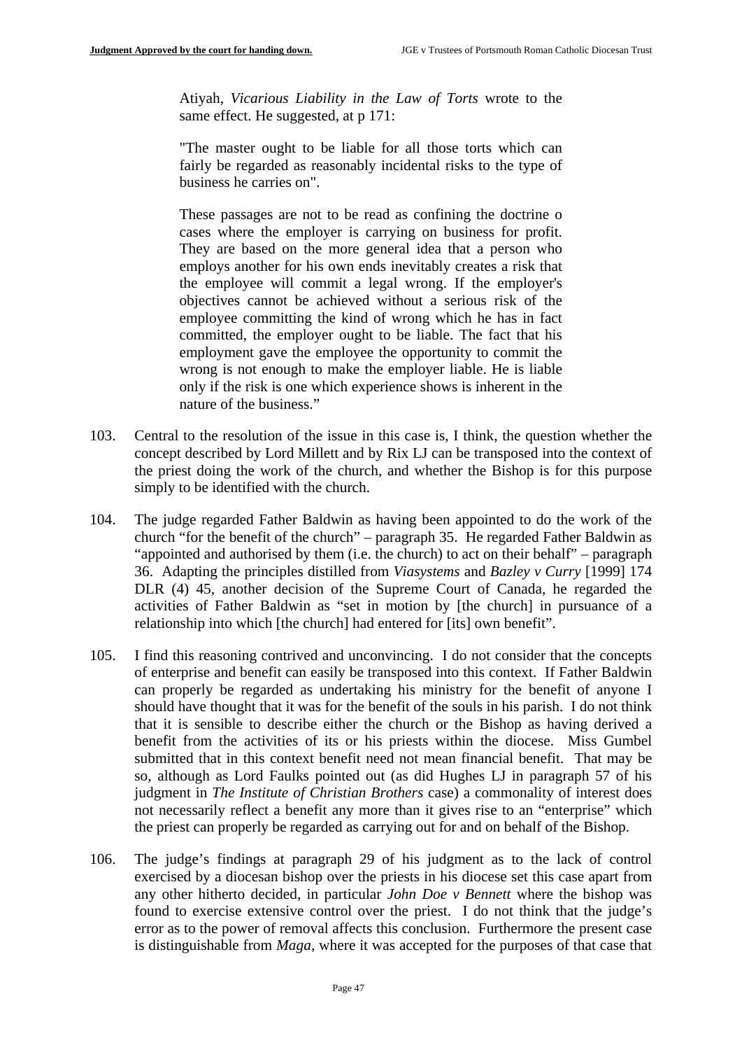> Atiyah, *Vicarious Liability in the Law of Torts* wrote to the same effect. He suggested, at p 171:
>
> "The master ought to be liable for all those torts which can fairly be regarded as reasonably incidental risks to the type of business he carries on".
>
> These passages are not to be read as confining the doctrine o cases where the employer is carrying on business for profit. They are based on the more general idea that a person who employs another for his own ends inevitably creates a risk that the employee will commit a legal wrong. If the employer's objectives cannot be achieved without a serious risk of the employee committing the kind of wrong which he has in fact committed, the employer ought to be liable. The fact that his employment gave the employee the opportunity to commit the wrong is not enough to make the employer liable. He is liable only if the risk is one which experience shows is inherent in the nature of the business."

103. Central to the resolution of the issue in this case is, I think, the question whether the concept described by Lord Millett and by Rix LJ can be transposed into the context of the priest doing the work of the church, and whether the Bishop is for this purpose simply to be identified with the church.

104. The judge regarded Father Baldwin as having been appointed to do the work of the church "for the benefit of the church" – paragraph 35. He regarded Father Baldwin as "appointed and authorised by them (i.e. the church) to act on their behalf" – paragraph 36. Adapting the principles distilled from *Viasystems* and *Bazley v Curry* [1999] 174 DLR (4) 45, another decision of the Supreme Court of Canada, he regarded the activities of Father Baldwin as "set in motion by [the church] in pursuance of a relationship into which [the church] had entered for [its] own benefit".

105. I find this reasoning contrived and unconvincing. I do not consider that the concepts of enterprise and benefit can easily be transposed into this context. If Father Baldwin can properly be regarded as undertaking his ministry for the benefit of anyone I should have thought that it was for the benefit of the souls in his parish. I do not think that it is sensible to describe either the church or the Bishop as having derived a benefit from the activities of its or his priests within the diocese. Miss Gumbel submitted that in this context benefit need not mean financial benefit. That may be so, although as Lord Faulks pointed out (as did Hughes LJ in paragraph 57 of his judgment in *The Institute of Christian Brothers* case) a commonality of interest does not necessarily reflect a benefit any more than it gives rise to an "enterprise" which the priest can properly be regarded as carrying out for and on behalf of the Bishop.

106. The judge's findings at paragraph 29 of his judgment as to the lack of control exercised by a diocesan bishop over the priests in his diocese set this case apart from any other hitherto decided, in particular *John Doe v Bennett* where the bishop was found to exercise extensive control over the priest. I do not think that the judge's error as to the power of removal affects this conclusion. Furthermore the present case is distinguishable from *Maga*, where it was accepted for the purposes of that case that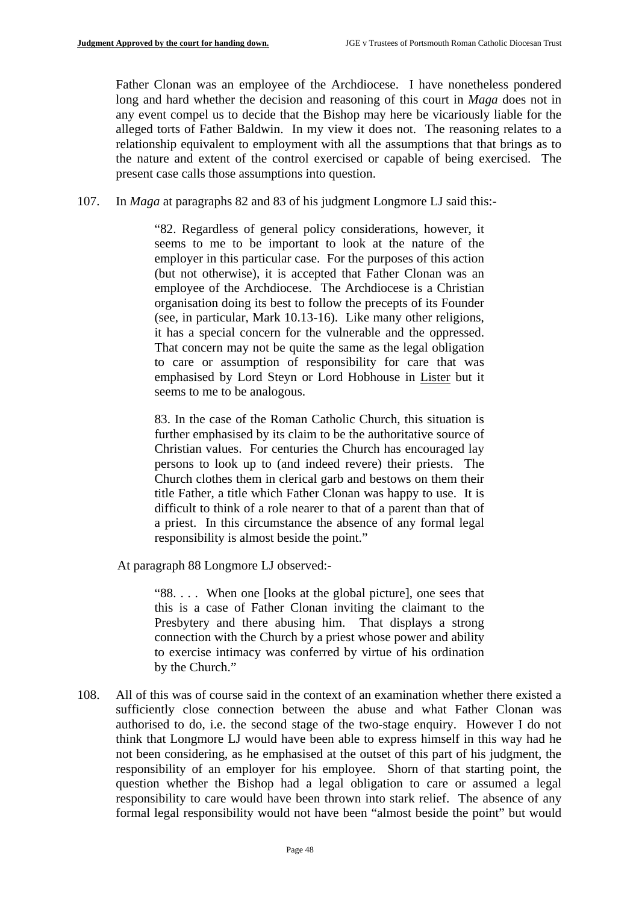Father Clonan was an employee of the Archdiocese. I have nonetheless pondered long and hard whether the decision and reasoning of this court in *Maga* does not in any event compel us to decide that the Bishop may here be vicariously liable for the alleged torts of Father Baldwin. In my view it does not. The reasoning relates to a relationship equivalent to employment with all the assumptions that that brings as to the nature and extent of the control exercised or capable of being exercised. The present case calls those assumptions into question.

107. In *Maga* at paragraphs 82 and 83 of his judgment Longmore LJ said this:-

> "82. Regardless of general policy considerations, however, it seems to me to be important to look at the nature of the employer in this particular case. For the purposes of this action (but not otherwise), it is accepted that Father Clonan was an employee of the Archdiocese. The Archdiocese is a Christian organisation doing its best to follow the precepts of its Founder (see, in particular, Mark 10.13-16). Like many other religions, it has a special concern for the vulnerable and the oppressed. That concern may not be quite the same as the legal obligation to care or assumption of responsibility for care that was emphasised by Lord Steyn or Lord Hobhouse in Lister but it seems to me to be analogous.
>
> 83. In the case of the Roman Catholic Church, this situation is further emphasised by its claim to be the authoritative source of Christian values. For centuries the Church has encouraged lay persons to look up to (and indeed revere) their priests. The Church clothes them in clerical garb and bestows on them their title Father, a title which Father Clonan was happy to use. It is difficult to think of a role nearer to that of a parent than that of a priest. In this circumstance the absence of any formal legal responsibility is almost beside the point."

At paragraph 88 Longmore LJ observed:-

> "88. . . . When one [looks at the global picture], one sees that this is a case of Father Clonan inviting the claimant to the Presbytery and there abusing him. That displays a strong connection with the Church by a priest whose power and ability to exercise intimacy was conferred by virtue of his ordination by the Church."

108. All of this was of course said in the context of an examination whether there existed a sufficiently close connection between the abuse and what Father Clonan was authorised to do, i.e. the second stage of the two-stage enquiry. However I do not think that Longmore LJ would have been able to express himself in this way had he not been considering, as he emphasised at the outset of this part of his judgment, the responsibility of an employer for his employee. Shorn of that starting point, the question whether the Bishop had a legal obligation to care or assumed a legal responsibility to care would have been thrown into stark relief. The absence of any formal legal responsibility would not have been "almost beside the point" but would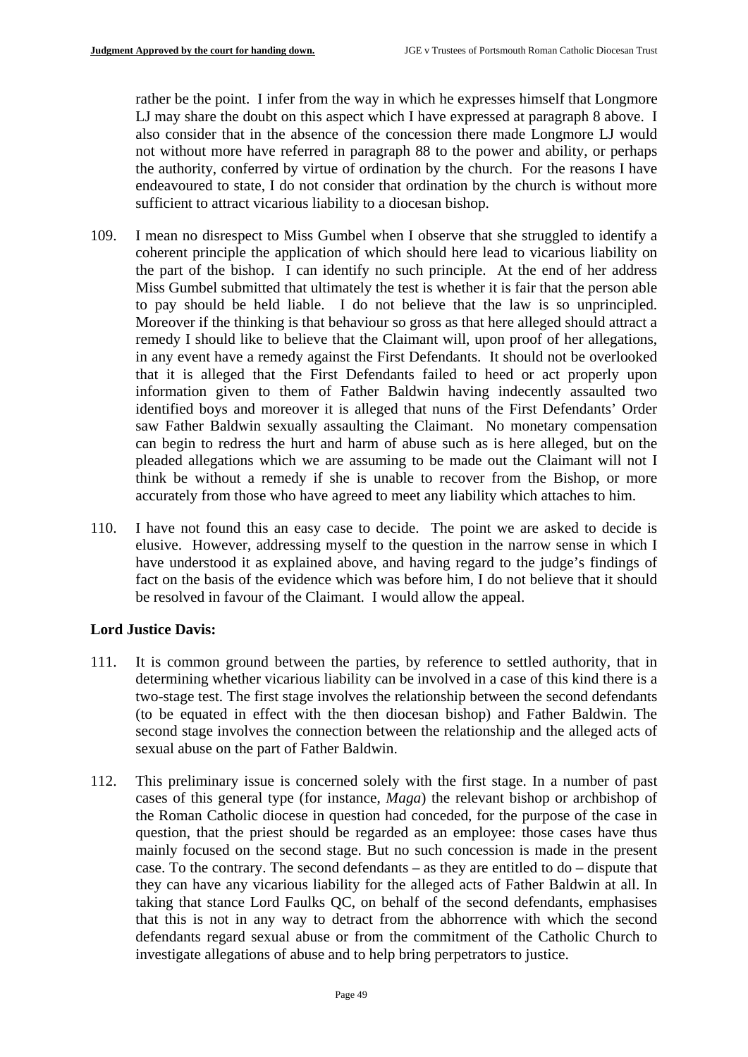rather be the point. I infer from the way in which he expresses himself that Longmore LJ may share the doubt on this aspect which I have expressed at paragraph 8 above. I also consider that in the absence of the concession there made Longmore LJ would not without more have referred in paragraph 88 to the power and ability, or perhaps the authority, conferred by virtue of ordination by the church. For the reasons I have endeavoured to state, I do not consider that ordination by the church is without more sufficient to attract vicarious liability to a diocesan bishop.

109. I mean no disrespect to Miss Gumbel when I observe that she struggled to identify a coherent principle the application of which should here lead to vicarious liability on the part of the bishop. I can identify no such principle. At the end of her address Miss Gumbel submitted that ultimately the test is whether it is fair that the person able to pay should be held liable. I do not believe that the law is so unprincipled. Moreover if the thinking is that behaviour so gross as that here alleged should attract a remedy I should like to believe that the Claimant will, upon proof of her allegations, in any event have a remedy against the First Defendants. It should not be overlooked that it is alleged that the First Defendants failed to heed or act properly upon information given to them of Father Baldwin having indecently assaulted two identified boys and moreover it is alleged that nuns of the First Defendants' Order saw Father Baldwin sexually assaulting the Claimant. No monetary compensation can begin to redress the hurt and harm of abuse such as is here alleged, but on the pleaded allegations which we are assuming to be made out the Claimant will not I think be without a remedy if she is unable to recover from the Bishop, or more accurately from those who have agreed to meet any liability which attaches to him.

110. I have not found this an easy case to decide. The point we are asked to decide is elusive. However, addressing myself to the question in the narrow sense in which I have understood it as explained above, and having regard to the judge's findings of fact on the basis of the evidence which was before him, I do not believe that it should be resolved in favour of the Claimant. I would allow the appeal.

**Lord Justice Davis:**

111. It is common ground between the parties, by reference to settled authority, that in determining whether vicarious liability can be involved in a case of this kind there is a two-stage test. The first stage involves the relationship between the second defendants (to be equated in effect with the then diocesan bishop) and Father Baldwin. The second stage involves the connection between the relationship and the alleged acts of sexual abuse on the part of Father Baldwin.

112. This preliminary issue is concerned solely with the first stage. In a number of past cases of this general type (for instance, *Maga*) the relevant bishop or archbishop of the Roman Catholic diocese in question had conceded, for the purpose of the case in question, that the priest should be regarded as an employee: those cases have thus mainly focused on the second stage. But no such concession is made in the present case. To the contrary. The second defendants – as they are entitled to do – dispute that they can have any vicarious liability for the alleged acts of Father Baldwin at all. In taking that stance Lord Faulks QC, on behalf of the second defendants, emphasises that this is not in any way to detract from the abhorrence with which the second defendants regard sexual abuse or from the commitment of the Catholic Church to investigate allegations of abuse and to help bring perpetrators to justice.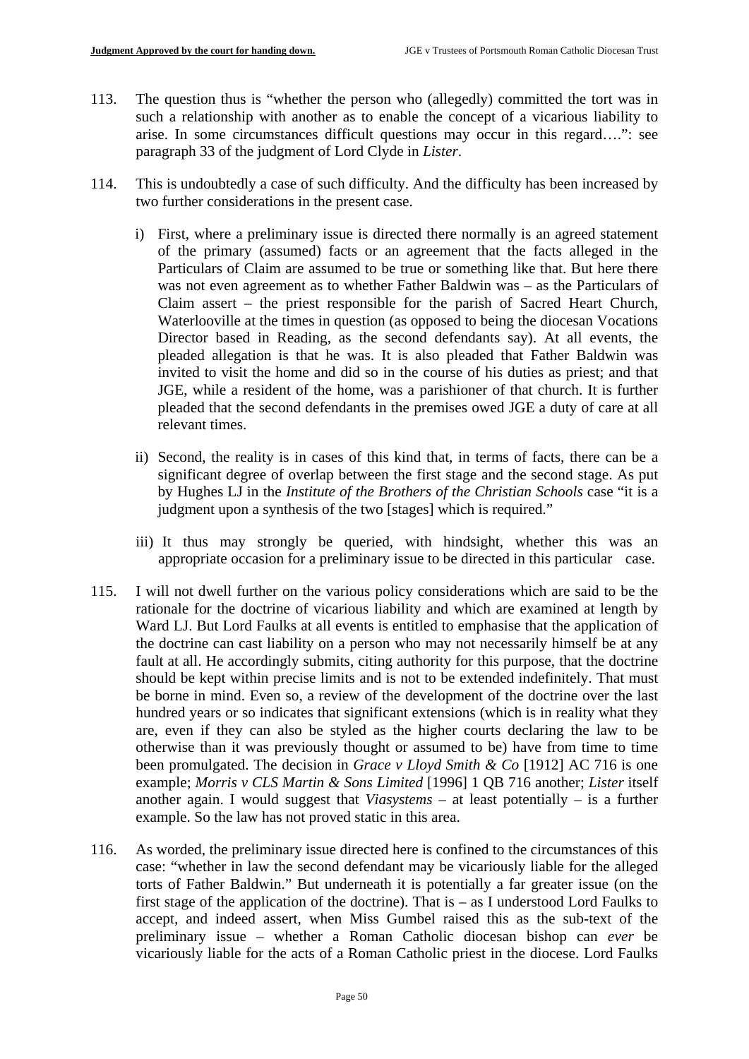113. The question thus is "whether the person who (allegedly) committed the tort was in such a relationship with another as to enable the concept of a vicarious liability to arise. In some circumstances difficult questions may occur in this regard….": see paragraph 33 of the judgment of Lord Clyde in *Lister*.

114. This is undoubtedly a case of such difficulty. And the difficulty has been increased by two further considerations in the present case.

    i) First, where a preliminary issue is directed there normally is an agreed statement of the primary (assumed) facts or an agreement that the facts alleged in the Particulars of Claim are assumed to be true or something like that. But here there was not even agreement as to whether Father Baldwin was – as the Particulars of Claim assert – the priest responsible for the parish of Sacred Heart Church, Waterlooville at the times in question (as opposed to being the diocesan Vocations Director based in Reading, as the second defendants say). At all events, the pleaded allegation is that he was. It is also pleaded that Father Baldwin was invited to visit the home and did so in the course of his duties as priest; and that JGE, while a resident of the home, was a parishioner of that church. It is further pleaded that the second defendants in the premises owed JGE a duty of care at all relevant times.

    ii) Second, the reality is in cases of this kind that, in terms of facts, there can be a significant degree of overlap between the first stage and the second stage. As put by Hughes LJ in the *Institute of the Brothers of the Christian Schools* case "it is a judgment upon a synthesis of the two [stages] which is required."

    iii) It thus may strongly be queried, with hindsight, whether this was an appropriate occasion for a preliminary issue to be directed in this particular case.

115. I will not dwell further on the various policy considerations which are said to be the rationale for the doctrine of vicarious liability and which are examined at length by Ward LJ. But Lord Faulks at all events is entitled to emphasise that the application of the doctrine can cast liability on a person who may not necessarily himself be at any fault at all. He accordingly submits, citing authority for this purpose, that the doctrine should be kept within precise limits and is not to be extended indefinitely. That must be borne in mind. Even so, a review of the development of the doctrine over the last hundred years or so indicates that significant extensions (which is in reality what they are, even if they can also be styled as the higher courts declaring the law to be otherwise than it was previously thought or assumed to be) have from time to time been promulgated. The decision in *Grace v Lloyd Smith & Co* [1912] AC 716 is one example; *Morris v CLS Martin & Sons Limited* [1996] 1 QB 716 another; *Lister* itself another again. I would suggest that *Viasystems* – at least potentially – is a further example. So the law has not proved static in this area.

116. As worded, the preliminary issue directed here is confined to the circumstances of this case: "whether in law the second defendant may be vicariously liable for the alleged torts of Father Baldwin." But underneath it is potentially a far greater issue (on the first stage of the application of the doctrine). That is – as I understood Lord Faulks to accept, and indeed assert, when Miss Gumbel raised this as the sub-text of the preliminary issue – whether a Roman Catholic diocesan bishop can *ever* be vicariously liable for the acts of a Roman Catholic priest in the diocese. Lord Faulks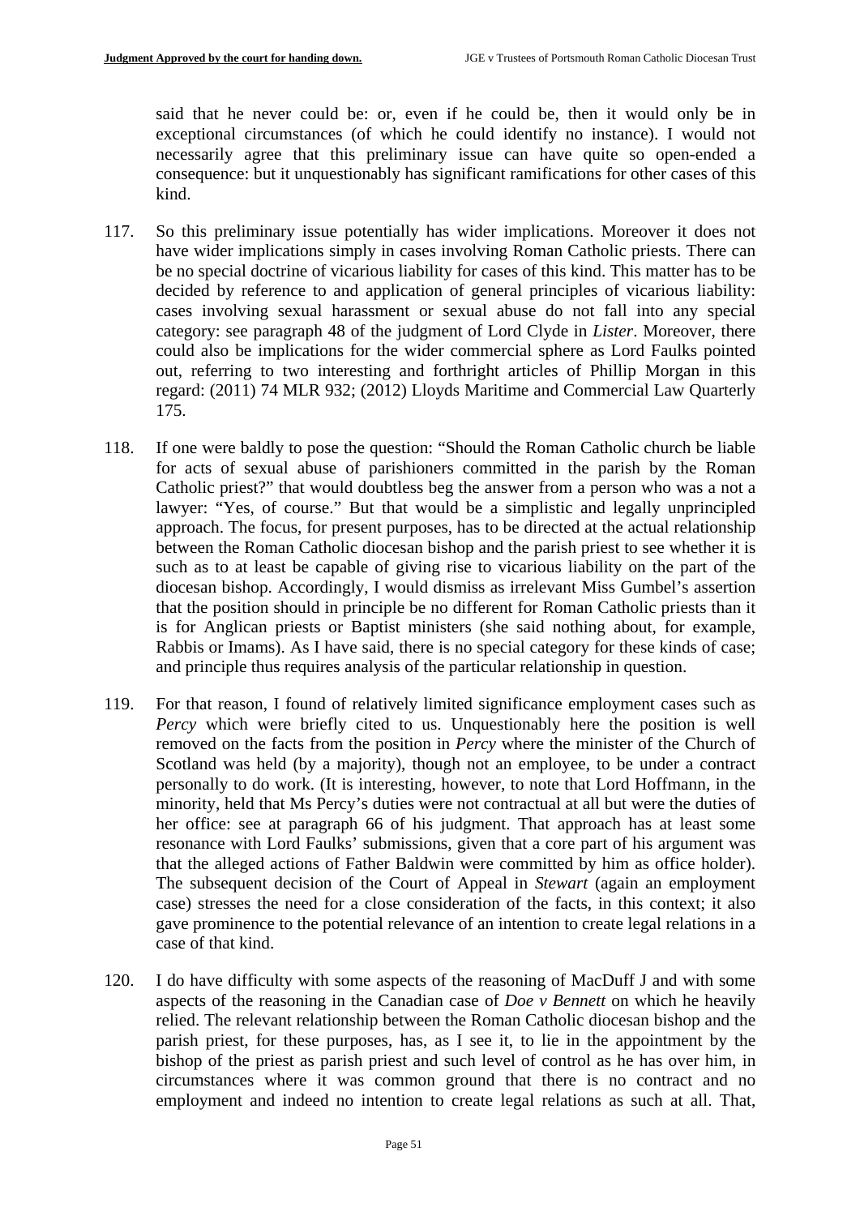said that he never could be: or, even if he could be, then it would only be in exceptional circumstances (of which he could identify no instance). I would not necessarily agree that this preliminary issue can have quite so open-ended a consequence: but it unquestionably has significant ramifications for other cases of this kind.

117. So this preliminary issue potentially has wider implications. Moreover it does not have wider implications simply in cases involving Roman Catholic priests. There can be no special doctrine of vicarious liability for cases of this kind. This matter has to be decided by reference to and application of general principles of vicarious liability: cases involving sexual harassment or sexual abuse do not fall into any special category: see paragraph 48 of the judgment of Lord Clyde in *Lister*. Moreover, there could also be implications for the wider commercial sphere as Lord Faulks pointed out, referring to two interesting and forthright articles of Phillip Morgan in this regard: (2011) 74 MLR 932; (2012) Lloyds Maritime and Commercial Law Quarterly 175.

118. If one were baldly to pose the question: "Should the Roman Catholic church be liable for acts of sexual abuse of parishioners committed in the parish by the Roman Catholic priest?" that would doubtless beg the answer from a person who was a not a lawyer: "Yes, of course." But that would be a simplistic and legally unprincipled approach. The focus, for present purposes, has to be directed at the actual relationship between the Roman Catholic diocesan bishop and the parish priest to see whether it is such as to at least be capable of giving rise to vicarious liability on the part of the diocesan bishop. Accordingly, I would dismiss as irrelevant Miss Gumbel's assertion that the position should in principle be no different for Roman Catholic priests than it is for Anglican priests or Baptist ministers (she said nothing about, for example, Rabbis or Imams). As I have said, there is no special category for these kinds of case; and principle thus requires analysis of the particular relationship in question.

119. For that reason, I found of relatively limited significance employment cases such as *Percy* which were briefly cited to us. Unquestionably here the position is well removed on the facts from the position in *Percy* where the minister of the Church of Scotland was held (by a majority), though not an employee, to be under a contract personally to do work. (It is interesting, however, to note that Lord Hoffmann, in the minority, held that Ms Percy's duties were not contractual at all but were the duties of her office: see at paragraph 66 of his judgment. That approach has at least some resonance with Lord Faulks' submissions, given that a core part of his argument was that the alleged actions of Father Baldwin were committed by him as office holder). The subsequent decision of the Court of Appeal in *Stewart* (again an employment case) stresses the need for a close consideration of the facts, in this context; it also gave prominence to the potential relevance of an intention to create legal relations in a case of that kind.

120. I do have difficulty with some aspects of the reasoning of MacDuff J and with some aspects of the reasoning in the Canadian case of *Doe v Bennett* on which he heavily relied. The relevant relationship between the Roman Catholic diocesan bishop and the parish priest, for these purposes, has, as I see it, to lie in the appointment by the bishop of the priest as parish priest and such level of control as he has over him, in circumstances where it was common ground that there is no contract and no employment and indeed no intention to create legal relations as such at all. That,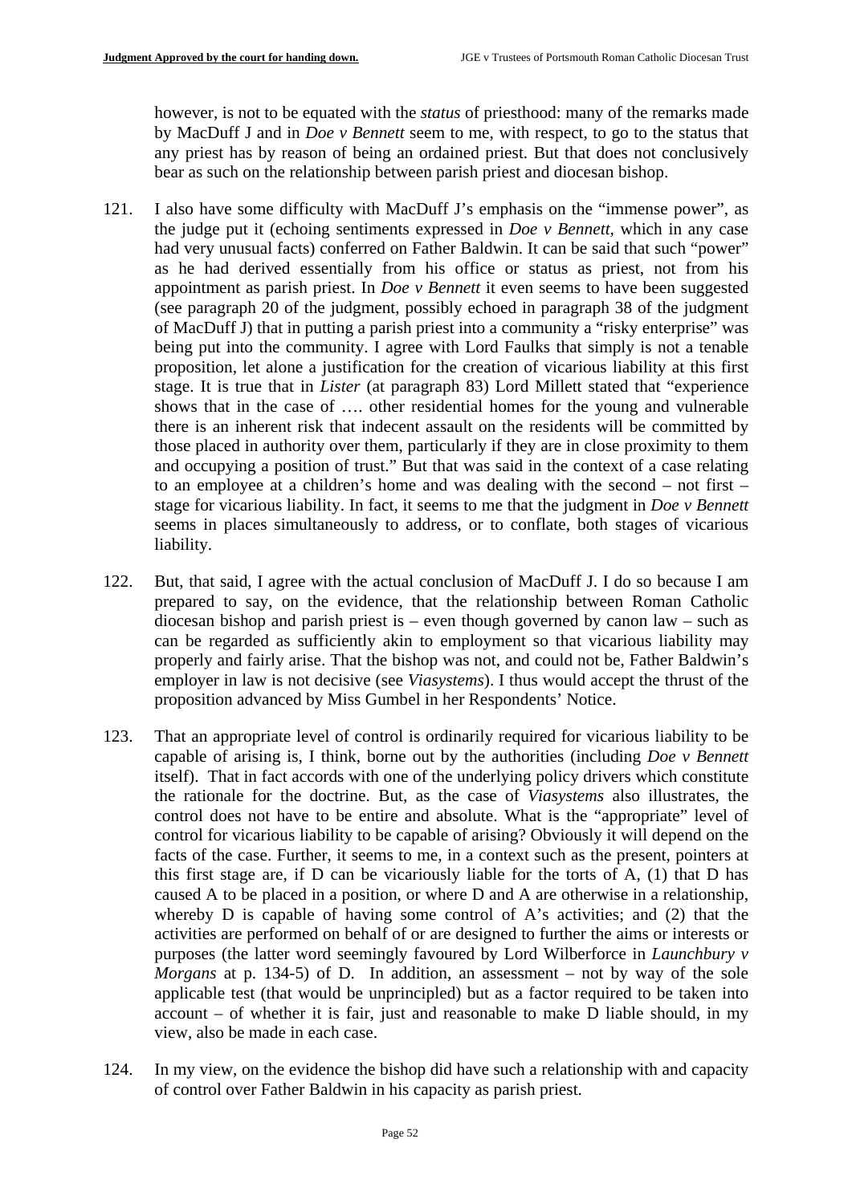however, is not to be equated with the *status* of priesthood: many of the remarks made by MacDuff J and in *Doe v Bennett* seem to me, with respect, to go to the status that any priest has by reason of being an ordained priest. But that does not conclusively bear as such on the relationship between parish priest and diocesan bishop.

121. I also have some difficulty with MacDuff J's emphasis on the "immense power", as the judge put it (echoing sentiments expressed in *Doe v Bennett*, which in any case had very unusual facts) conferred on Father Baldwin. It can be said that such "power" as he had derived essentially from his office or status as priest, not from his appointment as parish priest. In *Doe v Bennett* it even seems to have been suggested (see paragraph 20 of the judgment, possibly echoed in paragraph 38 of the judgment of MacDuff J) that in putting a parish priest into a community a "risky enterprise" was being put into the community. I agree with Lord Faulks that simply is not a tenable proposition, let alone a justification for the creation of vicarious liability at this first stage. It is true that in *Lister* (at paragraph 83) Lord Millett stated that "experience shows that in the case of …. other residential homes for the young and vulnerable there is an inherent risk that indecent assault on the residents will be committed by those placed in authority over them, particularly if they are in close proximity to them and occupying a position of trust." But that was said in the context of a case relating to an employee at a children's home and was dealing with the second – not first – stage for vicarious liability. In fact, it seems to me that the judgment in *Doe v Bennett* seems in places simultaneously to address, or to conflate, both stages of vicarious liability.

122. But, that said, I agree with the actual conclusion of MacDuff J. I do so because I am prepared to say, on the evidence, that the relationship between Roman Catholic diocesan bishop and parish priest is – even though governed by canon law – such as can be regarded as sufficiently akin to employment so that vicarious liability may properly and fairly arise. That the bishop was not, and could not be, Father Baldwin's employer in law is not decisive (see *Viasystems*). I thus would accept the thrust of the proposition advanced by Miss Gumbel in her Respondents' Notice.

123. That an appropriate level of control is ordinarily required for vicarious liability to be capable of arising is, I think, borne out by the authorities (including *Doe v Bennett* itself). That in fact accords with one of the underlying policy drivers which constitute the rationale for the doctrine. But, as the case of *Viasystems* also illustrates, the control does not have to be entire and absolute. What is the "appropriate" level of control for vicarious liability to be capable of arising? Obviously it will depend on the facts of the case. Further, it seems to me, in a context such as the present, pointers at this first stage are, if D can be vicariously liable for the torts of A, (1) that D has caused A to be placed in a position, or where D and A are otherwise in a relationship, whereby D is capable of having some control of A's activities; and (2) that the activities are performed on behalf of or are designed to further the aims or interests or purposes (the latter word seemingly favoured by Lord Wilberforce in *Launchbury v Morgans* at p. 134-5) of D. In addition, an assessment – not by way of the sole applicable test (that would be unprincipled) but as a factor required to be taken into account – of whether it is fair, just and reasonable to make D liable should, in my view, also be made in each case.

124. In my view, on the evidence the bishop did have such a relationship with and capacity of control over Father Baldwin in his capacity as parish priest.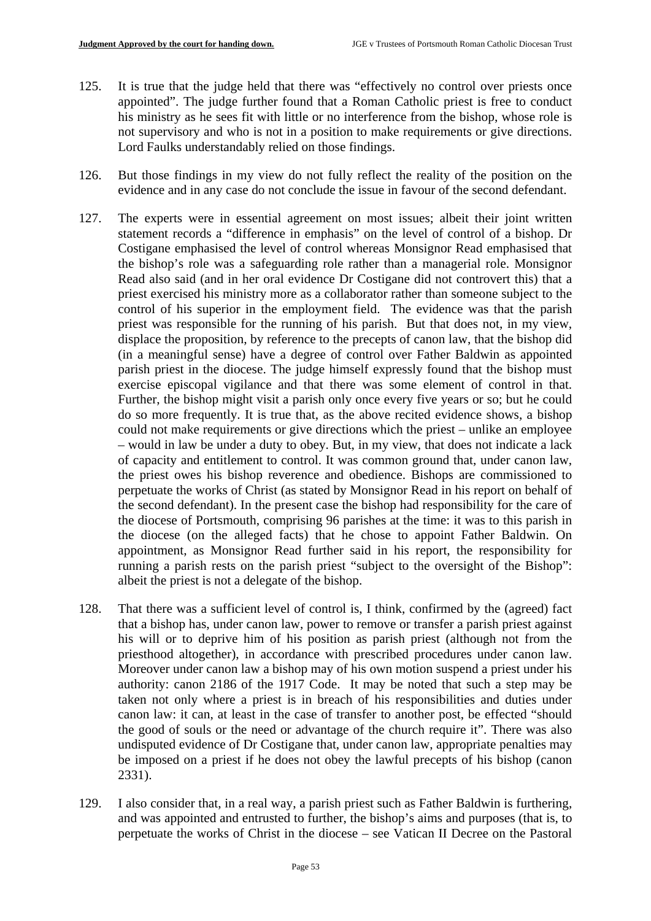125. It is true that the judge held that there was "effectively no control over priests once appointed". The judge further found that a Roman Catholic priest is free to conduct his ministry as he sees fit with little or no interference from the bishop, whose role is not supervisory and who is not in a position to make requirements or give directions. Lord Faulks understandably relied on those findings.

126. But those findings in my view do not fully reflect the reality of the position on the evidence and in any case do not conclude the issue in favour of the second defendant.

127. The experts were in essential agreement on most issues; albeit their joint written statement records a "difference in emphasis" on the level of control of a bishop. Dr Costigane emphasised the level of control whereas Monsignor Read emphasised that the bishop's role was a safeguarding role rather than a managerial role. Monsignor Read also said (and in her oral evidence Dr Costigane did not controvert this) that a priest exercised his ministry more as a collaborator rather than someone subject to the control of his superior in the employment field. The evidence was that the parish priest was responsible for the running of his parish. But that does not, in my view, displace the proposition, by reference to the precepts of canon law, that the bishop did (in a meaningful sense) have a degree of control over Father Baldwin as appointed parish priest in the diocese. The judge himself expressly found that the bishop must exercise episcopal vigilance and that there was some element of control in that. Further, the bishop might visit a parish only once every five years or so; but he could do so more frequently. It is true that, as the above recited evidence shows, a bishop could not make requirements or give directions which the priest – unlike an employee – would in law be under a duty to obey. But, in my view, that does not indicate a lack of capacity and entitlement to control. It was common ground that, under canon law, the priest owes his bishop reverence and obedience. Bishops are commissioned to perpetuate the works of Christ (as stated by Monsignor Read in his report on behalf of the second defendant). In the present case the bishop had responsibility for the care of the diocese of Portsmouth, comprising 96 parishes at the time: it was to this parish in the diocese (on the alleged facts) that he chose to appoint Father Baldwin. On appointment, as Monsignor Read further said in his report, the responsibility for running a parish rests on the parish priest "subject to the oversight of the Bishop": albeit the priest is not a delegate of the bishop.

128. That there was a sufficient level of control is, I think, confirmed by the (agreed) fact that a bishop has, under canon law, power to remove or transfer a parish priest against his will or to deprive him of his position as parish priest (although not from the priesthood altogether), in accordance with prescribed procedures under canon law. Moreover under canon law a bishop may of his own motion suspend a priest under his authority: canon 2186 of the 1917 Code. It may be noted that such a step may be taken not only where a priest is in breach of his responsibilities and duties under canon law: it can, at least in the case of transfer to another post, be effected "should the good of souls or the need or advantage of the church require it". There was also undisputed evidence of Dr Costigane that, under canon law, appropriate penalties may be imposed on a priest if he does not obey the lawful precepts of his bishop (canon 2331).

129. I also consider that, in a real way, a parish priest such as Father Baldwin is furthering, and was appointed and entrusted to further, the bishop's aims and purposes (that is, to perpetuate the works of Christ in the diocese – see Vatican II Decree on the Pastoral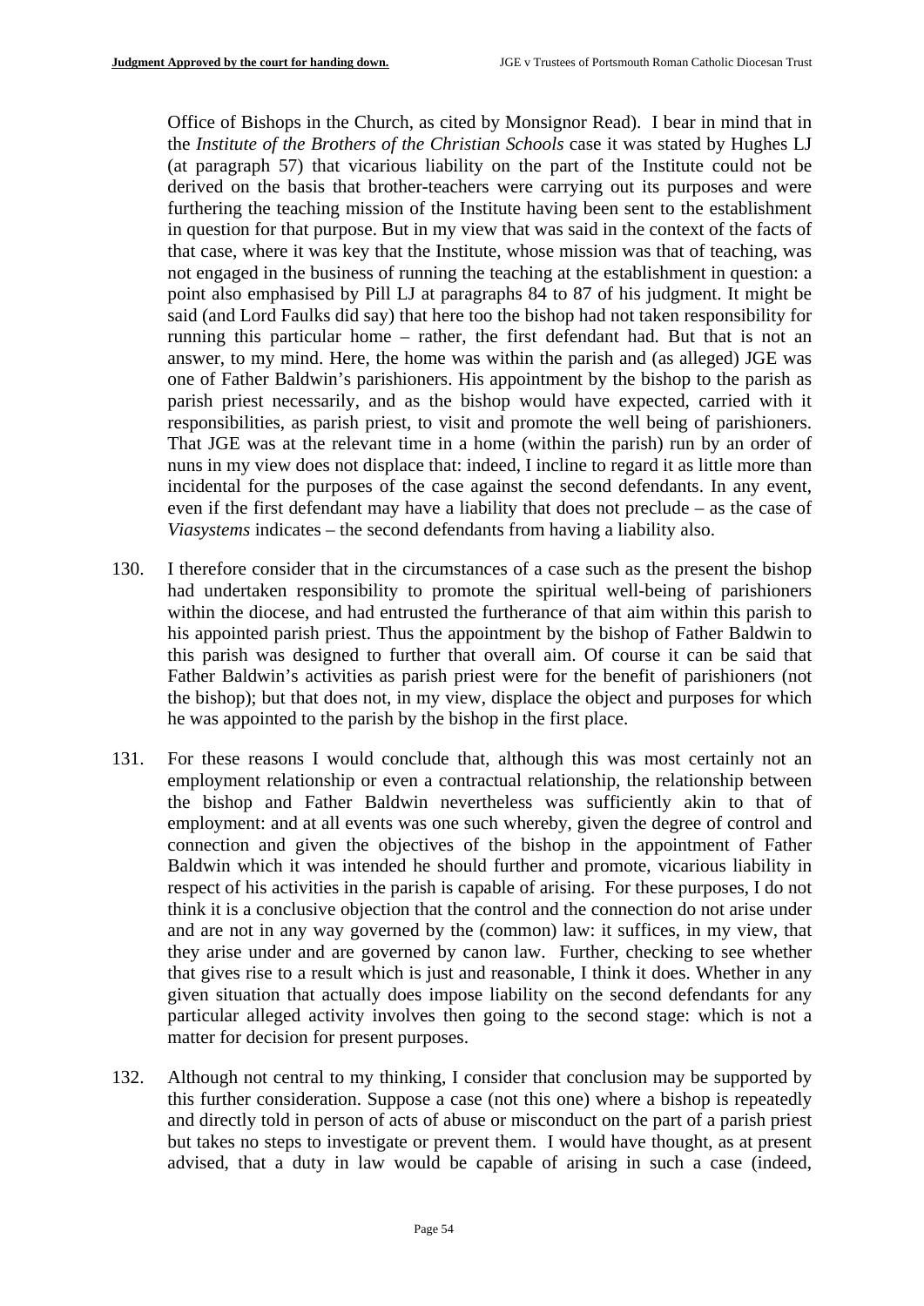Office of Bishops in the Church, as cited by Monsignor Read). I bear in mind that in the *Institute of the Brothers of the Christian Schools* case it was stated by Hughes LJ (at paragraph 57) that vicarious liability on the part of the Institute could not be derived on the basis that brother-teachers were carrying out its purposes and were furthering the teaching mission of the Institute having been sent to the establishment in question for that purpose. But in my view that was said in the context of the facts of that case, where it was key that the Institute, whose mission was that of teaching, was not engaged in the business of running the teaching at the establishment in question: a point also emphasised by Pill LJ at paragraphs 84 to 87 of his judgment. It might be said (and Lord Faulks did say) that here too the bishop had not taken responsibility for running this particular home – rather, the first defendant had. But that is not an answer, to my mind. Here, the home was within the parish and (as alleged) JGE was one of Father Baldwin's parishioners. His appointment by the bishop to the parish as parish priest necessarily, and as the bishop would have expected, carried with it responsibilities, as parish priest, to visit and promote the well being of parishioners. That JGE was at the relevant time in a home (within the parish) run by an order of nuns in my view does not displace that: indeed, I incline to regard it as little more than incidental for the purposes of the case against the second defendants. In any event, even if the first defendant may have a liability that does not preclude – as the case of *Viasystems* indicates – the second defendants from having a liability also.

130. I therefore consider that in the circumstances of a case such as the present the bishop had undertaken responsibility to promote the spiritual well-being of parishioners within the diocese, and had entrusted the furtherance of that aim within this parish to his appointed parish priest. Thus the appointment by the bishop of Father Baldwin to this parish was designed to further that overall aim. Of course it can be said that Father Baldwin's activities as parish priest were for the benefit of parishioners (not the bishop); but that does not, in my view, displace the object and purposes for which he was appointed to the parish by the bishop in the first place.

131. For these reasons I would conclude that, although this was most certainly not an employment relationship or even a contractual relationship, the relationship between the bishop and Father Baldwin nevertheless was sufficiently akin to that of employment: and at all events was one such whereby, given the degree of control and connection and given the objectives of the bishop in the appointment of Father Baldwin which it was intended he should further and promote, vicarious liability in respect of his activities in the parish is capable of arising. For these purposes, I do not think it is a conclusive objection that the control and the connection do not arise under and are not in any way governed by the (common) law: it suffices, in my view, that they arise under and are governed by canon law. Further, checking to see whether that gives rise to a result which is just and reasonable, I think it does. Whether in any given situation that actually does impose liability on the second defendants for any particular alleged activity involves then going to the second stage: which is not a matter for decision for present purposes.

132. Although not central to my thinking, I consider that conclusion may be supported by this further consideration. Suppose a case (not this one) where a bishop is repeatedly and directly told in person of acts of abuse or misconduct on the part of a parish priest but takes no steps to investigate or prevent them. I would have thought, as at present advised, that a duty in law would be capable of arising in such a case (indeed,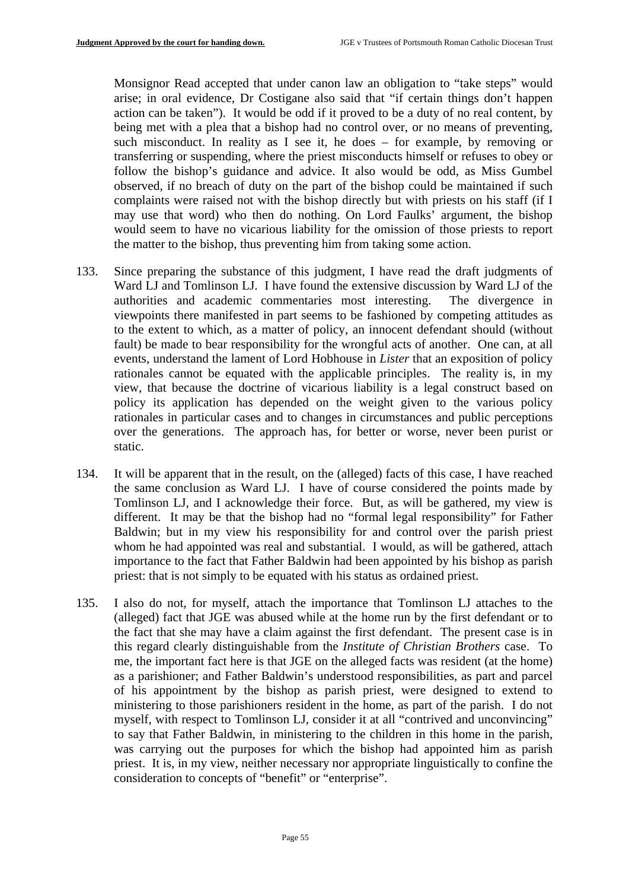Monsignor Read accepted that under canon law an obligation to "take steps" would arise; in oral evidence, Dr Costigane also said that "if certain things don't happen action can be taken"). It would be odd if it proved to be a duty of no real content, by being met with a plea that a bishop had no control over, or no means of preventing, such misconduct. In reality as I see it, he does – for example, by removing or transferring or suspending, where the priest misconducts himself or refuses to obey or follow the bishop's guidance and advice. It also would be odd, as Miss Gumbel observed, if no breach of duty on the part of the bishop could be maintained if such complaints were raised not with the bishop directly but with priests on his staff (if I may use that word) who then do nothing. On Lord Faulks' argument, the bishop would seem to have no vicarious liability for the omission of those priests to report the matter to the bishop, thus preventing him from taking some action.

133. Since preparing the substance of this judgment, I have read the draft judgments of Ward LJ and Tomlinson LJ. I have found the extensive discussion by Ward LJ of the authorities and academic commentaries most interesting. The divergence in viewpoints there manifested in part seems to be fashioned by competing attitudes as to the extent to which, as a matter of policy, an innocent defendant should (without fault) be made to bear responsibility for the wrongful acts of another. One can, at all events, understand the lament of Lord Hobhouse in *Lister* that an exposition of policy rationales cannot be equated with the applicable principles. The reality is, in my view, that because the doctrine of vicarious liability is a legal construct based on policy its application has depended on the weight given to the various policy rationales in particular cases and to changes in circumstances and public perceptions over the generations. The approach has, for better or worse, never been purist or static.

134. It will be apparent that in the result, on the (alleged) facts of this case, I have reached the same conclusion as Ward LJ. I have of course considered the points made by Tomlinson LJ, and I acknowledge their force. But, as will be gathered, my view is different. It may be that the bishop had no "formal legal responsibility" for Father Baldwin; but in my view his responsibility for and control over the parish priest whom he had appointed was real and substantial. I would, as will be gathered, attach importance to the fact that Father Baldwin had been appointed by his bishop as parish priest: that is not simply to be equated with his status as ordained priest.

135. I also do not, for myself, attach the importance that Tomlinson LJ attaches to the (alleged) fact that JGE was abused while at the home run by the first defendant or to the fact that she may have a claim against the first defendant. The present case is in this regard clearly distinguishable from the *Institute of Christian Brothers* case. To me, the important fact here is that JGE on the alleged facts was resident (at the home) as a parishioner; and Father Baldwin's understood responsibilities, as part and parcel of his appointment by the bishop as parish priest, were designed to extend to ministering to those parishioners resident in the home, as part of the parish. I do not myself, with respect to Tomlinson LJ, consider it at all "contrived and unconvincing" to say that Father Baldwin, in ministering to the children in this home in the parish, was carrying out the purposes for which the bishop had appointed him as parish priest. It is, in my view, neither necessary nor appropriate linguistically to confine the consideration to concepts of "benefit" or "enterprise".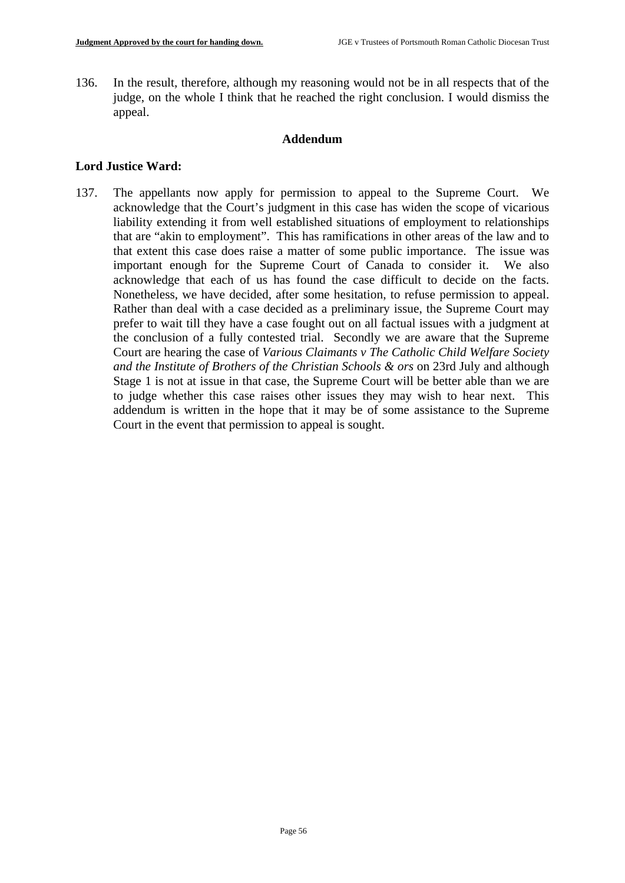136. In the result, therefore, although my reasoning would not be in all respects that of the judge, on the whole I think that he reached the right conclusion. I would dismiss the appeal.

## Addendum

**Lord Justice Ward:**

137. The appellants now apply for permission to appeal to the Supreme Court. We acknowledge that the Court's judgment in this case has widen the scope of vicarious liability extending it from well established situations of employment to relationships that are "akin to employment". This has ramifications in other areas of the law and to that extent this case does raise a matter of some public importance. The issue was important enough for the Supreme Court of Canada to consider it. We also acknowledge that each of us has found the case difficult to decide on the facts. Nonetheless, we have decided, after some hesitation, to refuse permission to appeal. Rather than deal with a case decided as a preliminary issue, the Supreme Court may prefer to wait till they have a case fought out on all factual issues with a judgment at the conclusion of a fully contested trial. Secondly we are aware that the Supreme Court are hearing the case of *Various Claimants v The Catholic Child Welfare Society and the Institute of Brothers of the Christian Schools & ors* on 23rd July and although Stage 1 is not at issue in that case, the Supreme Court will be better able than we are to judge whether this case raises other issues they may wish to hear next. This addendum is written in the hope that it may be of some assistance to the Supreme Court in the event that permission to appeal is sought.